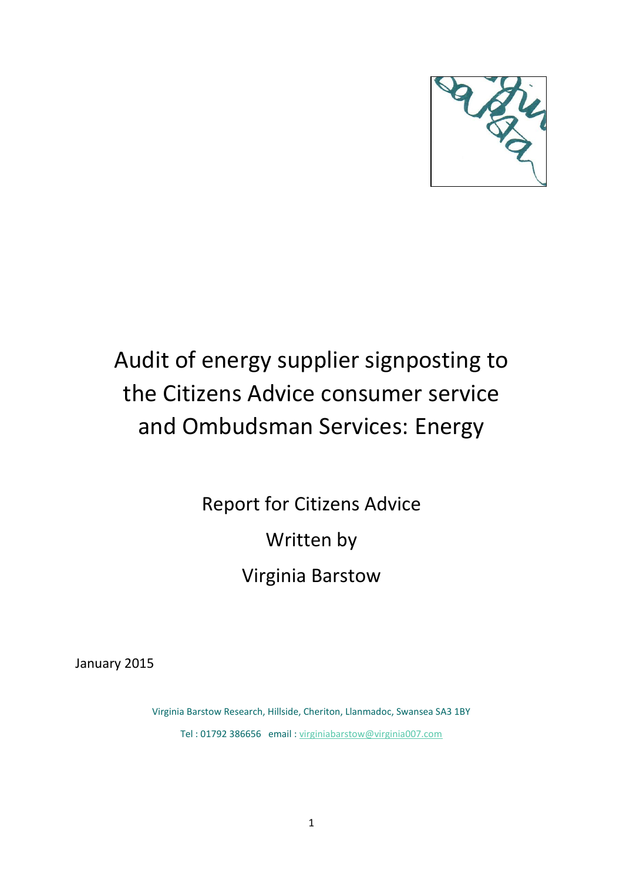# Audit of energy supplier signposting to the Citizens Advice consumer service and Ombudsman Services: Energy

Report for Citizens Advice

Written by

Virginia Barstow

January 2015

Virginia Barstow Research, Hillside, Cheriton, Llanmadoc, Swansea SA3 1BY

Tel : 01792 386656 email : virginiabarstow@virginia007.com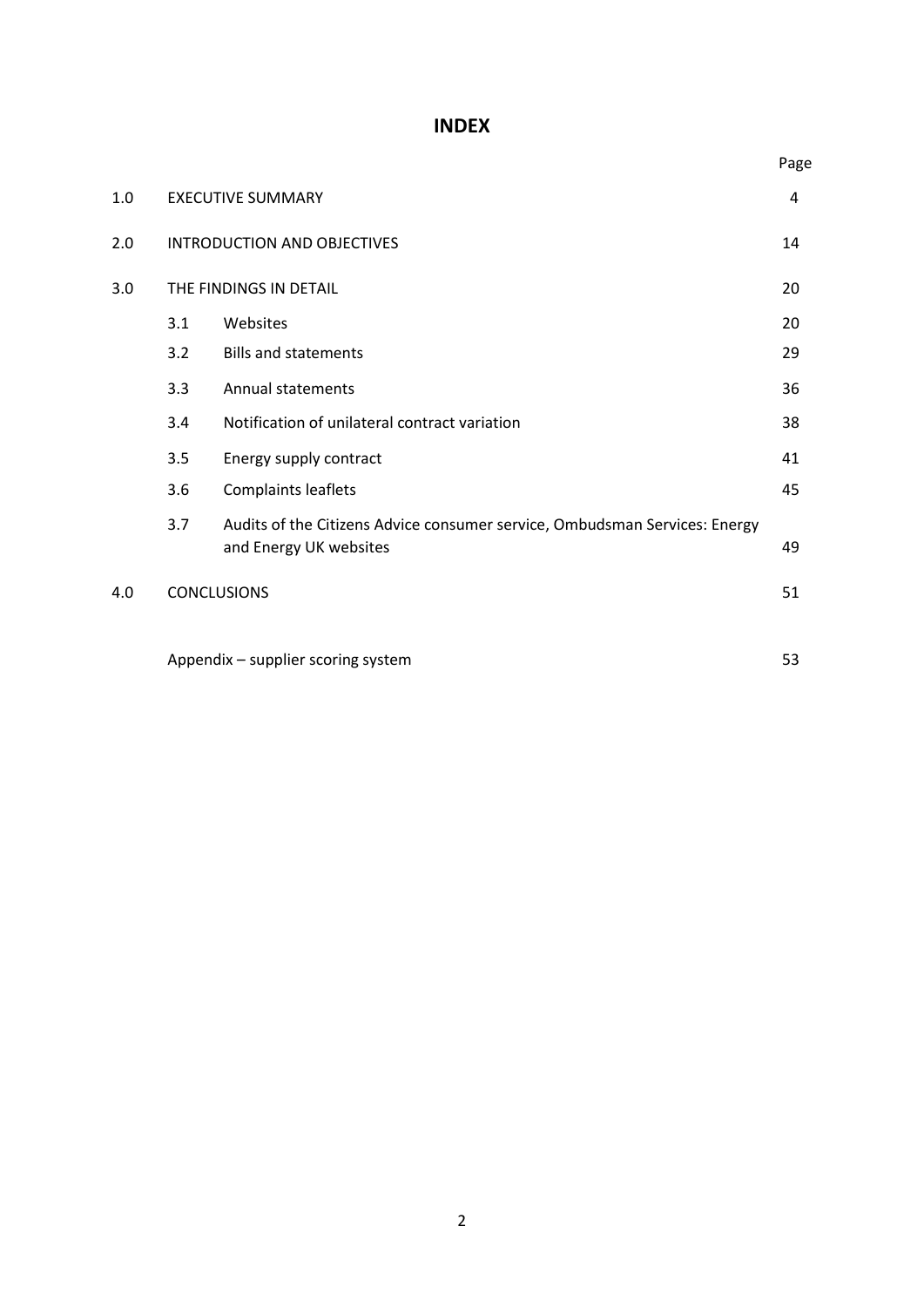# INDEX

| | | | Page |
|---|---|---|---|
| 1.0 | EXECUTIVE SUMMARY | | 4 |
| 2.0 | INTRODUCTION AND OBJECTIVES | | 14 |
| 3.0 | THE FINDINGS IN DETAIL | | 20 |
| | 3.1 | Websites | 20 |
| | 3.2 | Bills and statements | 29 |
| | 3.3 | Annual statements | 36 |
| | 3.4 | Notification of unilateral contract variation | 38 |
| | 3.5 | Energy supply contract | 41 |
| | 3.6 | Complaints leaflets | 45 |
| | 3.7 | Audits of the Citizens Advice consumer service, Ombudsman Services: Energy and Energy UK websites | 49 |
| 4.0 | CONCLUSIONS | | 51 |
| | Appendix – supplier scoring system | | 53 |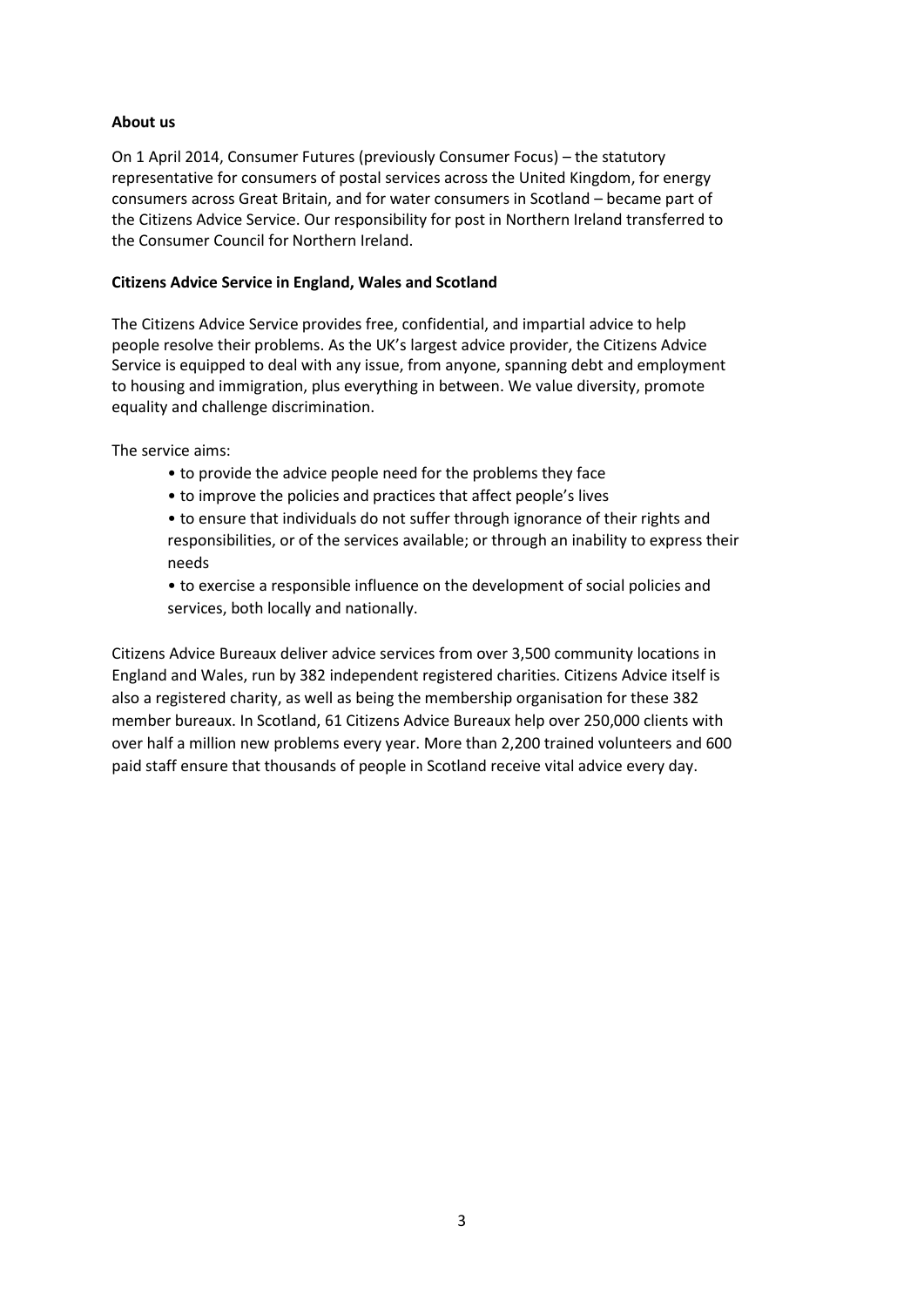**About us**

On 1 April 2014, Consumer Futures (previously Consumer Focus) – the statutory representative for consumers of postal services across the United Kingdom, for energy consumers across Great Britain, and for water consumers in Scotland – became part of the Citizens Advice Service. Our responsibility for post in Northern Ireland transferred to the Consumer Council for Northern Ireland.

**Citizens Advice Service in England, Wales and Scotland**

The Citizens Advice Service provides free, confidential, and impartial advice to help people resolve their problems. As the UK's largest advice provider, the Citizens Advice Service is equipped to deal with any issue, from anyone, spanning debt and employment to housing and immigration, plus everything in between. We value diversity, promote equality and challenge discrimination.

The service aims:

- to provide the advice people need for the problems they face
- to improve the policies and practices that affect people's lives
- to ensure that individuals do not suffer through ignorance of their rights and responsibilities, or of the services available; or through an inability to express their needs
- to exercise a responsible influence on the development of social policies and services, both locally and nationally.

Citizens Advice Bureaux deliver advice services from over 3,500 community locations in England and Wales, run by 382 independent registered charities. Citizens Advice itself is also a registered charity, as well as being the membership organisation for these 382 member bureaux. In Scotland, 61 Citizens Advice Bureaux help over 250,000 clients with over half a million new problems every year. More than 2,200 trained volunteers and 600 paid staff ensure that thousands of people in Scotland receive vital advice every day.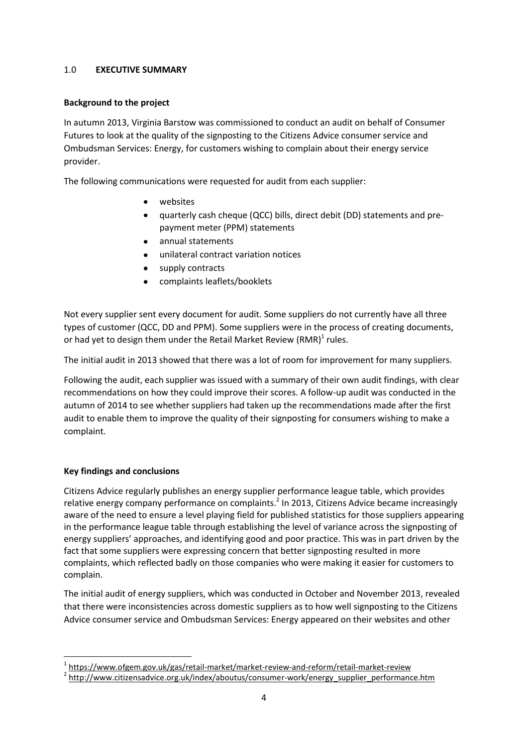## 1.0 EXECUTIVE SUMMARY

### Background to the project

In autumn 2013, Virginia Barstow was commissioned to conduct an audit on behalf of Consumer Futures to look at the quality of the signposting to the Citizens Advice consumer service and Ombudsman Services: Energy, for customers wishing to complain about their energy service provider.

The following communications were requested for audit from each supplier:

- websites
- quarterly cash cheque (QCC) bills, direct debit (DD) statements and pre-payment meter (PPM) statements
- annual statements
- unilateral contract variation notices
- supply contracts
- complaints leaflets/booklets

Not every supplier sent every document for audit. Some suppliers do not currently have all three types of customer (QCC, DD and PPM). Some suppliers were in the process of creating documents, or had yet to design them under the Retail Market Review (RMR)[1] rules.

The initial audit in 2013 showed that there was a lot of room for improvement for many suppliers.

Following the audit, each supplier was issued with a summary of their own audit findings, with clear recommendations on how they could improve their scores. A follow-up audit was conducted in the autumn of 2014 to see whether suppliers had taken up the recommendations made after the first audit to enable them to improve the quality of their signposting for consumers wishing to make a complaint.

### Key findings and conclusions

Citizens Advice regularly publishes an energy supplier performance league table, which provides relative energy company performance on complaints.[2] In 2013, Citizens Advice became increasingly aware of the need to ensure a level playing field for published statistics for those suppliers appearing in the performance league table through establishing the level of variance across the signposting of energy suppliers' approaches, and identifying good and poor practice. This was in part driven by the fact that some suppliers were expressing concern that better signposting resulted in more complaints, which reflected badly on those companies who were making it easier for customers to complain.

The initial audit of energy suppliers, which was conducted in October and November 2013, revealed that there were inconsistencies across domestic suppliers as to how well signposting to the Citizens Advice consumer service and Ombudsman Services: Energy appeared on their websites and other

[1] https://www.ofgem.gov.uk/gas/retail-market/market-review-and-reform/retail-market-review

[2] http://www.citizensadvice.org.uk/index/aboutus/consumer-work/energy_supplier_performance.htm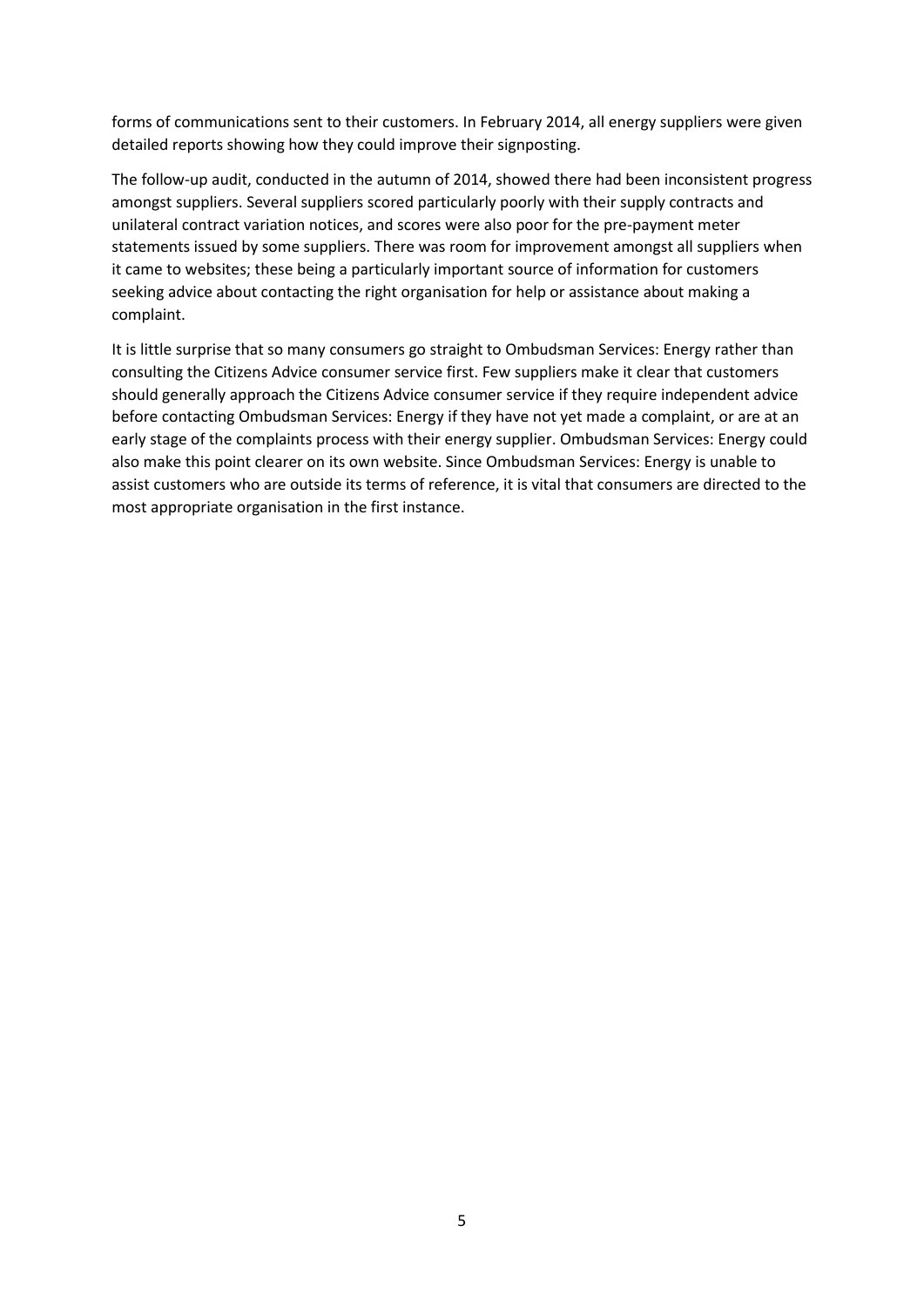forms of communications sent to their customers. In February 2014, all energy suppliers were given detailed reports showing how they could improve their signposting.

The follow-up audit, conducted in the autumn of 2014, showed there had been inconsistent progress amongst suppliers. Several suppliers scored particularly poorly with their supply contracts and unilateral contract variation notices, and scores were also poor for the pre-payment meter statements issued by some suppliers. There was room for improvement amongst all suppliers when it came to websites; these being a particularly important source of information for customers seeking advice about contacting the right organisation for help or assistance about making a complaint.

It is little surprise that so many consumers go straight to Ombudsman Services: Energy rather than consulting the Citizens Advice consumer service first. Few suppliers make it clear that customers should generally approach the Citizens Advice consumer service if they require independent advice before contacting Ombudsman Services: Energy if they have not yet made a complaint, or are at an early stage of the complaints process with their energy supplier. Ombudsman Services: Energy could also make this point clearer on its own website. Since Ombudsman Services: Energy is unable to assist customers who are outside its terms of reference, it is vital that consumers are directed to the most appropriate organisation in the first instance.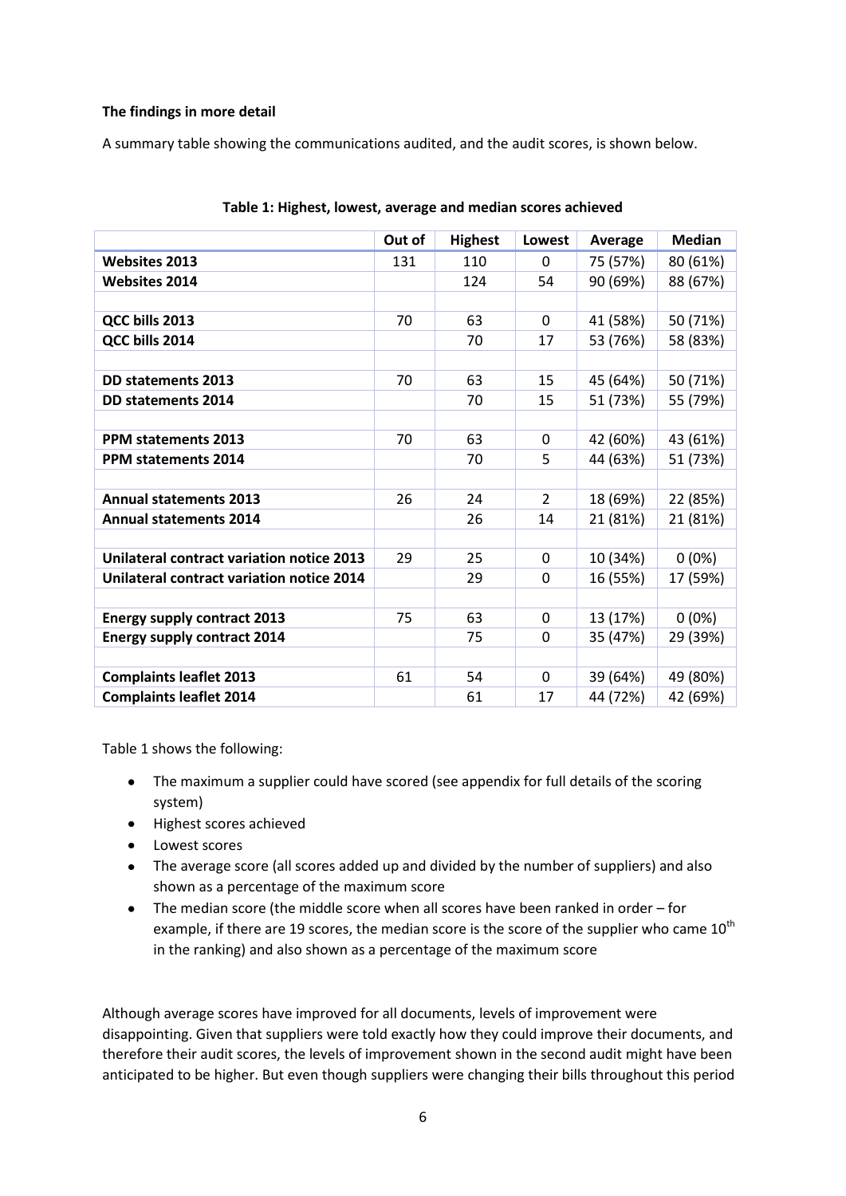**The findings in more detail**

A summary table showing the communications audited, and the audit scores, is shown below.

**Table 1: Highest, lowest, average and median scores achieved**

| | Out of | Highest | Lowest | Average | Median |
|---|---|---|---|---|---|
| **Websites 2013** | 131 | 110 | 0 | 75 (57%) | 80 (61%) |
| **Websites 2014** | | 124 | 54 | 90 (69%) | 88 (67%) |
| | | | | | |
| **QCC bills 2013** | 70 | 63 | 0 | 41 (58%) | 50 (71%) |
| **QCC bills 2014** | | 70 | 17 | 53 (76%) | 58 (83%) |
| | | | | | |
| **DD statements 2013** | 70 | 63 | 15 | 45 (64%) | 50 (71%) |
| **DD statements 2014** | | 70 | 15 | 51 (73%) | 55 (79%) |
| | | | | | |
| **PPM statements 2013** | 70 | 63 | 0 | 42 (60%) | 43 (61%) |
| **PPM statements 2014** | | 70 | 5 | 44 (63%) | 51 (73%) |
| | | | | | |
| **Annual statements 2013** | 26 | 24 | 2 | 18 (69%) | 22 (85%) |
| **Annual statements 2014** | | 26 | 14 | 21 (81%) | 21 (81%) |
| | | | | | |
| **Unilateral contract variation notice 2013** | 29 | 25 | 0 | 10 (34%) | 0 (0%) |
| **Unilateral contract variation notice 2014** | | 29 | 0 | 16 (55%) | 17 (59%) |
| | | | | | |
| **Energy supply contract 2013** | 75 | 63 | 0 | 13 (17%) | 0 (0%) |
| **Energy supply contract 2014** | | 75 | 0 | 35 (47%) | 29 (39%) |
| | | | | | |
| **Complaints leaflet 2013** | 61 | 54 | 0 | 39 (64%) | 49 (80%) |
| **Complaints leaflet 2014** | | 61 | 17 | 44 (72%) | 42 (69%) |

Table 1 shows the following:

- The maximum a supplier could have scored (see appendix for full details of the scoring system)
- Highest scores achieved
- Lowest scores
- The average score (all scores added up and divided by the number of suppliers) and also shown as a percentage of the maximum score
- The median score (the middle score when all scores have been ranked in order – for example, if there are 19 scores, the median score is the score of the supplier who came 10th in the ranking) and also shown as a percentage of the maximum score

Although average scores have improved for all documents, levels of improvement were disappointing. Given that suppliers were told exactly how they could improve their documents, and therefore their audit scores, the levels of improvement shown in the second audit might have been anticipated to be higher. But even though suppliers were changing their bills throughout this period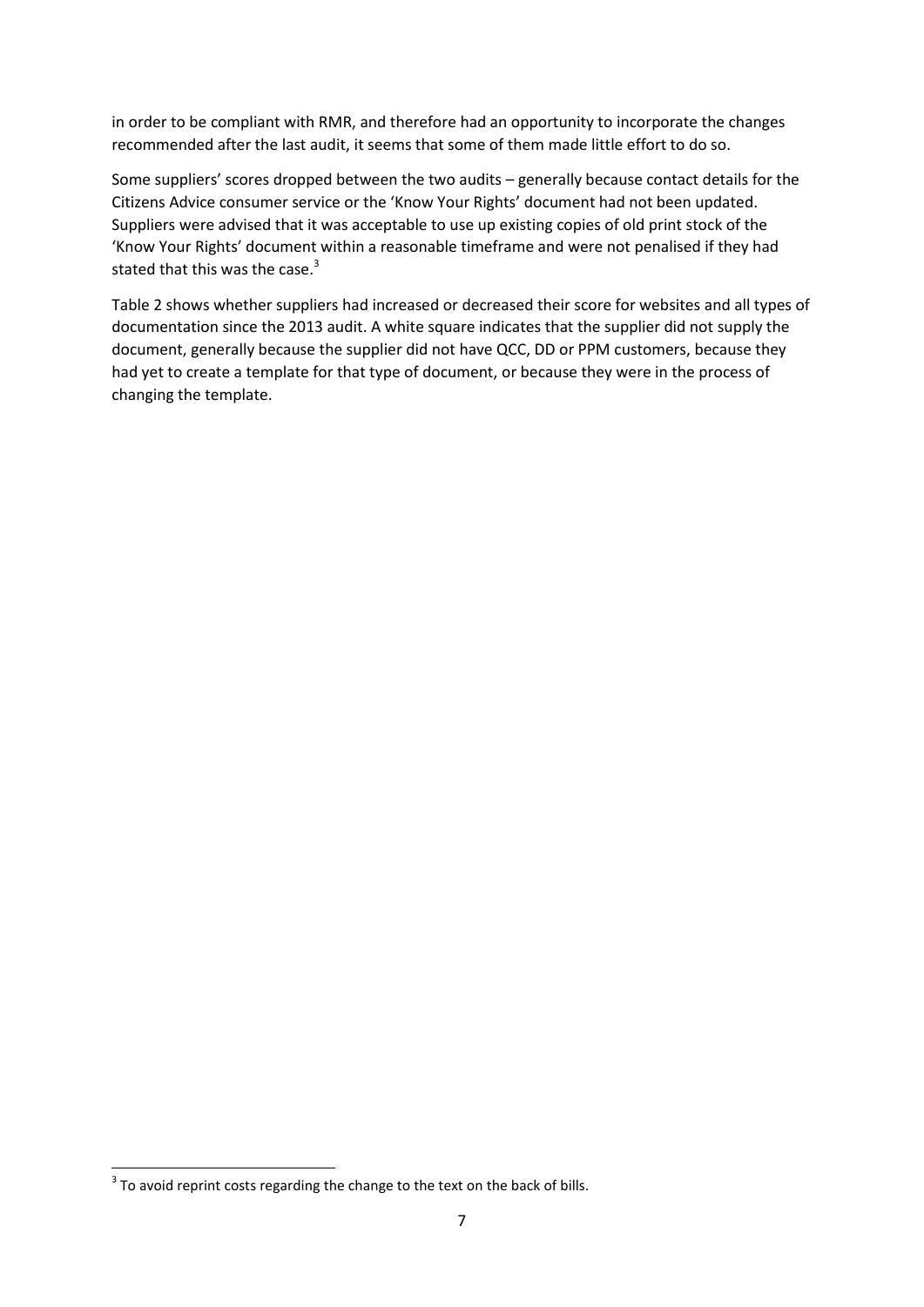in order to be compliant with RMR, and therefore had an opportunity to incorporate the changes recommended after the last audit, it seems that some of them made little effort to do so.

Some suppliers' scores dropped between the two audits – generally because contact details for the Citizens Advice consumer service or the 'Know Your Rights' document had not been updated. Suppliers were advised that it was acceptable to use up existing copies of old print stock of the 'Know Your Rights' document within a reasonable timeframe and were not penalised if they had stated that this was the case.[3]

Table 2 shows whether suppliers had increased or decreased their score for websites and all types of documentation since the 2013 audit. A white square indicates that the supplier did not supply the document, generally because the supplier did not have QCC, DD or PPM customers, because they had yet to create a template for that type of document, or because they were in the process of changing the template.

[3] To avoid reprint costs regarding the change to the text on the back of bills.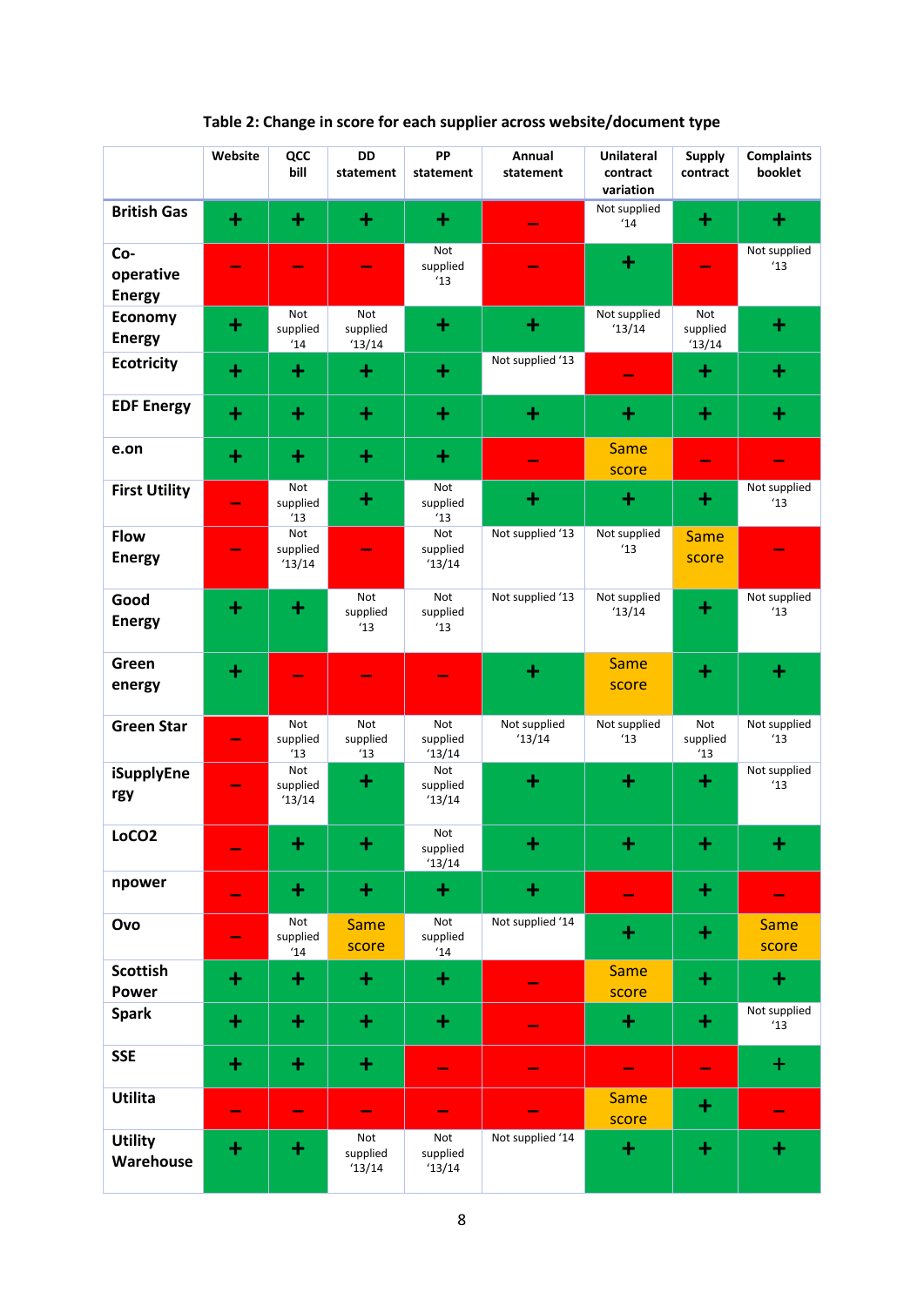**Table 2: Change in score for each supplier across website/document type**

| | Website | QCC bill | DD statement | PP statement | Annual statement | Unilateral contract variation | Supply contract | Complaints booklet |
|---|---|---|---|---|---|---|---|---|
| British Gas | + | + | + | + | – | Not supplied '14 | + | + |
| Co-operative Energy | – | – | – | Not supplied '13 | – | + | – | Not supplied '13 |
| Economy Energy | + | Not supplied '14 | Not supplied '13/14 | + | + | Not supplied '13/14 | Not supplied '13/14 | + |
| Ecotricity | + | + | + | + | Not supplied '13 | – | + | + |
| EDF Energy | + | + | + | + | + | + | + | + |
| e.on | + | + | + | + | – | Same score | – | – |
| First Utility | – | Not supplied '13 | + | Not supplied '13 | + | + | + | Not supplied '13 |
| Flow Energy | – | Not supplied '13/14 | – | Not supplied '13/14 | Not supplied '13 | Not supplied '13 | Same score | – |
| Good Energy | + | + | Not supplied '13 | Not supplied '13 | Not supplied '13 | Not supplied '13/14 | + | Not supplied '13 |
| Green energy | + | – | – | – | + | Same score | + | + |
| Green Star | – | Not supplied '13 | Not supplied '13 | Not supplied '13/14 | Not supplied '13/14 | Not supplied '13 | Not supplied '13 | Not supplied '13 |
| iSupplyEnergy | – | Not supplied '13/14 | + | Not supplied '13/14 | + | + | + | Not supplied '13 |
| LoCO2 | – | + | + | Not supplied '13/14 | + | + | + | + |
| npower | – | + | + | + | + | – | + | – |
| Ovo | – | Not supplied '14 | Same score | Not supplied '14 | Not supplied '14 | + | + | Same score |
| Scottish Power | + | + | + | + | – | Same score | + | + |
| Spark | + | + | + | + | – | + | + | Not supplied '13 |
| SSE | + | + | + | – | – | – | – | + |
| Utilita | – | – | – | – | – | Same score | + | – |
| Utility Warehouse | + | + | Not supplied '13/14 | Not supplied '13/14 | Not supplied '14 | + | + | + |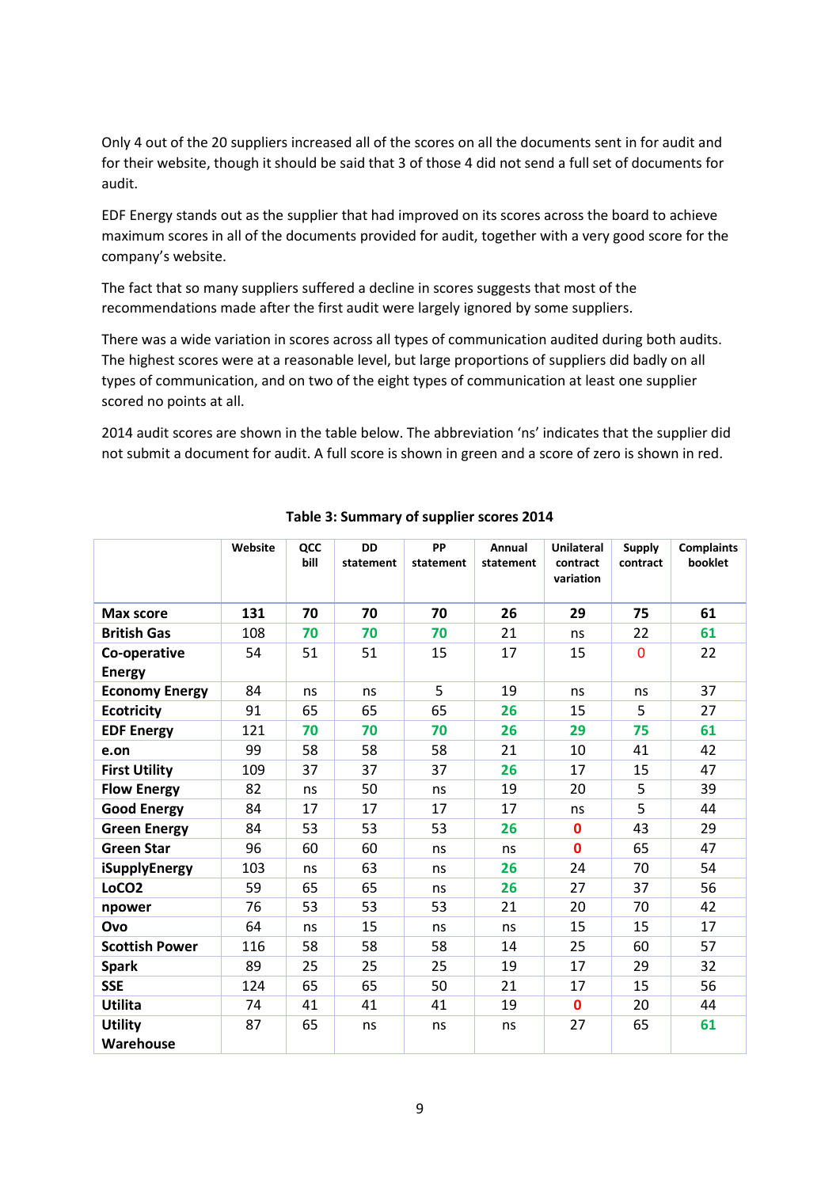Only 4 out of the 20 suppliers increased all of the scores on all the documents sent in for audit and for their website, though it should be said that 3 of those 4 did not send a full set of documents for audit.

EDF Energy stands out as the supplier that had improved on its scores across the board to achieve maximum scores in all of the documents provided for audit, together with a very good score for the company's website.

The fact that so many suppliers suffered a decline in scores suggests that most of the recommendations made after the first audit were largely ignored by some suppliers.

There was a wide variation in scores across all types of communication audited during both audits. The highest scores were at a reasonable level, but large proportions of suppliers did badly on all types of communication, and on two of the eight types of communication at least one supplier scored no points at all.

2014 audit scores are shown in the table below. The abbreviation 'ns' indicates that the supplier did not submit a document for audit. A full score is shown in green and a score of zero is shown in red.

**Table 3: Summary of supplier scores 2014**

| | Website | QCC bill | DD statement | PP statement | Annual statement | Unilateral contract variation | Supply contract | Complaints booklet |
|---|---|---|---|---|---|---|---|---|
| **Max score** | **131** | **70** | **70** | **70** | **26** | **29** | **75** | **61** |
| **British Gas** | 108 | 70 | 70 | 70 | 21 | ns | 22 | 61 |
| **Co-operative Energy** | 54 | 51 | 51 | 15 | 17 | 15 | 0 | 22 |
| **Economy Energy** | 84 | ns | ns | 5 | 19 | ns | ns | 37 |
| **Ecotricity** | 91 | 65 | 65 | 65 | 26 | 15 | 5 | 27 |
| **EDF Energy** | 121 | 70 | 70 | 70 | 26 | 29 | 75 | 61 |
| **e.on** | 99 | 58 | 58 | 58 | 21 | 10 | 41 | 42 |
| **First Utility** | 109 | 37 | 37 | 37 | 26 | 17 | 15 | 47 |
| **Flow Energy** | 82 | ns | 50 | ns | 19 | 20 | 5 | 39 |
| **Good Energy** | 84 | 17 | 17 | 17 | 17 | ns | 5 | 44 |
| **Green Energy** | 84 | 53 | 53 | 53 | 26 | 0 | 43 | 29 |
| **Green Star** | 96 | 60 | 60 | ns | ns | 0 | 65 | 47 |
| **iSupplyEnergy** | 103 | ns | 63 | ns | 26 | 24 | 70 | 54 |
| **LoCO2** | 59 | 65 | 65 | ns | 26 | 27 | 37 | 56 |
| **npower** | 76 | 53 | 53 | 53 | 21 | 20 | 70 | 42 |
| **Ovo** | 64 | ns | 15 | ns | ns | 15 | 15 | 17 |
| **Scottish Power** | 116 | 58 | 58 | 58 | 14 | 25 | 60 | 57 |
| **Spark** | 89 | 25 | 25 | 25 | 19 | 17 | 29 | 32 |
| **SSE** | 124 | 65 | 65 | 50 | 21 | 17 | 15 | 56 |
| **Utilita** | 74 | 41 | 41 | 41 | 19 | 0 | 20 | 44 |
| **Utility Warehouse** | 87 | 65 | ns | ns | ns | 27 | 65 | 61 |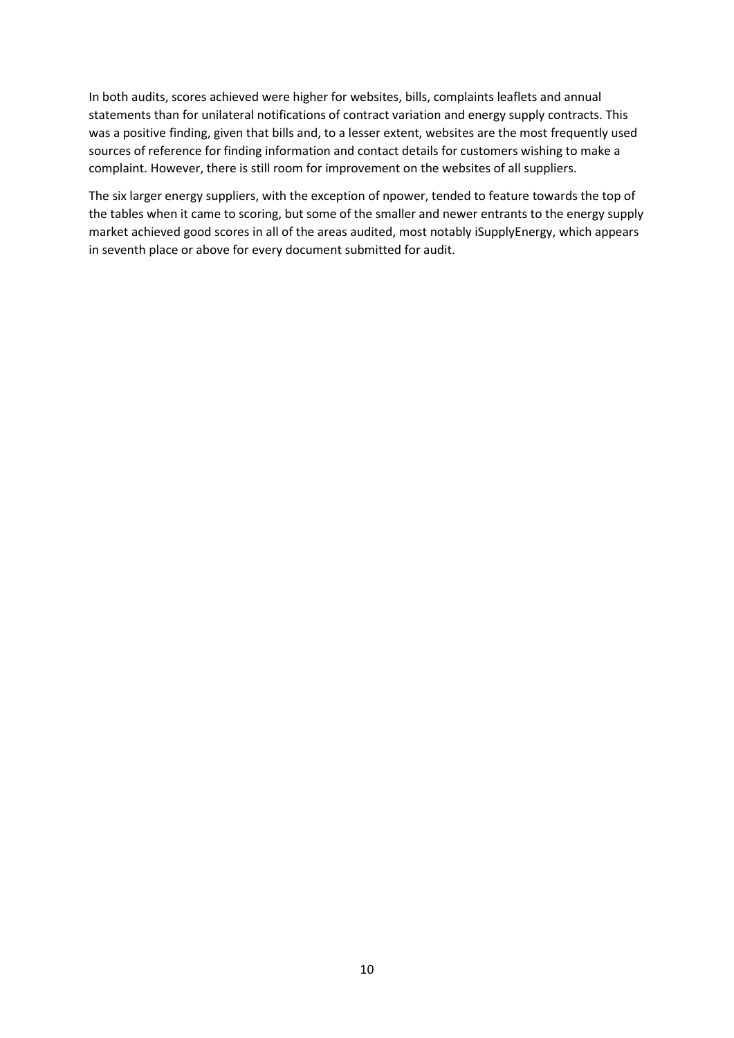In both audits, scores achieved were higher for websites, bills, complaints leaflets and annual statements than for unilateral notifications of contract variation and energy supply contracts. This was a positive finding, given that bills and, to a lesser extent, websites are the most frequently used sources of reference for finding information and contact details for customers wishing to make a complaint. However, there is still room for improvement on the websites of all suppliers.

The six larger energy suppliers, with the exception of npower, tended to feature towards the top of the tables when it came to scoring, but some of the smaller and newer entrants to the energy supply market achieved good scores in all of the areas audited, most notably iSupplyEnergy, which appears in seventh place or above for every document submitted for audit.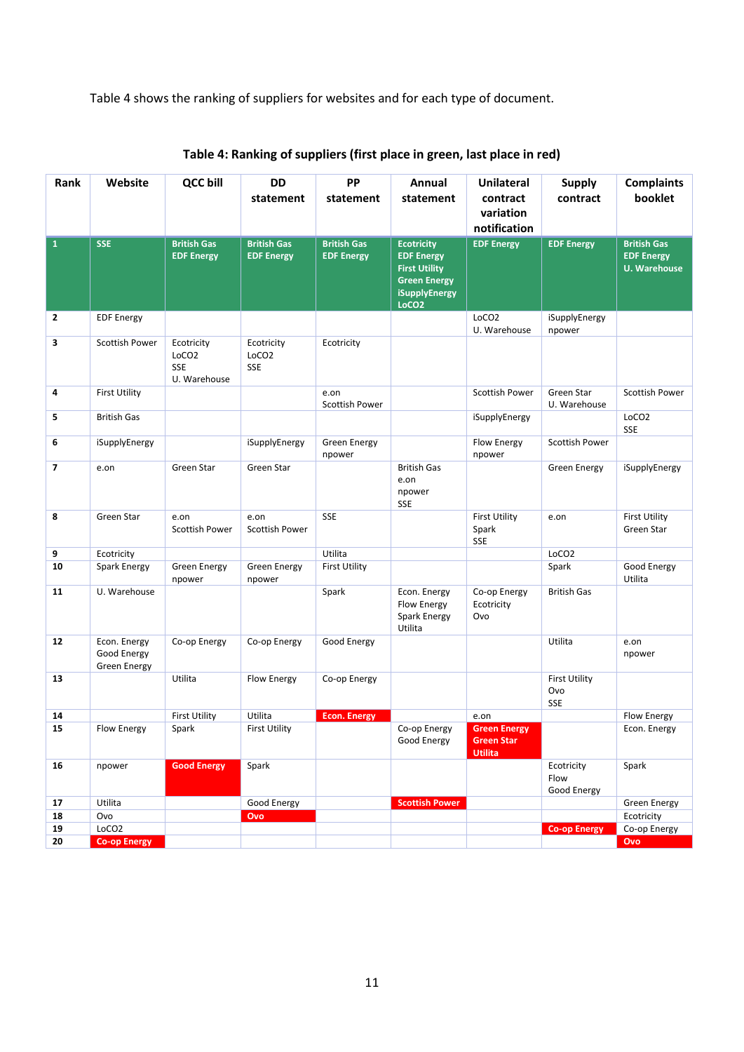Table 4 shows the ranking of suppliers for websites and for each type of document.

**Table 4: Ranking of suppliers (first place in green, last place in red)**

| Rank | Website | QCC bill | DD statement | PP statement | Annual statement | Unilateral contract variation notification | Supply contract | Complaints booklet |
|---|---|---|---|---|---|---|---|---|
| 1 | SSE | British Gas<br>EDF Energy | British Gas<br>EDF Energy | British Gas<br>EDF Energy | Ecotricity<br>EDF Energy<br>First Utility<br>Green Energy<br>iSupplyEnergy<br>LoCO2 | EDF Energy | EDF Energy | British Gas<br>EDF Energy<br>U. Warehouse |
| 2 | EDF Energy | | | | | LoCO2<br>U. Warehouse | iSupplyEnergy<br>npower | |
| 3 | Scottish Power | Ecotricity<br>LoCO2<br>SSE<br>U. Warehouse | Ecotricity<br>LoCO2<br>SSE | Ecotricity | | | | |
| 4 | First Utility | | | e.on<br>Scottish Power | | Scottish Power | Green Star<br>U. Warehouse | Scottish Power |
| 5 | British Gas | | | | | iSupplyEnergy | | LoCO2<br>SSE |
| 6 | iSupplyEnergy | | iSupplyEnergy | Green Energy<br>npower | | Flow Energy<br>npower | Scottish Power | |
| 7 | e.on | Green Star | Green Star | | British Gas<br>e.on<br>npower<br>SSE | | Green Energy | iSupplyEnergy |
| 8 | Green Star | e.on<br>Scottish Power | e.on<br>Scottish Power | SSE | | First Utility<br>Spark<br>SSE | e.on | First Utility<br>Green Star |
| 9 | Ecotricity | | | Utilita | | | LoCO2 | |
| 10 | Spark Energy | Green Energy<br>npower | Green Energy<br>npower | First Utility | | | Spark | Good Energy<br>Utilita |
| 11 | U. Warehouse | | | Spark | Econ. Energy<br>Flow Energy<br>Spark Energy<br>Utilita | Co-op Energy<br>Ecotricity<br>Ovo | British Gas | |
| 12 | Econ. Energy<br>Good Energy<br>Green Energy | Co-op Energy | Co-op Energy | Good Energy | | | Utilita | e.on<br>npower |
| 13 | | Utilita | Flow Energy | Co-op Energy | | | First Utility<br>Ovo<br>SSE | |
| 14 | | First Utility | Utilita | Econ. Energy | | e.on | | Flow Energy |
| 15 | Flow Energy | Spark | First Utility | | Co-op Energy<br>Good Energy | Green Energy<br>Green Star<br>Utilita | | Econ. Energy |
| 16 | npower | Good Energy | Spark | | | | Ecotricity<br>Flow<br>Good Energy | Spark |
| 17 | Utilita | | Good Energy | | Scottish Power | | | Green Energy |
| 18 | Ovo | | Ovo | | | | | Ecotricity |
| 19 | LoCO2 | | | | | | Co-op Energy | Co-op Energy |
| 20 | Co-op Energy | | | | | | | Ovo |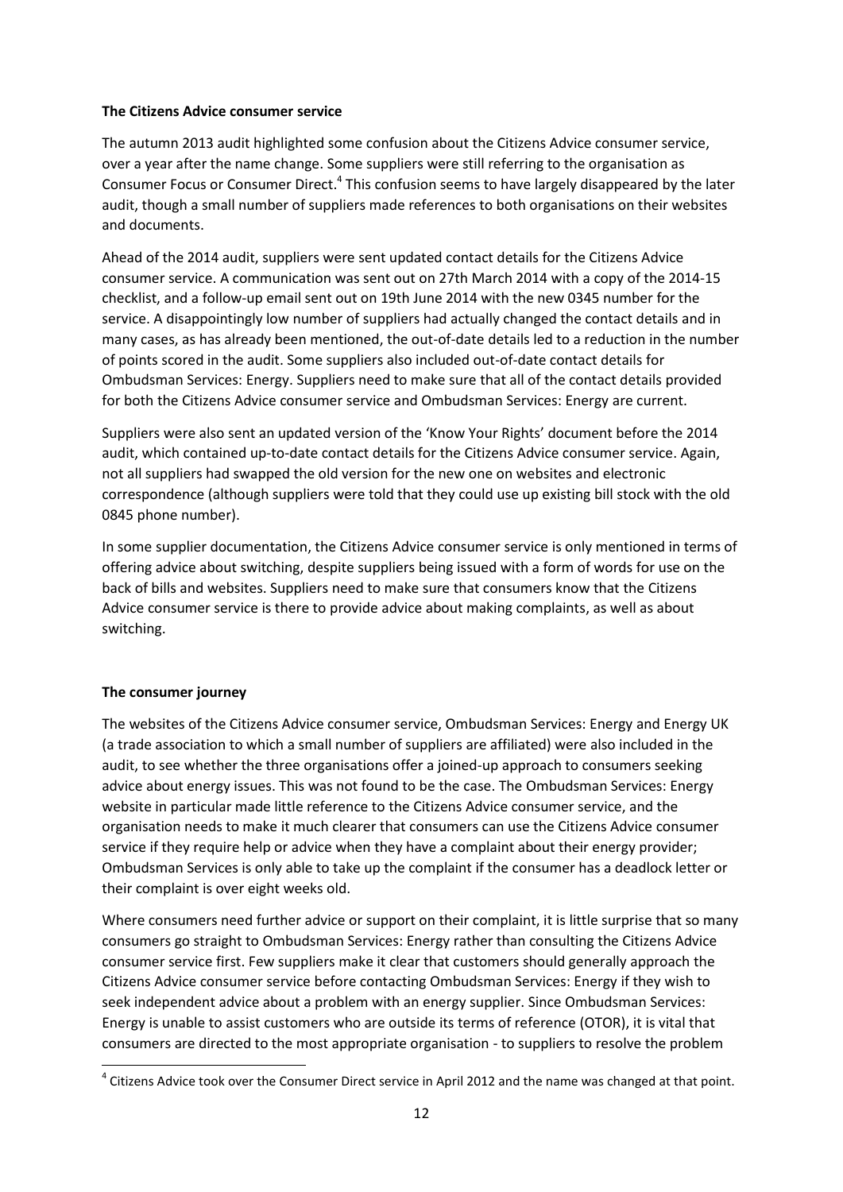**The Citizens Advice consumer service**

The autumn 2013 audit highlighted some confusion about the Citizens Advice consumer service, over a year after the name change. Some suppliers were still referring to the organisation as Consumer Focus or Consumer Direct.[4] This confusion seems to have largely disappeared by the later audit, though a small number of suppliers made references to both organisations on their websites and documents.

Ahead of the 2014 audit, suppliers were sent updated contact details for the Citizens Advice consumer service. A communication was sent out on 27th March 2014 with a copy of the 2014-15 checklist, and a follow-up email sent out on 19th June 2014 with the new 0345 number for the service. A disappointingly low number of suppliers had actually changed the contact details and in many cases, as has already been mentioned, the out-of-date details led to a reduction in the number of points scored in the audit. Some suppliers also included out-of-date contact details for Ombudsman Services: Energy. Suppliers need to make sure that all of the contact details provided for both the Citizens Advice consumer service and Ombudsman Services: Energy are current.

Suppliers were also sent an updated version of the 'Know Your Rights' document before the 2014 audit, which contained up-to-date contact details for the Citizens Advice consumer service. Again, not all suppliers had swapped the old version for the new one on websites and electronic correspondence (although suppliers were told that they could use up existing bill stock with the old 0845 phone number).

In some supplier documentation, the Citizens Advice consumer service is only mentioned in terms of offering advice about switching, despite suppliers being issued with a form of words for use on the back of bills and websites. Suppliers need to make sure that consumers know that the Citizens Advice consumer service is there to provide advice about making complaints, as well as about switching.

**The consumer journey**

The websites of the Citizens Advice consumer service, Ombudsman Services: Energy and Energy UK (a trade association to which a small number of suppliers are affiliated) were also included in the audit, to see whether the three organisations offer a joined-up approach to consumers seeking advice about energy issues. This was not found to be the case. The Ombudsman Services: Energy website in particular made little reference to the Citizens Advice consumer service, and the organisation needs to make it much clearer that consumers can use the Citizens Advice consumer service if they require help or advice when they have a complaint about their energy provider; Ombudsman Services is only able to take up the complaint if the consumer has a deadlock letter or their complaint is over eight weeks old.

Where consumers need further advice or support on their complaint, it is little surprise that so many consumers go straight to Ombudsman Services: Energy rather than consulting the Citizens Advice consumer service first. Few suppliers make it clear that customers should generally approach the Citizens Advice consumer service before contacting Ombudsman Services: Energy if they wish to seek independent advice about a problem with an energy supplier. Since Ombudsman Services: Energy is unable to assist customers who are outside its terms of reference (OTOR), it is vital that consumers are directed to the most appropriate organisation - to suppliers to resolve the problem

[4] Citizens Advice took over the Consumer Direct service in April 2012 and the name was changed at that point.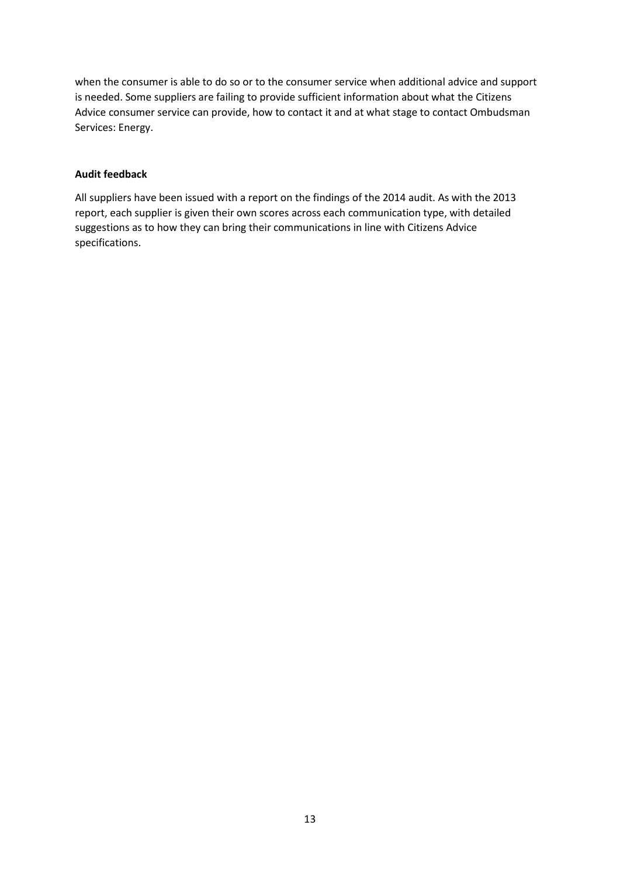when the consumer is able to do so or to the consumer service when additional advice and support is needed. Some suppliers are failing to provide sufficient information about what the Citizens Advice consumer service can provide, how to contact it and at what stage to contact Ombudsman Services: Energy.

**Audit feedback**

All suppliers have been issued with a report on the findings of the 2014 audit. As with the 2013 report, each supplier is given their own scores across each communication type, with detailed suggestions as to how they can bring their communications in line with Citizens Advice specifications.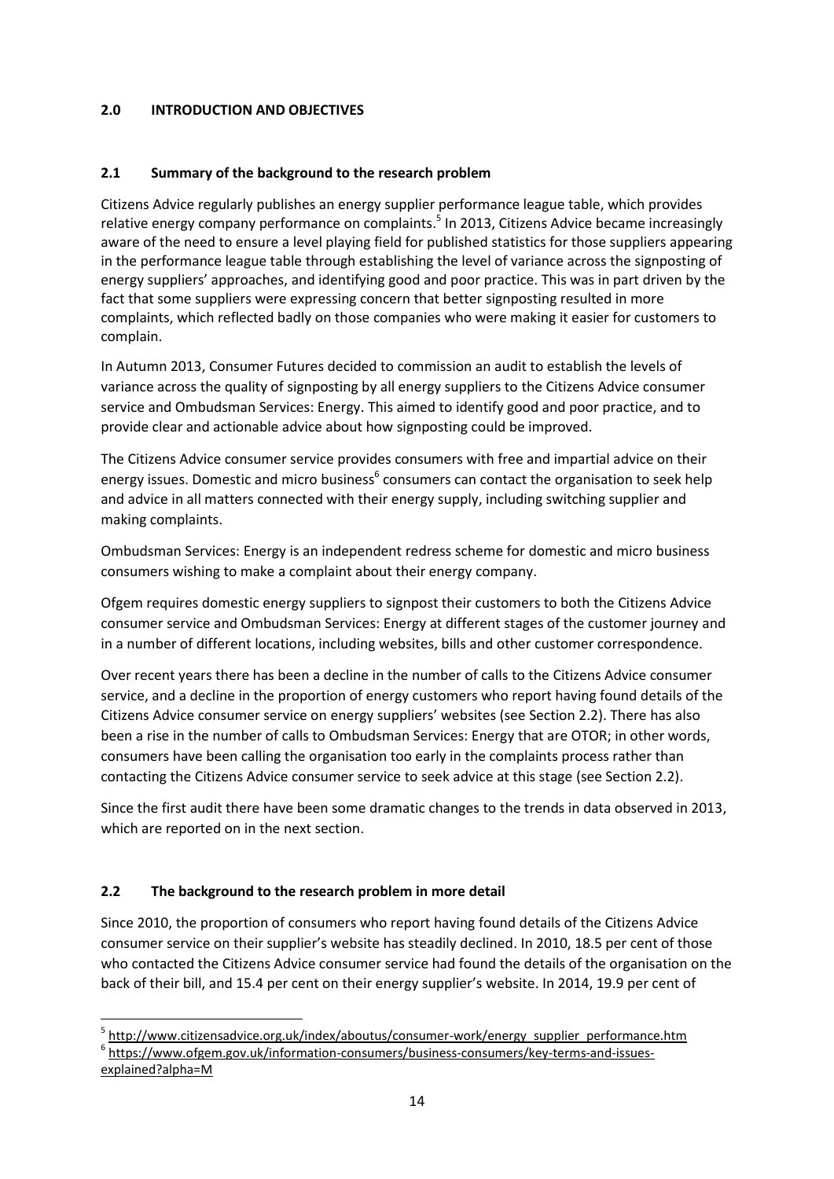## 2.0 INTRODUCTION AND OBJECTIVES

### 2.1 Summary of the background to the research problem

Citizens Advice regularly publishes an energy supplier performance league table, which provides relative energy company performance on complaints.[5] In 2013, Citizens Advice became increasingly aware of the need to ensure a level playing field for published statistics for those suppliers appearing in the performance league table through establishing the level of variance across the signposting of energy suppliers' approaches, and identifying good and poor practice. This was in part driven by the fact that some suppliers were expressing concern that better signposting resulted in more complaints, which reflected badly on those companies who were making it easier for customers to complain.

In Autumn 2013, Consumer Futures decided to commission an audit to establish the levels of variance across the quality of signposting by all energy suppliers to the Citizens Advice consumer service and Ombudsman Services: Energy. This aimed to identify good and poor practice, and to provide clear and actionable advice about how signposting could be improved.

The Citizens Advice consumer service provides consumers with free and impartial advice on their energy issues. Domestic and micro business[6] consumers can contact the organisation to seek help and advice in all matters connected with their energy supply, including switching supplier and making complaints.

Ombudsman Services: Energy is an independent redress scheme for domestic and micro business consumers wishing to make a complaint about their energy company.

Ofgem requires domestic energy suppliers to signpost their customers to both the Citizens Advice consumer service and Ombudsman Services: Energy at different stages of the customer journey and in a number of different locations, including websites, bills and other customer correspondence.

Over recent years there has been a decline in the number of calls to the Citizens Advice consumer service, and a decline in the proportion of energy customers who report having found details of the Citizens Advice consumer service on energy suppliers' websites (see Section 2.2). There has also been a rise in the number of calls to Ombudsman Services: Energy that are OTOR; in other words, consumers have been calling the organisation too early in the complaints process rather than contacting the Citizens Advice consumer service to seek advice at this stage (see Section 2.2).

Since the first audit there have been some dramatic changes to the trends in data observed in 2013, which are reported on in the next section.

### 2.2 The background to the research problem in more detail

Since 2010, the proportion of consumers who report having found details of the Citizens Advice consumer service on their supplier's website has steadily declined. In 2010, 18.5 per cent of those who contacted the Citizens Advice consumer service had found the details of the organisation on the back of their bill, and 15.4 per cent on their energy supplier's website. In 2014, 19.9 per cent of

---

[5] http://www.citizensadvice.org.uk/index/aboutus/consumer-work/energy_supplier_performance.htm

[6] https://www.ofgem.gov.uk/information-consumers/business-consumers/key-terms-and-issues-explained?alpha=M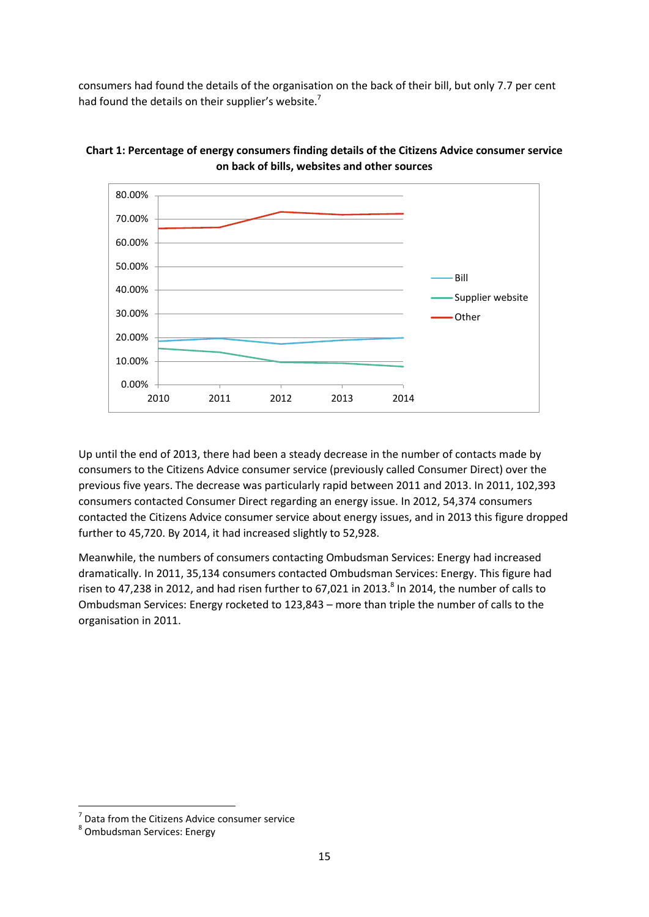consumers had found the details of the organisation on the back of their bill, but only 7.7 per cent had found the details on their supplier's website.[7]

**Chart 1: Percentage of energy consumers finding details of the Citizens Advice consumer service on back of bills, websites and other sources**

Up until the end of 2013, there had been a steady decrease in the number of contacts made by consumers to the Citizens Advice consumer service (previously called Consumer Direct) over the previous five years. The decrease was particularly rapid between 2011 and 2013. In 2011, 102,393 consumers contacted Consumer Direct regarding an energy issue. In 2012, 54,374 consumers contacted the Citizens Advice consumer service about energy issues, and in 2013 this figure dropped further to 45,720. By 2014, it had increased slightly to 52,928.

Meanwhile, the numbers of consumers contacting Ombudsman Services: Energy had increased dramatically. In 2011, 35,134 consumers contacted Ombudsman Services: Energy. This figure had risen to 47,238 in 2012, and had risen further to 67,021 in 2013.[8] In 2014, the number of calls to Ombudsman Services: Energy rocketed to 123,843 – more than triple the number of calls to the organisation in 2011.

[7] Data from the Citizens Advice consumer service
[8] Ombudsman Services: Energy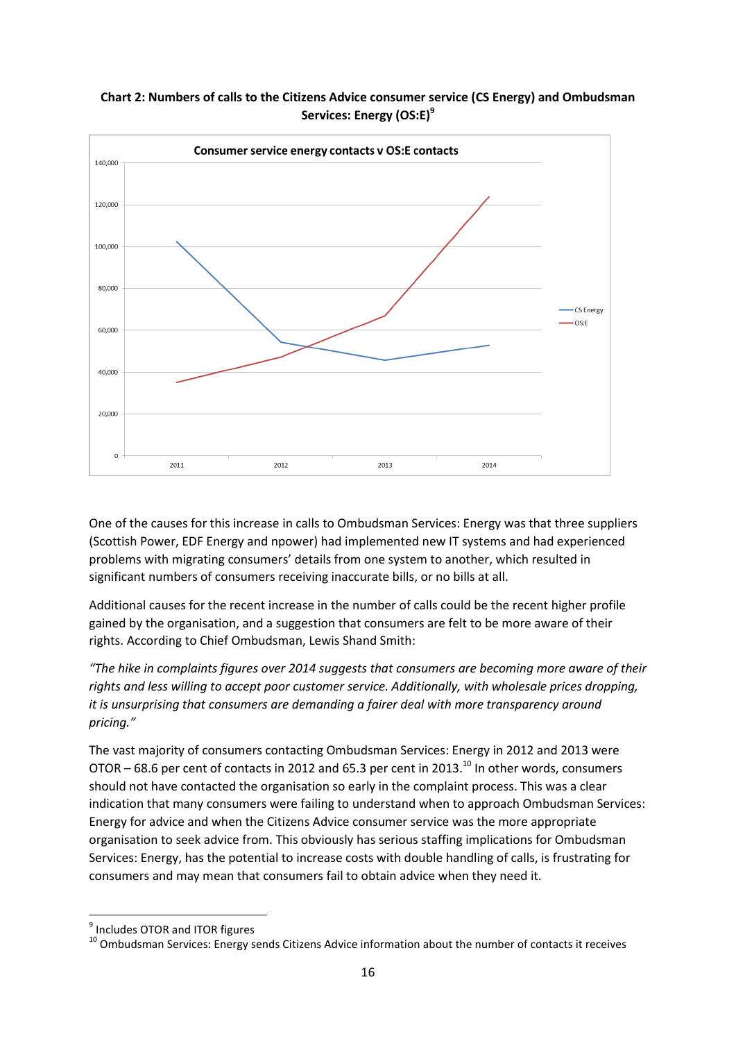**Chart 2: Numbers of calls to the Citizens Advice consumer service (CS Energy) and Ombudsman Services: Energy (OS:E)[9]**

One of the causes for this increase in calls to Ombudsman Services: Energy was that three suppliers (Scottish Power, EDF Energy and npower) had implemented new IT systems and had experienced problems with migrating consumers' details from one system to another, which resulted in significant numbers of consumers receiving inaccurate bills, or no bills at all.

Additional causes for the recent increase in the number of calls could be the recent higher profile gained by the organisation, and a suggestion that consumers are felt to be more aware of their rights. According to Chief Ombudsman, Lewis Shand Smith:

*"The hike in complaints figures over 2014 suggests that consumers are becoming more aware of their rights and less willing to accept poor customer service. Additionally, with wholesale prices dropping, it is unsurprising that consumers are demanding a fairer deal with more transparency around pricing."*

The vast majority of consumers contacting Ombudsman Services: Energy in 2012 and 2013 were OTOR – 68.6 per cent of contacts in 2012 and 65.3 per cent in 2013.[10] In other words, consumers should not have contacted the organisation so early in the complaint process. This was a clear indication that many consumers were failing to understand when to approach Ombudsman Services: Energy for advice and when the Citizens Advice consumer service was the more appropriate organisation to seek advice from. This obviously has serious staffing implications for Ombudsman Services: Energy, has the potential to increase costs with double handling of calls, is frustrating for consumers and may mean that consumers fail to obtain advice when they need it.

---

[9] Includes OTOR and ITOR figures

[10] Ombudsman Services: Energy sends Citizens Advice information about the number of contacts it receives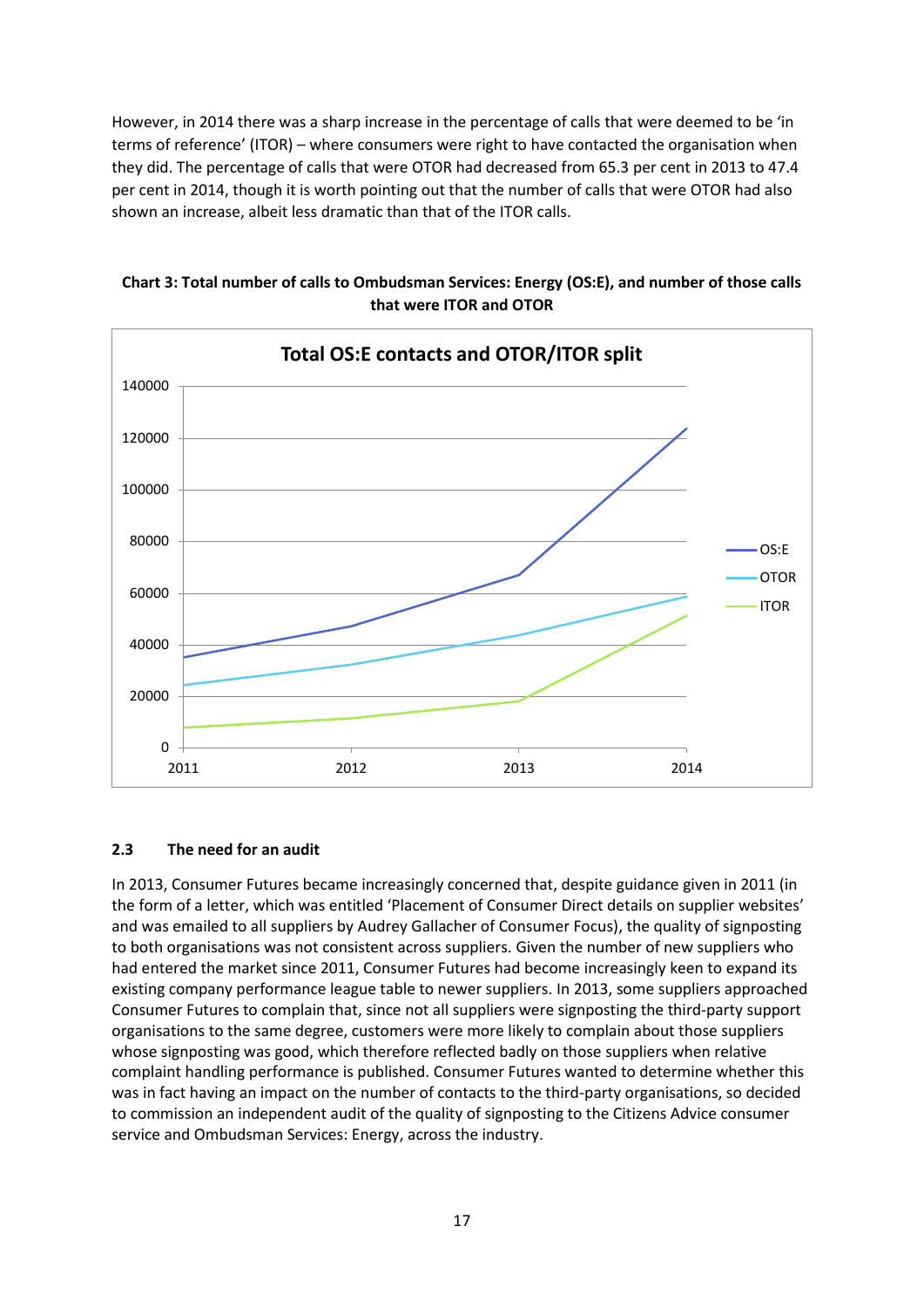However, in 2014 there was a sharp increase in the percentage of calls that were deemed to be 'in terms of reference' (ITOR) – where consumers were right to have contacted the organisation when they did. The percentage of calls that were OTOR had decreased from 65.3 per cent in 2013 to 47.4 per cent in 2014, though it is worth pointing out that the number of calls that were OTOR had also shown an increase, albeit less dramatic than that of the ITOR calls.

**Chart 3: Total number of calls to Ombudsman Services: Energy (OS:E), and number of those calls that were ITOR and OTOR**

### 2.3 The need for an audit

In 2013, Consumer Futures became increasingly concerned that, despite guidance given in 2011 (in the form of a letter, which was entitled 'Placement of Consumer Direct details on supplier websites' and was emailed to all suppliers by Audrey Gallacher of Consumer Focus), the quality of signposting to both organisations was not consistent across suppliers. Given the number of new suppliers who had entered the market since 2011, Consumer Futures had become increasingly keen to expand its existing company performance league table to newer suppliers. In 2013, some suppliers approached Consumer Futures to complain that, since not all suppliers were signposting the third-party support organisations to the same degree, customers were more likely to complain about those suppliers whose signposting was good, which therefore reflected badly on those suppliers when relative complaint handling performance is published. Consumer Futures wanted to determine whether this was in fact having an impact on the number of contacts to the third-party organisations, so decided to commission an independent audit of the quality of signposting to the Citizens Advice consumer service and Ombudsman Services: Energy, across the industry.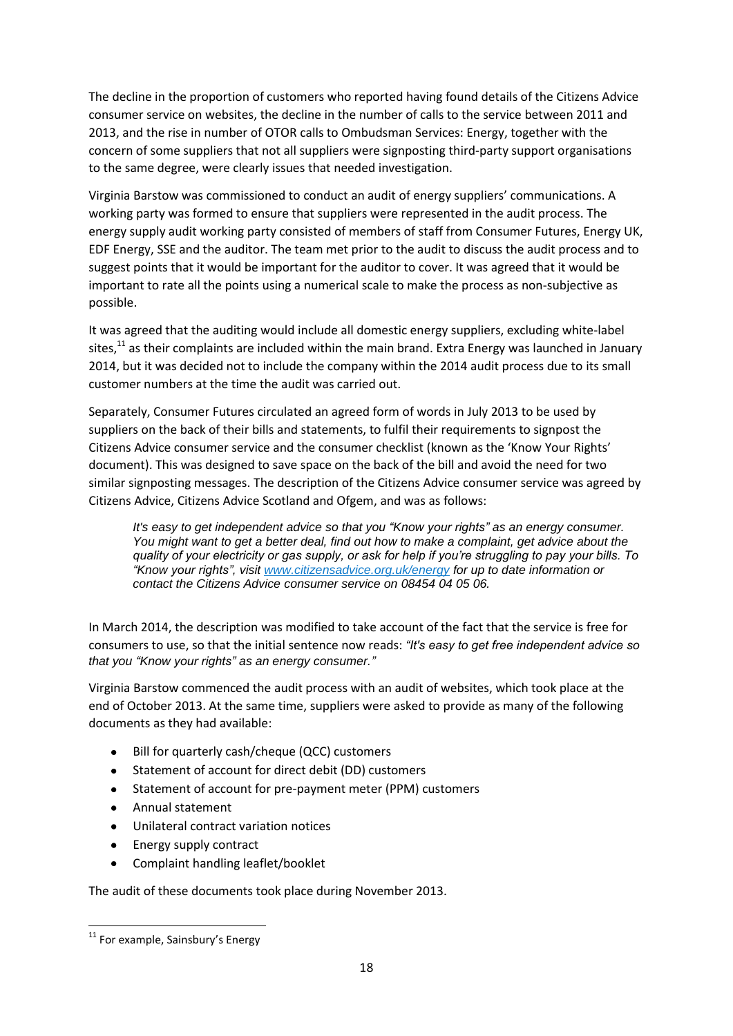The decline in the proportion of customers who reported having found details of the Citizens Advice consumer service on websites, the decline in the number of calls to the service between 2011 and 2013, and the rise in number of OTOR calls to Ombudsman Services: Energy, together with the concern of some suppliers that not all suppliers were signposting third-party support organisations to the same degree, were clearly issues that needed investigation.

Virginia Barstow was commissioned to conduct an audit of energy suppliers' communications. A working party was formed to ensure that suppliers were represented in the audit process. The energy supply audit working party consisted of members of staff from Consumer Futures, Energy UK, EDF Energy, SSE and the auditor. The team met prior to the audit to discuss the audit process and to suggest points that it would be important for the auditor to cover. It was agreed that it would be important to rate all the points using a numerical scale to make the process as non-subjective as possible.

It was agreed that the auditing would include all domestic energy suppliers, excluding white-label sites,[11] as their complaints are included within the main brand. Extra Energy was launched in January 2014, but it was decided not to include the company within the 2014 audit process due to its small customer numbers at the time the audit was carried out.

Separately, Consumer Futures circulated an agreed form of words in July 2013 to be used by suppliers on the back of their bills and statements, to fulfil their requirements to signpost the Citizens Advice consumer service and the consumer checklist (known as the 'Know Your Rights' document). This was designed to save space on the back of the bill and avoid the need for two similar signposting messages. The description of the Citizens Advice consumer service was agreed by Citizens Advice, Citizens Advice Scotland and Ofgem, and was as follows:

> *It's easy to get independent advice so that you "Know your rights" as an energy consumer. You might want to get a better deal, find out how to make a complaint, get advice about the quality of your electricity or gas supply, or ask for help if you're struggling to pay your bills. To "Know your rights", visit www.citizensadvice.org.uk/energy for up to date information or contact the Citizens Advice consumer service on 08454 04 05 06.*

In March 2014, the description was modified to take account of the fact that the service is free for consumers to use, so that the initial sentence now reads: *"It's easy to get free independent advice so that you "Know your rights" as an energy consumer."*

Virginia Barstow commenced the audit process with an audit of websites, which took place at the end of October 2013. At the same time, suppliers were asked to provide as many of the following documents as they had available:

- Bill for quarterly cash/cheque (QCC) customers
- Statement of account for direct debit (DD) customers
- Statement of account for pre-payment meter (PPM) customers
- Annual statement
- Unilateral contract variation notices
- Energy supply contract
- Complaint handling leaflet/booklet

The audit of these documents took place during November 2013.

---

[11] For example, Sainsbury's Energy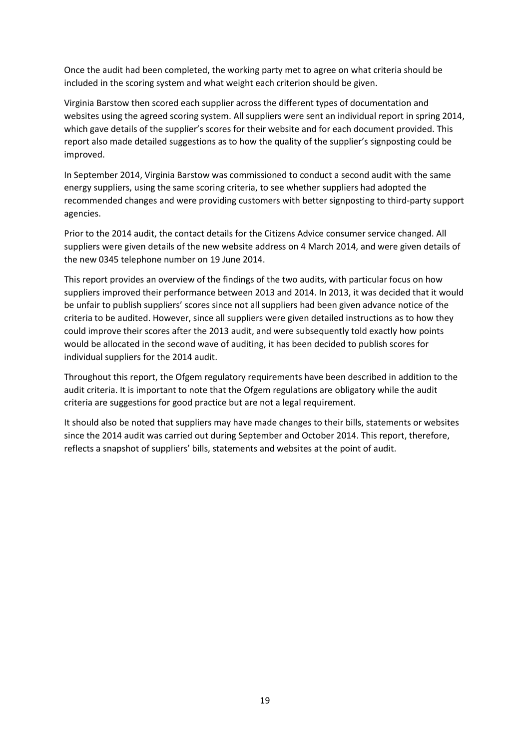Once the audit had been completed, the working party met to agree on what criteria should be included in the scoring system and what weight each criterion should be given.

Virginia Barstow then scored each supplier across the different types of documentation and websites using the agreed scoring system. All suppliers were sent an individual report in spring 2014, which gave details of the supplier's scores for their website and for each document provided. This report also made detailed suggestions as to how the quality of the supplier's signposting could be improved.

In September 2014, Virginia Barstow was commissioned to conduct a second audit with the same energy suppliers, using the same scoring criteria, to see whether suppliers had adopted the recommended changes and were providing customers with better signposting to third-party support agencies.

Prior to the 2014 audit, the contact details for the Citizens Advice consumer service changed. All suppliers were given details of the new website address on 4 March 2014, and were given details of the new 0345 telephone number on 19 June 2014.

This report provides an overview of the findings of the two audits, with particular focus on how suppliers improved their performance between 2013 and 2014. In 2013, it was decided that it would be unfair to publish suppliers' scores since not all suppliers had been given advance notice of the criteria to be audited. However, since all suppliers were given detailed instructions as to how they could improve their scores after the 2013 audit, and were subsequently told exactly how points would be allocated in the second wave of auditing, it has been decided to publish scores for individual suppliers for the 2014 audit.

Throughout this report, the Ofgem regulatory requirements have been described in addition to the audit criteria. It is important to note that the Ofgem regulations are obligatory while the audit criteria are suggestions for good practice but are not a legal requirement.

It should also be noted that suppliers may have made changes to their bills, statements or websites since the 2014 audit was carried out during September and October 2014. This report, therefore, reflects a snapshot of suppliers' bills, statements and websites at the point of audit.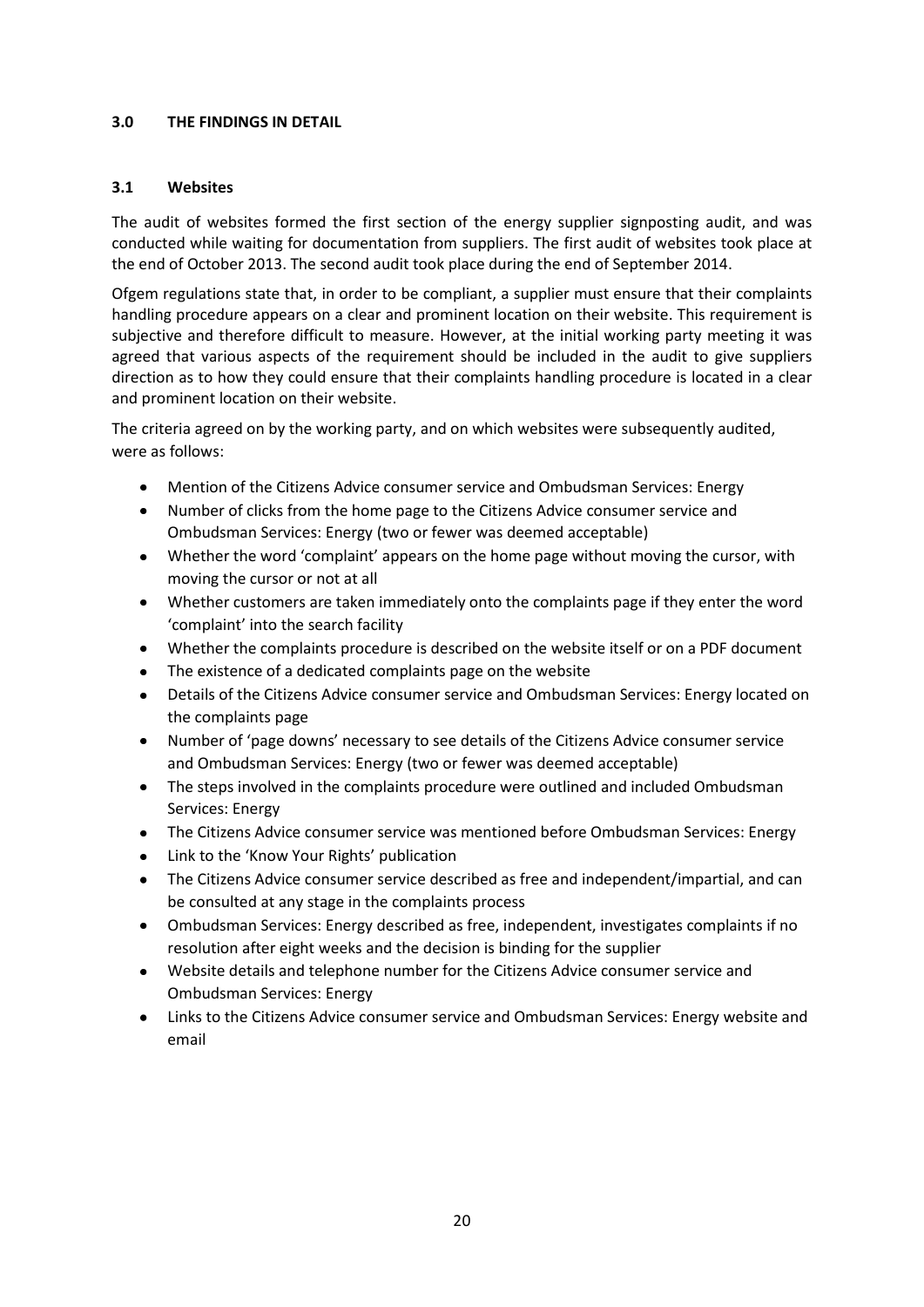## 3.0 THE FINDINGS IN DETAIL

### 3.1 Websites

The audit of websites formed the first section of the energy supplier signposting audit, and was conducted while waiting for documentation from suppliers. The first audit of websites took place at the end of October 2013. The second audit took place during the end of September 2014.

Ofgem regulations state that, in order to be compliant, a supplier must ensure that their complaints handling procedure appears on a clear and prominent location on their website. This requirement is subjective and therefore difficult to measure. However, at the initial working party meeting it was agreed that various aspects of the requirement should be included in the audit to give suppliers direction as to how they could ensure that their complaints handling procedure is located in a clear and prominent location on their website.

The criteria agreed on by the working party, and on which websites were subsequently audited, were as follows:

- Mention of the Citizens Advice consumer service and Ombudsman Services: Energy
- Number of clicks from the home page to the Citizens Advice consumer service and Ombudsman Services: Energy (two or fewer was deemed acceptable)
- Whether the word 'complaint' appears on the home page without moving the cursor, with moving the cursor or not at all
- Whether customers are taken immediately onto the complaints page if they enter the word 'complaint' into the search facility
- Whether the complaints procedure is described on the website itself or on a PDF document
- The existence of a dedicated complaints page on the website
- Details of the Citizens Advice consumer service and Ombudsman Services: Energy located on the complaints page
- Number of 'page downs' necessary to see details of the Citizens Advice consumer service and Ombudsman Services: Energy (two or fewer was deemed acceptable)
- The steps involved in the complaints procedure were outlined and included Ombudsman Services: Energy
- The Citizens Advice consumer service was mentioned before Ombudsman Services: Energy
- Link to the 'Know Your Rights' publication
- The Citizens Advice consumer service described as free and independent/impartial, and can be consulted at any stage in the complaints process
- Ombudsman Services: Energy described as free, independent, investigates complaints if no resolution after eight weeks and the decision is binding for the supplier
- Website details and telephone number for the Citizens Advice consumer service and Ombudsman Services: Energy
- Links to the Citizens Advice consumer service and Ombudsman Services: Energy website and email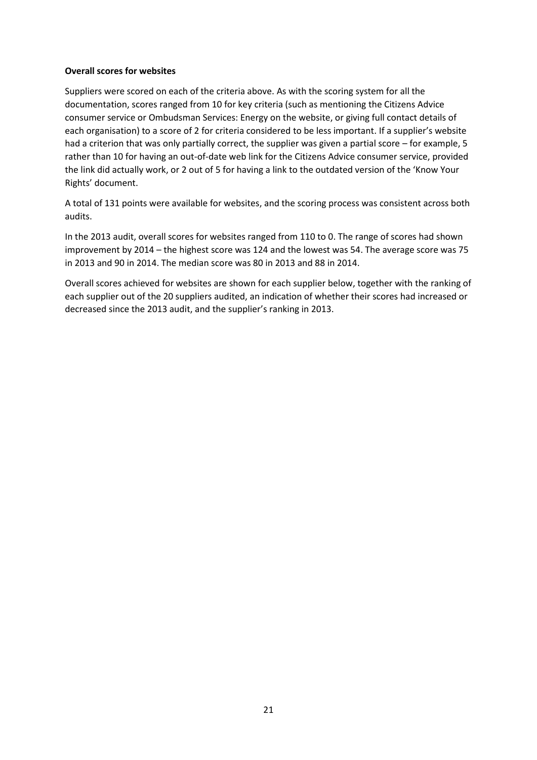**Overall scores for websites**

Suppliers were scored on each of the criteria above. As with the scoring system for all the documentation, scores ranged from 10 for key criteria (such as mentioning the Citizens Advice consumer service or Ombudsman Services: Energy on the website, or giving full contact details of each organisation) to a score of 2 for criteria considered to be less important. If a supplier's website had a criterion that was only partially correct, the supplier was given a partial score – for example, 5 rather than 10 for having an out-of-date web link for the Citizens Advice consumer service, provided the link did actually work, or 2 out of 5 for having a link to the outdated version of the 'Know Your Rights' document.

A total of 131 points were available for websites, and the scoring process was consistent across both audits.

In the 2013 audit, overall scores for websites ranged from 110 to 0. The range of scores had shown improvement by 2014 – the highest score was 124 and the lowest was 54. The average score was 75 in 2013 and 90 in 2014. The median score was 80 in 2013 and 88 in 2014.

Overall scores achieved for websites are shown for each supplier below, together with the ranking of each supplier out of the 20 suppliers audited, an indication of whether their scores had increased or decreased since the 2013 audit, and the supplier's ranking in 2013.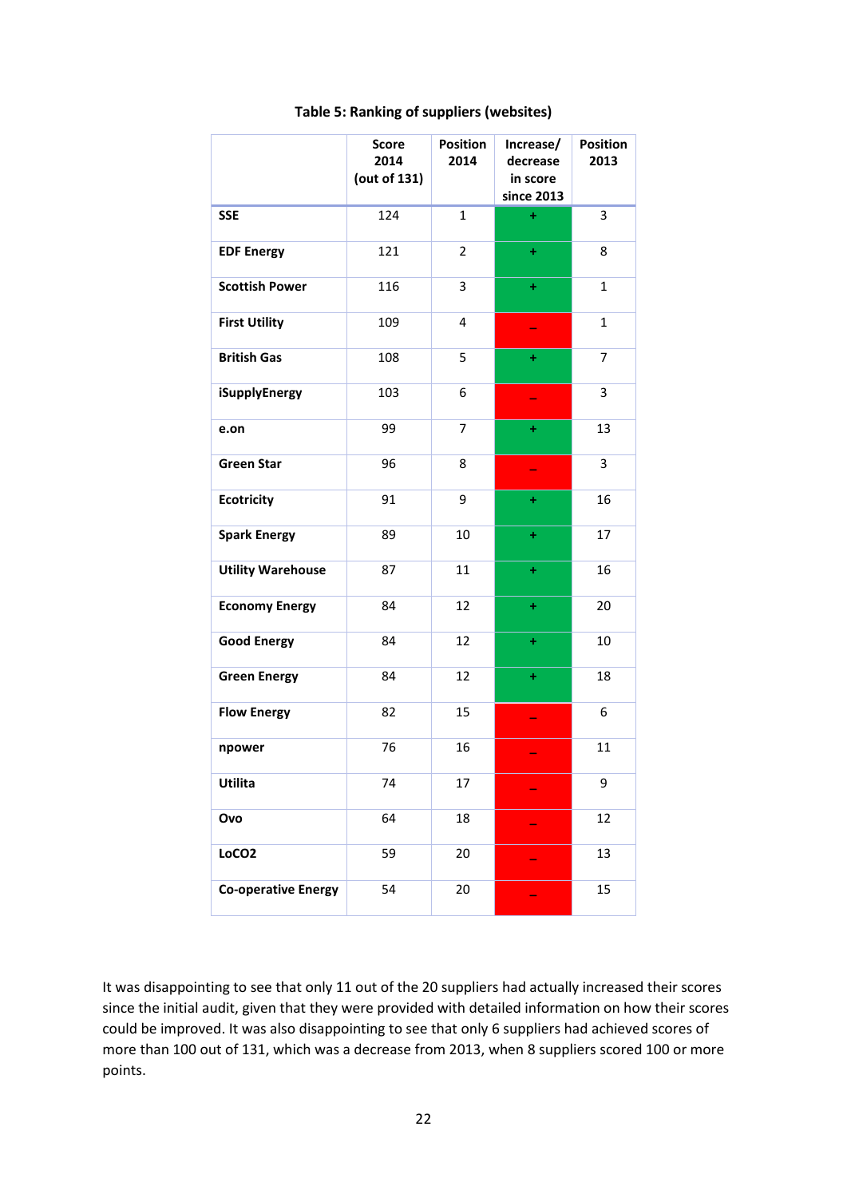**Table 5: Ranking of suppliers (websites)**

| | Score 2014 (out of 131) | Position 2014 | Increase/ decrease in score since 2013 | Position 2013 |
|---|---|---|---|---|
| **SSE** | 124 | 1 | + | 3 |
| **EDF Energy** | 121 | 2 | + | 8 |
| **Scottish Power** | 116 | 3 | + | 1 |
| **First Utility** | 109 | 4 | – | 1 |
| **British Gas** | 108 | 5 | + | 7 |
| **iSupplyEnergy** | 103 | 6 | – | 3 |
| **e.on** | 99 | 7 | + | 13 |
| **Green Star** | 96 | 8 | – | 3 |
| **Ecotricity** | 91 | 9 | + | 16 |
| **Spark Energy** | 89 | 10 | + | 17 |
| **Utility Warehouse** | 87 | 11 | + | 16 |
| **Economy Energy** | 84 | 12 | + | 20 |
| **Good Energy** | 84 | 12 | + | 10 |
| **Green Energy** | 84 | 12 | + | 18 |
| **Flow Energy** | 82 | 15 | – | 6 |
| **npower** | 76 | 16 | – | 11 |
| **Utilita** | 74 | 17 | – | 9 |
| **Ovo** | 64 | 18 | – | 12 |
| **LoCO2** | 59 | 20 | – | 13 |
| **Co-operative Energy** | 54 | 20 | – | 15 |

It was disappointing to see that only 11 out of the 20 suppliers had actually increased their scores since the initial audit, given that they were provided with detailed information on how their scores could be improved. It was also disappointing to see that only 6 suppliers had achieved scores of more than 100 out of 131, which was a decrease from 2013, when 8 suppliers scored 100 or more points.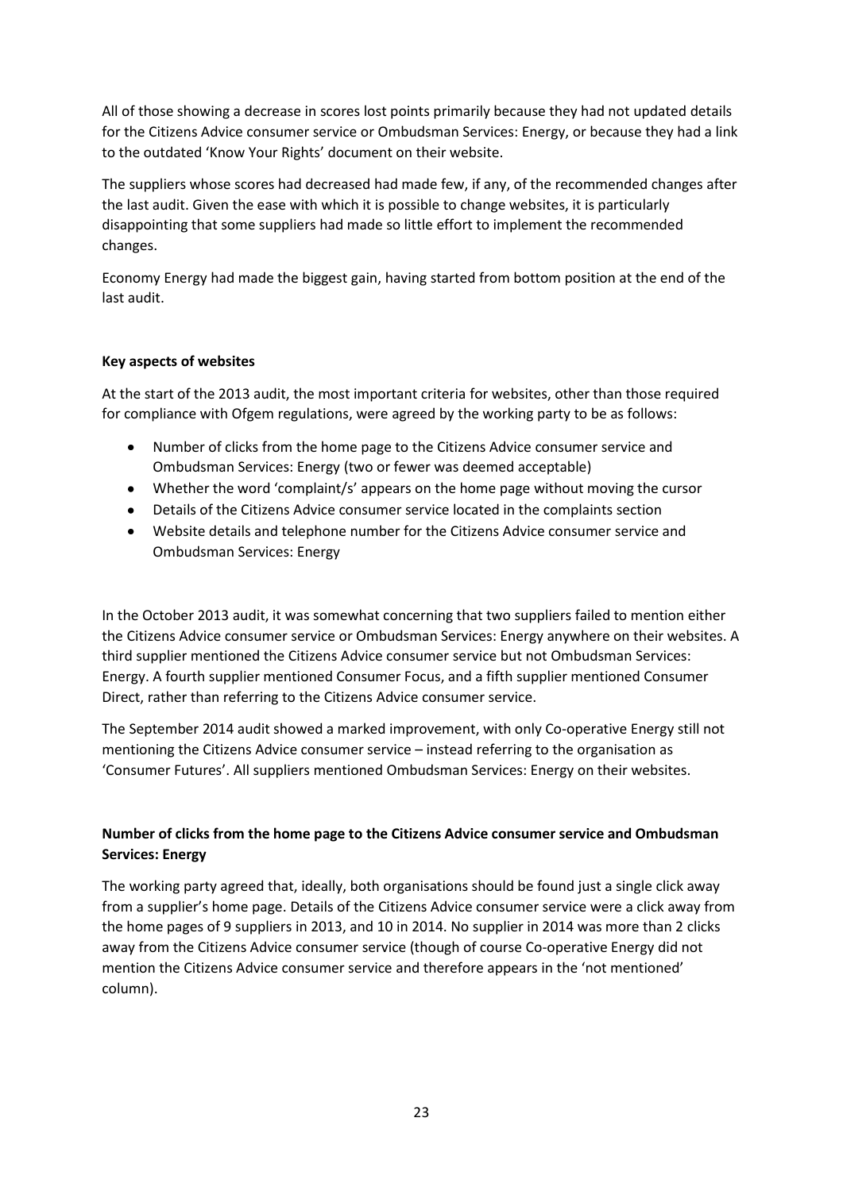All of those showing a decrease in scores lost points primarily because they had not updated details for the Citizens Advice consumer service or Ombudsman Services: Energy, or because they had a link to the outdated 'Know Your Rights' document on their website.

The suppliers whose scores had decreased had made few, if any, of the recommended changes after the last audit. Given the ease with which it is possible to change websites, it is particularly disappointing that some suppliers had made so little effort to implement the recommended changes.

Economy Energy had made the biggest gain, having started from bottom position at the end of the last audit.

**Key aspects of websites**

At the start of the 2013 audit, the most important criteria for websites, other than those required for compliance with Ofgem regulations, were agreed by the working party to be as follows:

- Number of clicks from the home page to the Citizens Advice consumer service and Ombudsman Services: Energy (two or fewer was deemed acceptable)
- Whether the word 'complaint/s' appears on the home page without moving the cursor
- Details of the Citizens Advice consumer service located in the complaints section
- Website details and telephone number for the Citizens Advice consumer service and Ombudsman Services: Energy

In the October 2013 audit, it was somewhat concerning that two suppliers failed to mention either the Citizens Advice consumer service or Ombudsman Services: Energy anywhere on their websites. A third supplier mentioned the Citizens Advice consumer service but not Ombudsman Services: Energy. A fourth supplier mentioned Consumer Focus, and a fifth supplier mentioned Consumer Direct, rather than referring to the Citizens Advice consumer service.

The September 2014 audit showed a marked improvement, with only Co-operative Energy still not mentioning the Citizens Advice consumer service – instead referring to the organisation as 'Consumer Futures'. All suppliers mentioned Ombudsman Services: Energy on their websites.

**Number of clicks from the home page to the Citizens Advice consumer service and Ombudsman Services: Energy**

The working party agreed that, ideally, both organisations should be found just a single click away from a supplier's home page. Details of the Citizens Advice consumer service were a click away from the home pages of 9 suppliers in 2013, and 10 in 2014. No supplier in 2014 was more than 2 clicks away from the Citizens Advice consumer service (though of course Co-operative Energy did not mention the Citizens Advice consumer service and therefore appears in the 'not mentioned' column).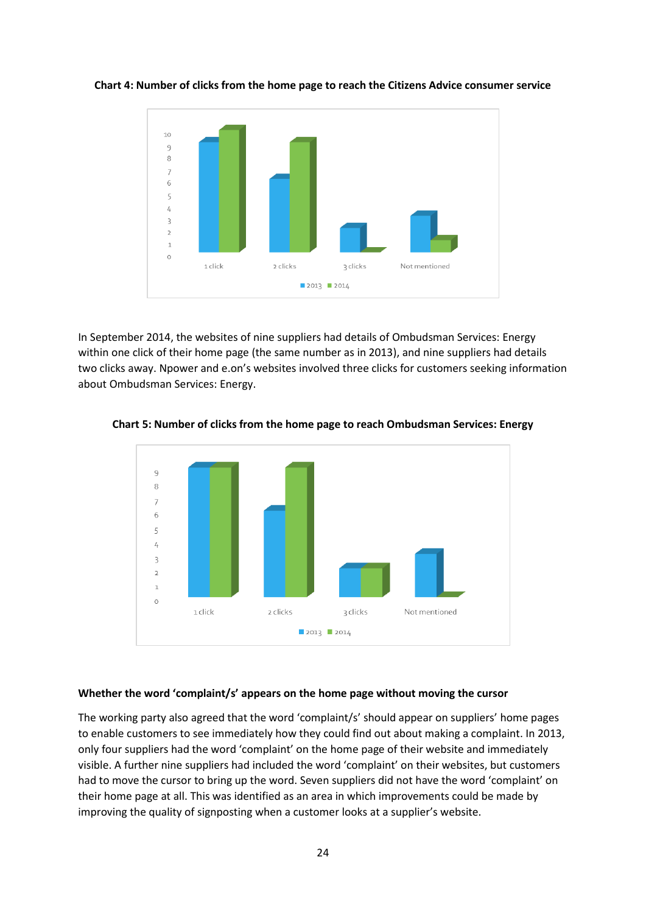**Chart 4: Number of clicks from the home page to reach the Citizens Advice consumer service**

In September 2014, the websites of nine suppliers had details of Ombudsman Services: Energy within one click of their home page (the same number as in 2013), and nine suppliers had details two clicks away. Npower and e.on's websites involved three clicks for customers seeking information about Ombudsman Services: Energy.

**Chart 5: Number of clicks from the home page to reach Ombudsman Services: Energy**

**Whether the word 'complaint/s' appears on the home page without moving the cursor**

The working party also agreed that the word 'complaint/s' should appear on suppliers' home pages to enable customers to see immediately how they could find out about making a complaint. In 2013, only four suppliers had the word 'complaint' on the home page of their website and immediately visible. A further nine suppliers had included the word 'complaint' on their websites, but customers had to move the cursor to bring up the word. Seven suppliers did not have the word 'complaint' on their home page at all. This was identified as an area in which improvements could be made by improving the quality of signposting when a customer looks at a supplier's website.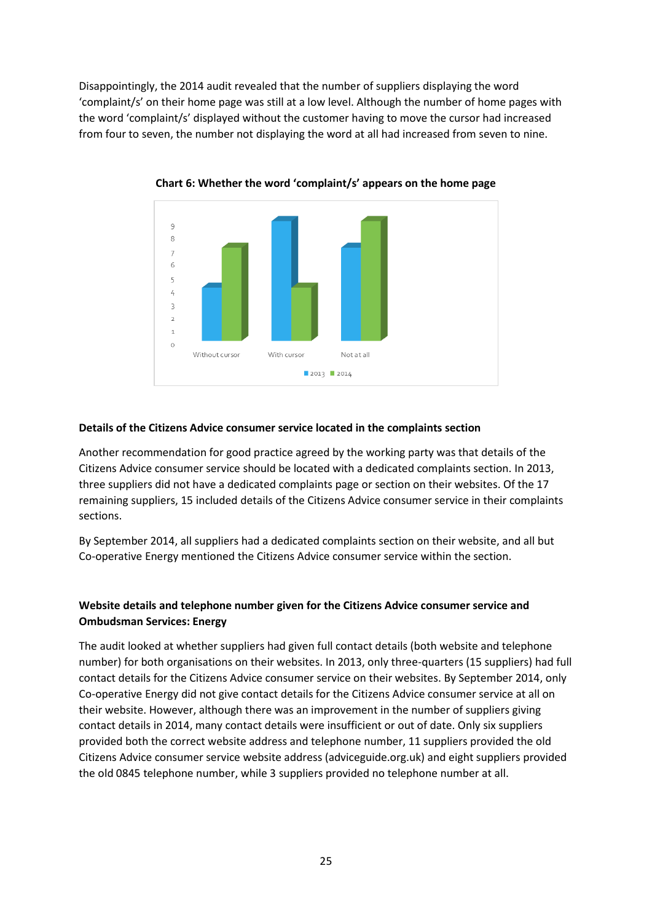Disappointingly, the 2014 audit revealed that the number of suppliers displaying the word 'complaint/s' on their home page was still at a low level. Although the number of home pages with the word 'complaint/s' displayed without the customer having to move the cursor had increased from four to seven, the number not displaying the word at all had increased from seven to nine.

**Chart 6: Whether the word 'complaint/s' appears on the home page**

| | 2013 | 2014 |
|---|---|---|
| Without cursor | 4 | 7 |
| With cursor | 9 | 4 |
| Not at all | 7 | 9 |

#### Details of the Citizens Advice consumer service located in the complaints section

Another recommendation for good practice agreed by the working party was that details of the Citizens Advice consumer service should be located with a dedicated complaints section. In 2013, three suppliers did not have a dedicated complaints page or section on their websites. Of the 17 remaining suppliers, 15 included details of the Citizens Advice consumer service in their complaints sections.

By September 2014, all suppliers had a dedicated complaints section on their website, and all but Co-operative Energy mentioned the Citizens Advice consumer service within the section.

#### Website details and telephone number given for the Citizens Advice consumer service and Ombudsman Services: Energy

The audit looked at whether suppliers had given full contact details (both website and telephone number) for both organisations on their websites. In 2013, only three-quarters (15 suppliers) had full contact details for the Citizens Advice consumer service on their websites. By September 2014, only Co-operative Energy did not give contact details for the Citizens Advice consumer service at all on their website. However, although there was an improvement in the number of suppliers giving contact details in 2014, many contact details were insufficient or out of date. Only six suppliers provided both the correct website address and telephone number, 11 suppliers provided the old Citizens Advice consumer service website address (adviceguide.org.uk) and eight suppliers provided the old 0845 telephone number, while 3 suppliers provided no telephone number at all.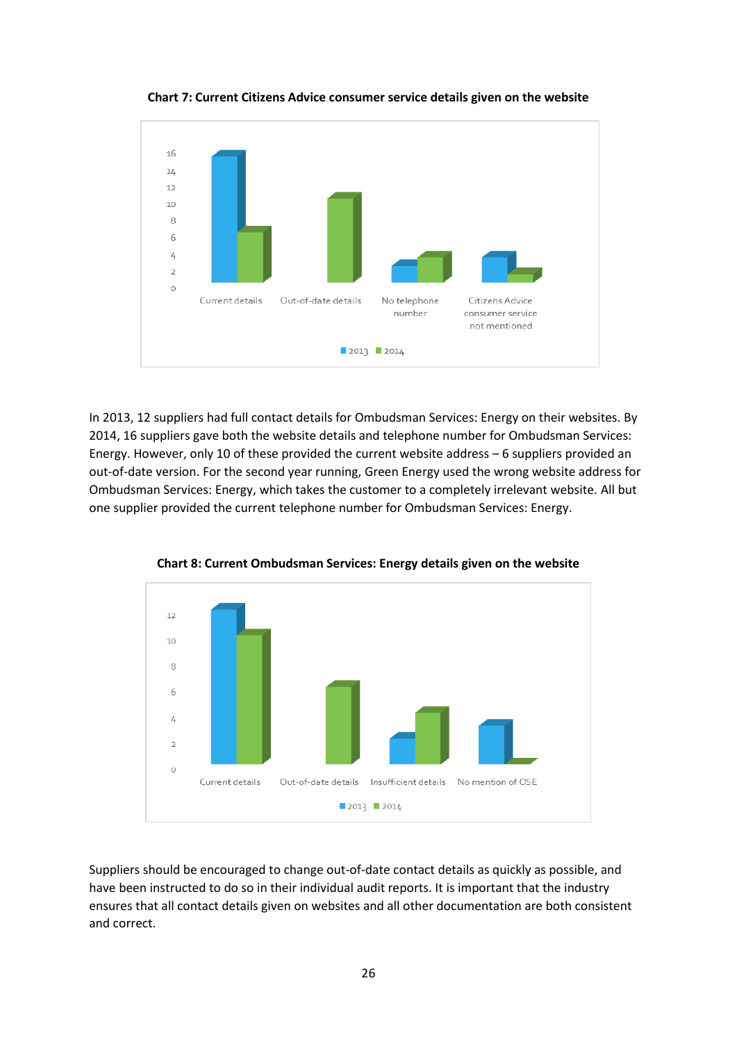**Chart 7: Current Citizens Advice consumer service details given on the website**

In 2013, 12 suppliers had full contact details for Ombudsman Services: Energy on their websites. By 2014, 16 suppliers gave both the website details and telephone number for Ombudsman Services: Energy. However, only 10 of these provided the current website address – 6 suppliers provided an out-of-date version. For the second year running, Green Energy used the wrong website address for Ombudsman Services: Energy, which takes the customer to a completely irrelevant website. All but one supplier provided the current telephone number for Ombudsman Services: Energy.

**Chart 8: Current Ombudsman Services: Energy details given on the website**

Suppliers should be encouraged to change out-of-date contact details as quickly as possible, and have been instructed to do so in their individual audit reports. It is important that the industry ensures that all contact details given on websites and all other documentation are both consistent and correct.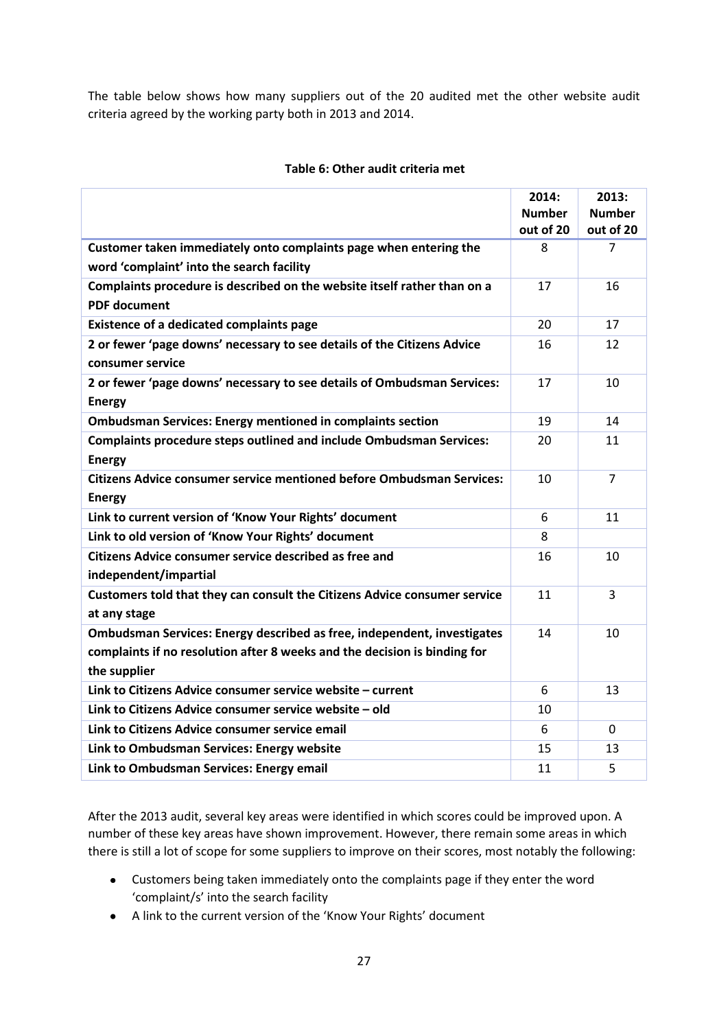The table below shows how many suppliers out of the 20 audited met the other website audit criteria agreed by the working party both in 2013 and 2014.

**Table 6: Other audit criteria met**

| | 2014: Number out of 20 | 2013: Number out of 20 |
|---|---|---|
| **Customer taken immediately onto complaints page when entering the word 'complaint' into the search facility** | 8 | 7 |
| **Complaints procedure is described on the website itself rather than on a PDF document** | 17 | 16 |
| **Existence of a dedicated complaints page** | 20 | 17 |
| **2 or fewer 'page downs' necessary to see details of the Citizens Advice consumer service** | 16 | 12 |
| **2 or fewer 'page downs' necessary to see details of Ombudsman Services: Energy** | 17 | 10 |
| **Ombudsman Services: Energy mentioned in complaints section** | 19 | 14 |
| **Complaints procedure steps outlined and include Ombudsman Services: Energy** | 20 | 11 |
| **Citizens Advice consumer service mentioned before Ombudsman Services: Energy** | 10 | 7 |
| **Link to current version of 'Know Your Rights' document** | 6 | 11 |
| **Link to old version of 'Know Your Rights' document** | 8 | |
| **Citizens Advice consumer service described as free and independent/impartial** | 16 | 10 |
| **Customers told that they can consult the Citizens Advice consumer service at any stage** | 11 | 3 |
| **Ombudsman Services: Energy described as free, independent, investigates complaints if no resolution after 8 weeks and the decision is binding for the supplier** | 14 | 10 |
| **Link to Citizens Advice consumer service website – current** | 6 | 13 |
| **Link to Citizens Advice consumer service website – old** | 10 | |
| **Link to Citizens Advice consumer service email** | 6 | 0 |
| **Link to Ombudsman Services: Energy website** | 15 | 13 |
| **Link to Ombudsman Services: Energy email** | 11 | 5 |

After the 2013 audit, several key areas were identified in which scores could be improved upon. A number of these key areas have shown improvement. However, there remain some areas in which there is still a lot of scope for some suppliers to improve on their scores, most notably the following:

- Customers being taken immediately onto the complaints page if they enter the word 'complaint/s' into the search facility
- A link to the current version of the 'Know Your Rights' document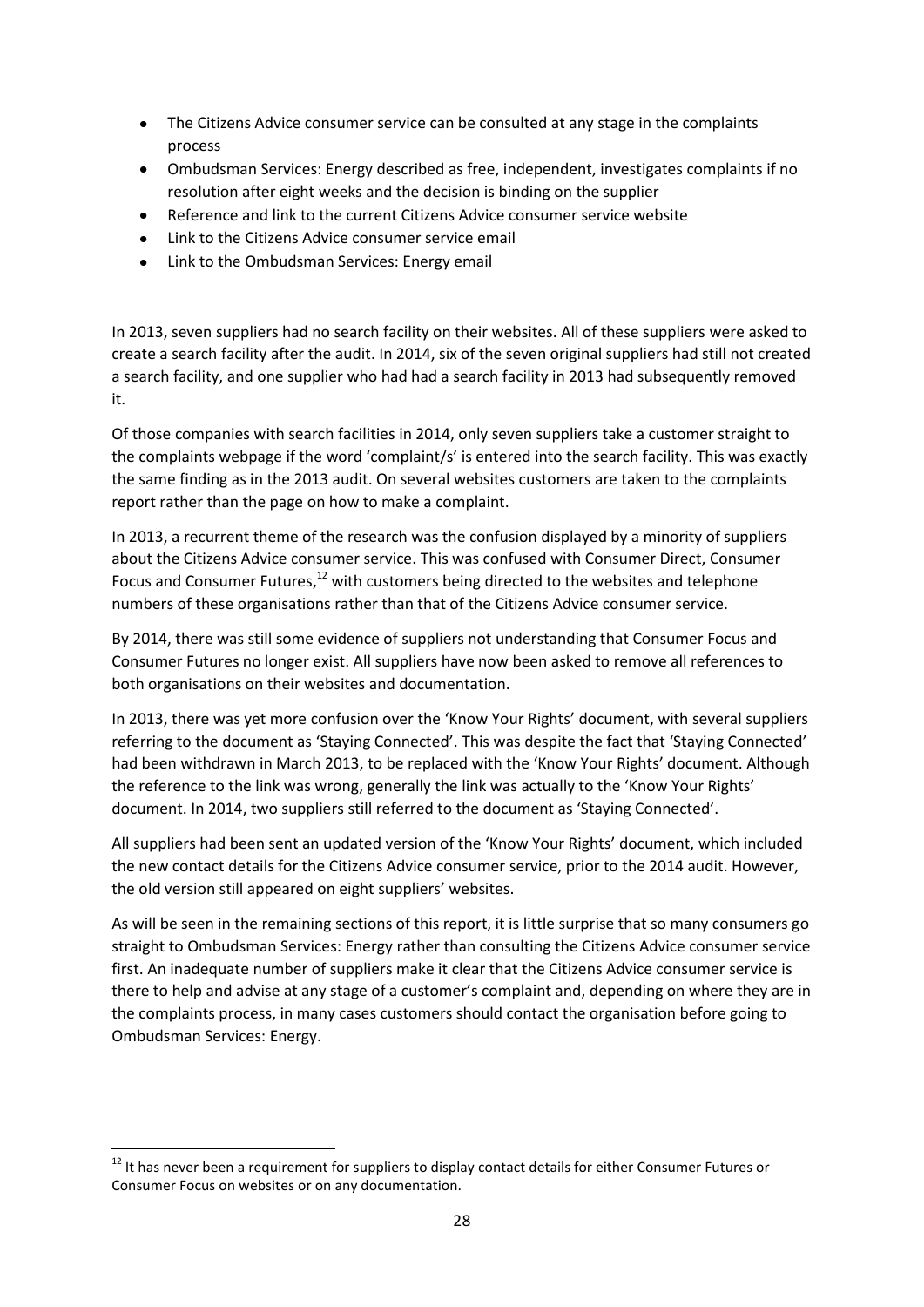- The Citizens Advice consumer service can be consulted at any stage in the complaints process
- Ombudsman Services: Energy described as free, independent, investigates complaints if no resolution after eight weeks and the decision is binding on the supplier
- Reference and link to the current Citizens Advice consumer service website
- Link to the Citizens Advice consumer service email
- Link to the Ombudsman Services: Energy email

In 2013, seven suppliers had no search facility on their websites. All of these suppliers were asked to create a search facility after the audit. In 2014, six of the seven original suppliers had still not created a search facility, and one supplier who had had a search facility in 2013 had subsequently removed it.

Of those companies with search facilities in 2014, only seven suppliers take a customer straight to the complaints webpage if the word 'complaint/s' is entered into the search facility. This was exactly the same finding as in the 2013 audit. On several websites customers are taken to the complaints report rather than the page on how to make a complaint.

In 2013, a recurrent theme of the research was the confusion displayed by a minority of suppliers about the Citizens Advice consumer service. This was confused with Consumer Direct, Consumer Focus and Consumer Futures,[12] with customers being directed to the websites and telephone numbers of these organisations rather than that of the Citizens Advice consumer service.

By 2014, there was still some evidence of suppliers not understanding that Consumer Focus and Consumer Futures no longer exist. All suppliers have now been asked to remove all references to both organisations on their websites and documentation.

In 2013, there was yet more confusion over the 'Know Your Rights' document, with several suppliers referring to the document as 'Staying Connected'. This was despite the fact that 'Staying Connected' had been withdrawn in March 2013, to be replaced with the 'Know Your Rights' document. Although the reference to the link was wrong, generally the link was actually to the 'Know Your Rights' document. In 2014, two suppliers still referred to the document as 'Staying Connected'.

All suppliers had been sent an updated version of the 'Know Your Rights' document, which included the new contact details for the Citizens Advice consumer service, prior to the 2014 audit. However, the old version still appeared on eight suppliers' websites.

As will be seen in the remaining sections of this report, it is little surprise that so many consumers go straight to Ombudsman Services: Energy rather than consulting the Citizens Advice consumer service first. An inadequate number of suppliers make it clear that the Citizens Advice consumer service is there to help and advise at any stage of a customer's complaint and, depending on where they are in the complaints process, in many cases customers should contact the organisation before going to Ombudsman Services: Energy.

[12] It has never been a requirement for suppliers to display contact details for either Consumer Futures or Consumer Focus on websites or on any documentation.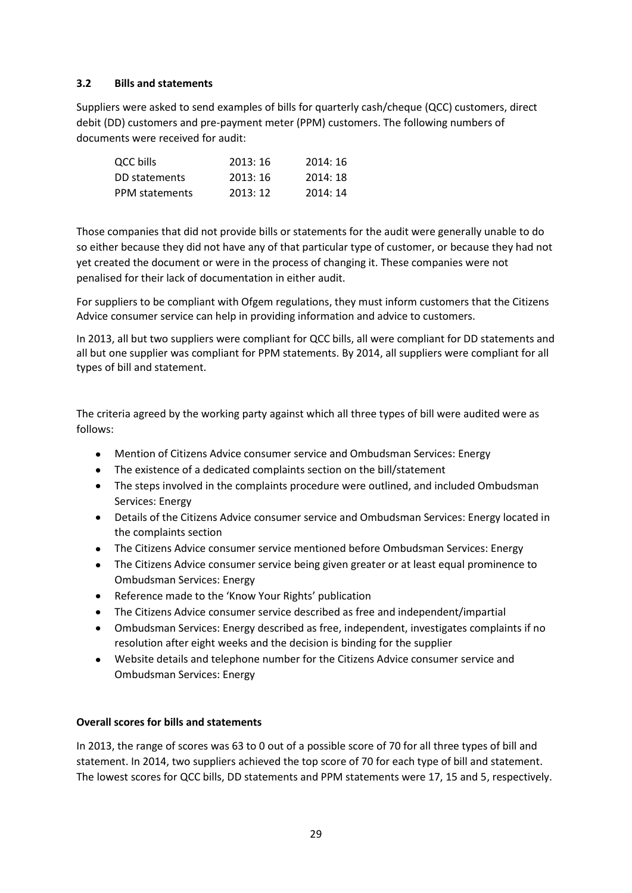### 3.2 Bills and statements

Suppliers were asked to send examples of bills for quarterly cash/cheque (QCC) customers, direct debit (DD) customers and pre-payment meter (PPM) customers. The following numbers of documents were received for audit:

| | | |
|---|---|---|
| QCC bills | 2013: 16 | 2014: 16 |
| DD statements | 2013: 16 | 2014: 18 |
| PPM statements | 2013: 12 | 2014: 14 |

Those companies that did not provide bills or statements for the audit were generally unable to do so either because they did not have any of that particular type of customer, or because they had not yet created the document or were in the process of changing it. These companies were not penalised for their lack of documentation in either audit.

For suppliers to be compliant with Ofgem regulations, they must inform customers that the Citizens Advice consumer service can help in providing information and advice to customers.

In 2013, all but two suppliers were compliant for QCC bills, all were compliant for DD statements and all but one supplier was compliant for PPM statements. By 2014, all suppliers were compliant for all types of bill and statement.

The criteria agreed by the working party against which all three types of bill were audited were as follows:

- Mention of Citizens Advice consumer service and Ombudsman Services: Energy
- The existence of a dedicated complaints section on the bill/statement
- The steps involved in the complaints procedure were outlined, and included Ombudsman Services: Energy
- Details of the Citizens Advice consumer service and Ombudsman Services: Energy located in the complaints section
- The Citizens Advice consumer service mentioned before Ombudsman Services: Energy
- The Citizens Advice consumer service being given greater or at least equal prominence to Ombudsman Services: Energy
- Reference made to the 'Know Your Rights' publication
- The Citizens Advice consumer service described as free and independent/impartial
- Ombudsman Services: Energy described as free, independent, investigates complaints if no resolution after eight weeks and the decision is binding for the supplier
- Website details and telephone number for the Citizens Advice consumer service and Ombudsman Services: Energy

**Overall scores for bills and statements**

In 2013, the range of scores was 63 to 0 out of a possible score of 70 for all three types of bill and statement. In 2014, two suppliers achieved the top score of 70 for each type of bill and statement. The lowest scores for QCC bills, DD statements and PPM statements were 17, 15 and 5, respectively.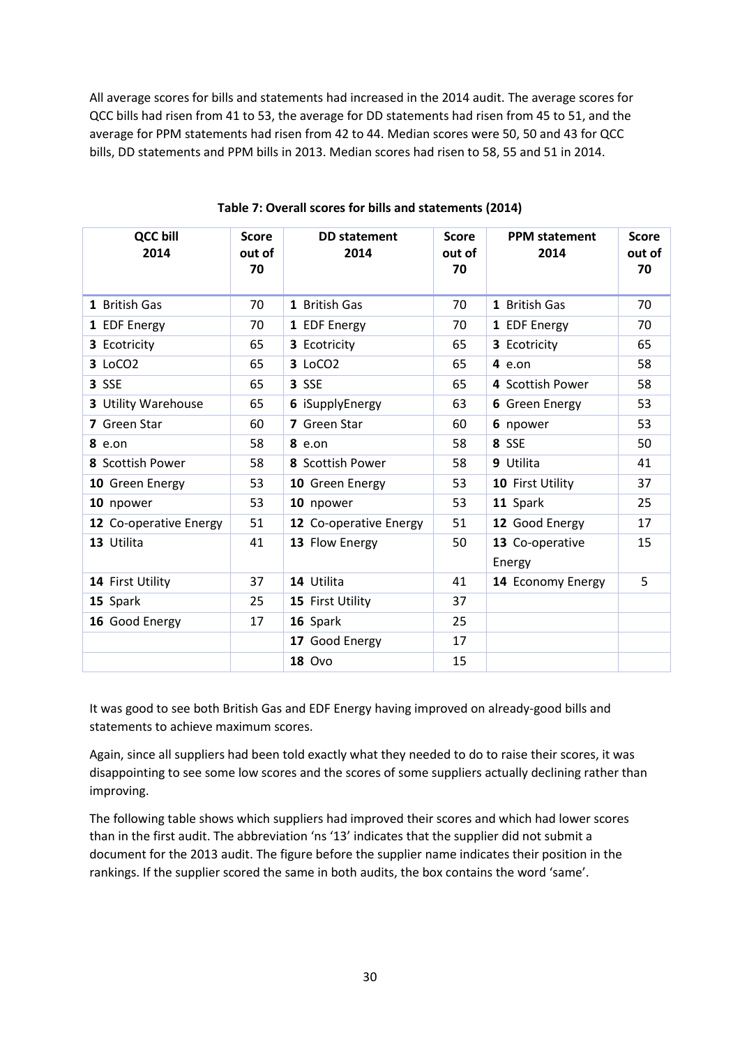All average scores for bills and statements had increased in the 2014 audit. The average scores for QCC bills had risen from 41 to 53, the average for DD statements had risen from 45 to 51, and the average for PPM statements had risen from 42 to 44. Median scores were 50, 50 and 43 for QCC bills, DD statements and PPM bills in 2013. Median scores had risen to 58, 55 and 51 in 2014.

**Table 7: Overall scores for bills and statements (2014)**

| QCC bill 2014 | Score out of 70 | DD statement 2014 | Score out of 70 | PPM statement 2014 | Score out of 70 |
|---|---|---|---|---|---|
| **1** British Gas | 70 | **1** British Gas | 70 | **1** British Gas | 70 |
| **1** EDF Energy | 70 | **1** EDF Energy | 70 | **1** EDF Energy | 70 |
| **3** Ecotricity | 65 | **3** Ecotricity | 65 | **3** Ecotricity | 65 |
| **3** LoCO2 | 65 | **3** LoCO2 | 65 | **4** e.on | 58 |
| **3** SSE | 65 | **3** SSE | 65 | **4** Scottish Power | 58 |
| **3** Utility Warehouse | 65 | **6** iSupplyEnergy | 63 | **6** Green Energy | 53 |
| **7** Green Star | 60 | **7** Green Star | 60 | **6** npower | 53 |
| **8** e.on | 58 | **8** e.on | 58 | **8** SSE | 50 |
| **8** Scottish Power | 58 | **8** Scottish Power | 58 | **9** Utilita | 41 |
| **10** Green Energy | 53 | **10** Green Energy | 53 | **10** First Utility | 37 |
| **10** npower | 53 | **10** npower | 53 | **11** Spark | 25 |
| **12** Co-operative Energy | 51 | **12** Co-operative Energy | 51 | **12** Good Energy | 17 |
| **13** Utilita | 41 | **13** Flow Energy | 50 | **13** Co-operative Energy | 15 |
| **14** First Utility | 37 | **14** Utilita | 41 | **14** Economy Energy | 5 |
| **15** Spark | 25 | **15** First Utility | 37 | | |
| **16** Good Energy | 17 | **16** Spark | 25 | | |
| | | **17** Good Energy | 17 | | |
| | | **18** Ovo | 15 | | |

It was good to see both British Gas and EDF Energy having improved on already-good bills and statements to achieve maximum scores.

Again, since all suppliers had been told exactly what they needed to do to raise their scores, it was disappointing to see some low scores and the scores of some suppliers actually declining rather than improving.

The following table shows which suppliers had improved their scores and which had lower scores than in the first audit. The abbreviation 'ns '13' indicates that the supplier did not submit a document for the 2013 audit. The figure before the supplier name indicates their position in the rankings. If the supplier scored the same in both audits, the box contains the word 'same'.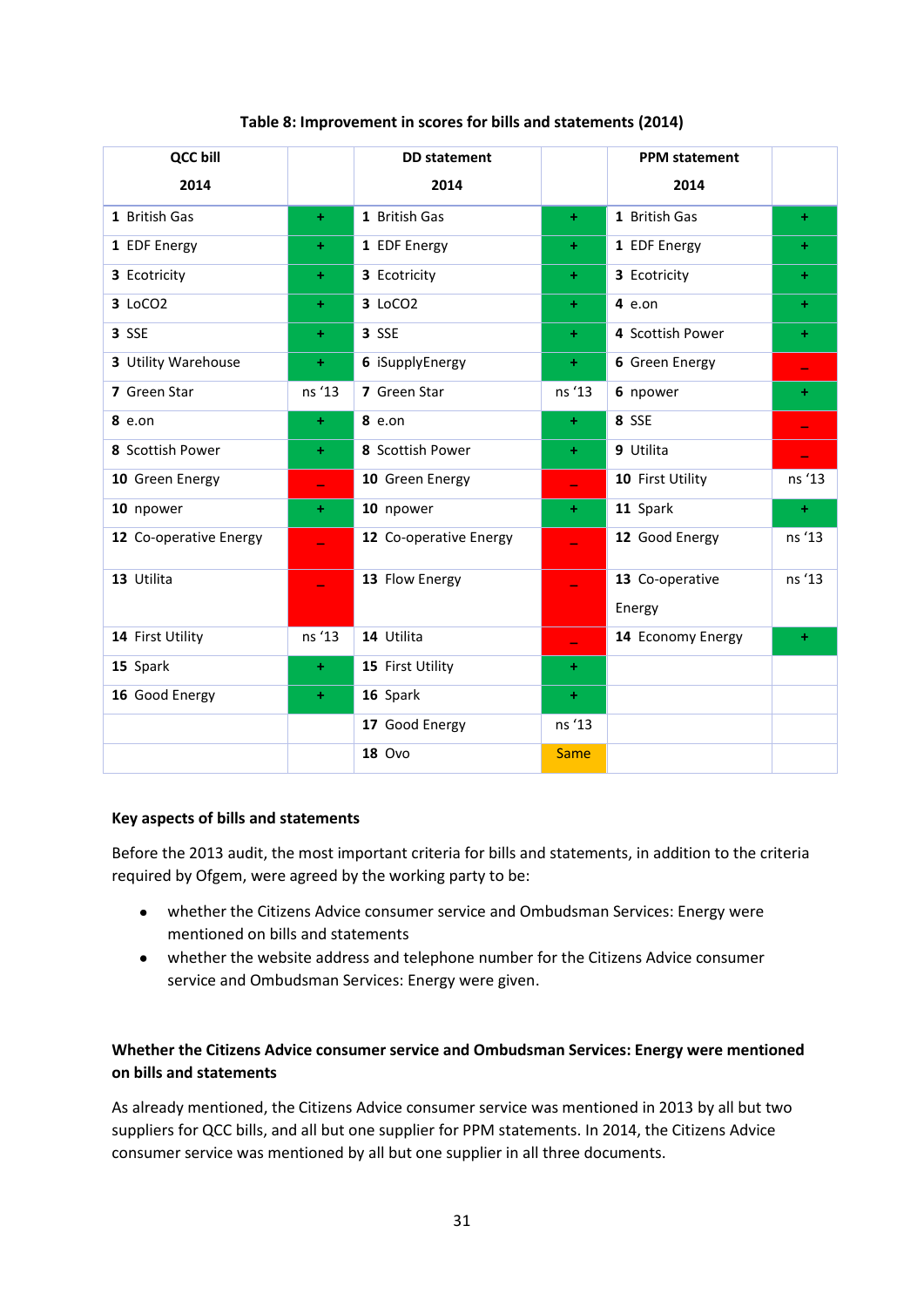**Table 8: Improvement in scores for bills and statements (2014)**

| QCC bill 2014 | | DD statement 2014 | | PPM statement 2014 | |
|---|---|---|---|---|---|
| **1** British Gas | + | **1** British Gas | + | **1** British Gas | + |
| **1** EDF Energy | + | **1** EDF Energy | + | **1** EDF Energy | + |
| **3** Ecotricity | + | **3** Ecotricity | + | **3** Ecotricity | + |
| **3** LoCO2 | + | **3** LoCO2 | + | **4** e.on | + |
| **3** SSE | + | **3** SSE | + | **4** Scottish Power | + |
| **3** Utility Warehouse | + | **6** iSupplyEnergy | + | **6** Green Energy | – |
| **7** Green Star | ns '13 | **7** Green Star | ns '13 | **6** npower | + |
| **8** e.on | + | **8** e.on | + | **8** SSE | – |
| **8** Scottish Power | + | **8** Scottish Power | + | **9** Utilita | – |
| **10** Green Energy | – | **10** Green Energy | – | **10** First Utility | ns '13 |
| **10** npower | + | **10** npower | + | **11** Spark | + |
| **12** Co-operative Energy | – | **12** Co-operative Energy | – | **12** Good Energy | ns '13 |
| **13** Utilita | – | **13** Flow Energy | – | **13** Co-operative Energy | ns '13 |
| **14** First Utility | ns '13 | **14** Utilita | – | **14** Economy Energy | + |
| **15** Spark | + | **15** First Utility | + | | |
| **16** Good Energy | + | **16** Spark | + | | |
| | | **17** Good Energy | ns '13 | | |
| | | **18** Ovo | Same | | |

**Key aspects of bills and statements**

Before the 2013 audit, the most important criteria for bills and statements, in addition to the criteria required by Ofgem, were agreed by the working party to be:

- whether the Citizens Advice consumer service and Ombudsman Services: Energy were mentioned on bills and statements
- whether the website address and telephone number for the Citizens Advice consumer service and Ombudsman Services: Energy were given.

**Whether the Citizens Advice consumer service and Ombudsman Services: Energy were mentioned on bills and statements**

As already mentioned, the Citizens Advice consumer service was mentioned in 2013 by all but two suppliers for QCC bills, and all but one supplier for PPM statements. In 2014, the Citizens Advice consumer service was mentioned by all but one supplier in all three documents.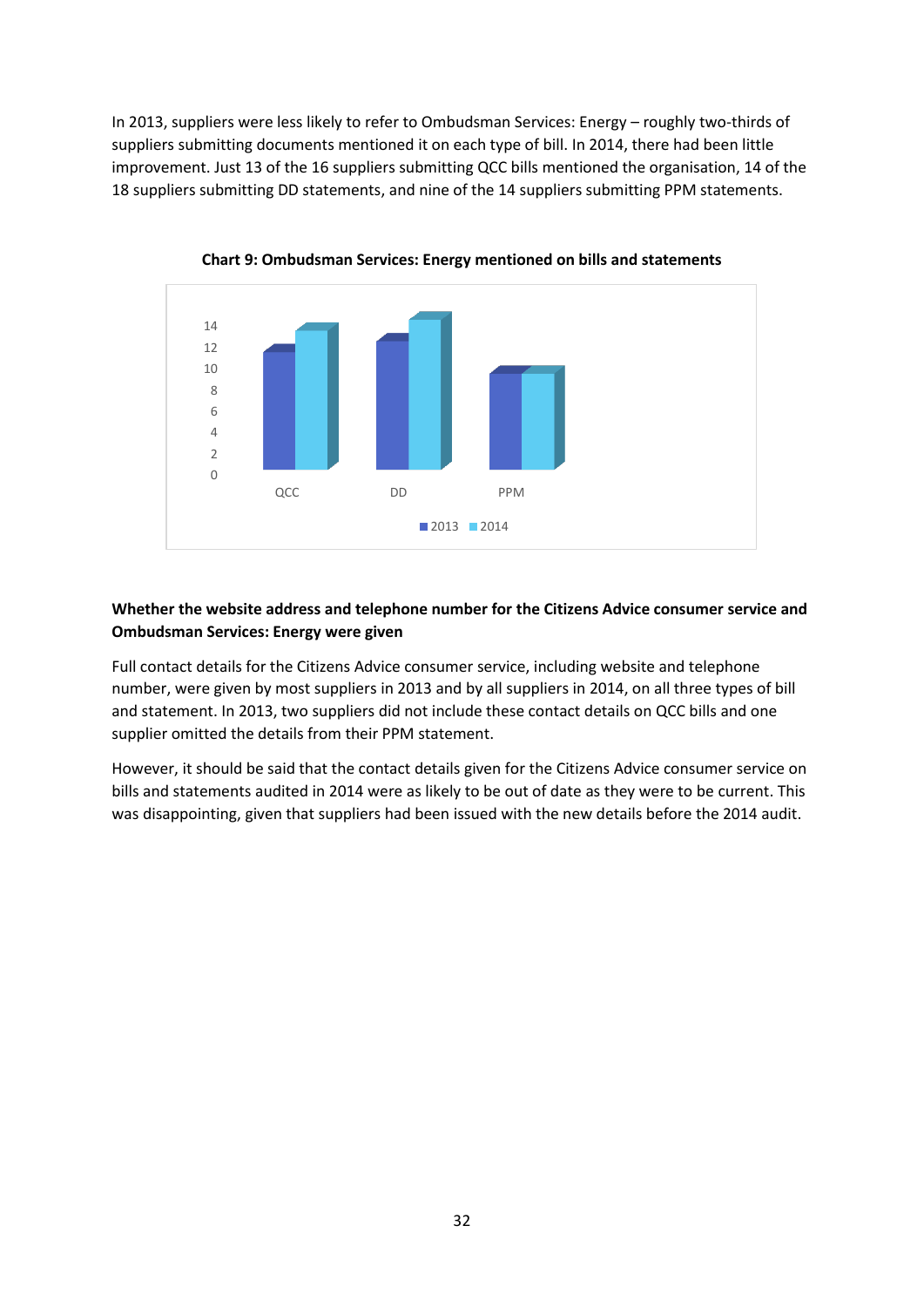In 2013, suppliers were less likely to refer to Ombudsman Services: Energy – roughly two-thirds of suppliers submitting documents mentioned it on each type of bill. In 2014, there had been little improvement. Just 13 of the 16 suppliers submitting QCC bills mentioned the organisation, 14 of the 18 suppliers submitting DD statements, and nine of the 14 suppliers submitting PPM statements.

**Chart 9: Ombudsman Services: Energy mentioned on bills and statements**

### Whether the website address and telephone number for the Citizens Advice consumer service and Ombudsman Services: Energy were given

Full contact details for the Citizens Advice consumer service, including website and telephone number, were given by most suppliers in 2013 and by all suppliers in 2014, on all three types of bill and statement. In 2013, two suppliers did not include these contact details on QCC bills and one supplier omitted the details from their PPM statement.

However, it should be said that the contact details given for the Citizens Advice consumer service on bills and statements audited in 2014 were as likely to be out of date as they were to be current. This was disappointing, given that suppliers had been issued with the new details before the 2014 audit.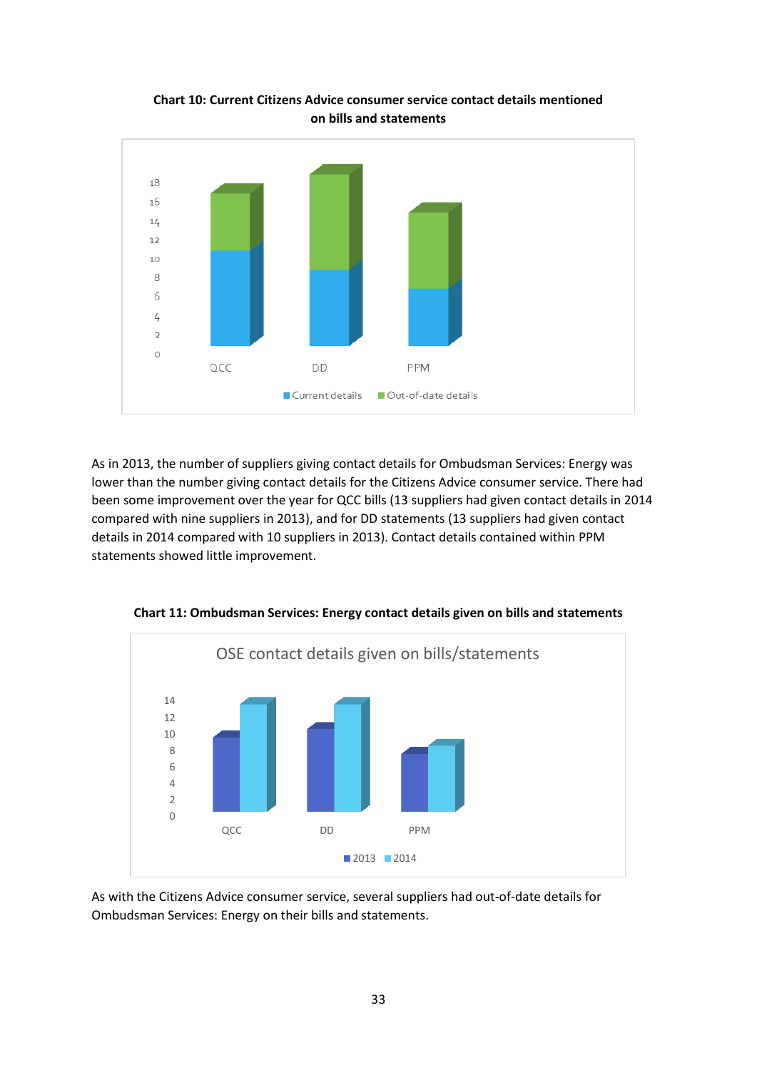**Chart 10: Current Citizens Advice consumer service contact details mentioned on bills and statements**

As in 2013, the number of suppliers giving contact details for Ombudsman Services: Energy was lower than the number giving contact details for the Citizens Advice consumer service. There had been some improvement over the year for QCC bills (13 suppliers had given contact details in 2014 compared with nine suppliers in 2013), and for DD statements (13 suppliers had given contact details in 2014 compared with 10 suppliers in 2013). Contact details contained within PPM statements showed little improvement.

**Chart 11: Ombudsman Services: Energy contact details given on bills and statements**

As with the Citizens Advice consumer service, several suppliers had out-of-date details for Ombudsman Services: Energy on their bills and statements.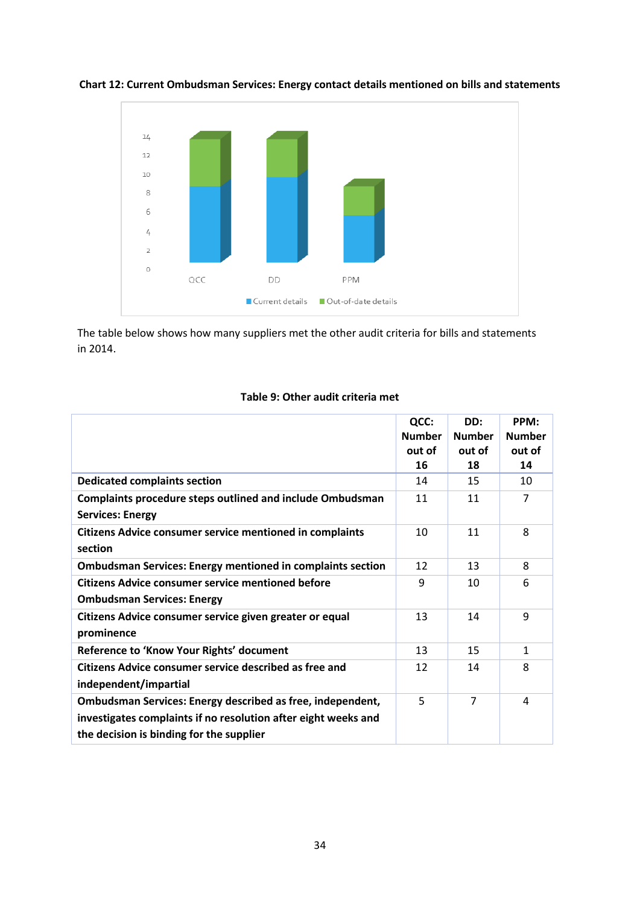**Chart 12: Current Ombudsman Services: Energy contact details mentioned on bills and statements**

The table below shows how many suppliers met the other audit criteria for bills and statements in 2014.

**Table 9: Other audit criteria met**

| | QCC: Number out of 16 | DD: Number out of 18 | PPM: Number out of 14 |
|---|---|---|---|
| **Dedicated complaints section** | 14 | 15 | 10 |
| **Complaints procedure steps outlined and include Ombudsman Services: Energy** | 11 | 11 | 7 |
| **Citizens Advice consumer service mentioned in complaints section** | 10 | 11 | 8 |
| **Ombudsman Services: Energy mentioned in complaints section** | 12 | 13 | 8 |
| **Citizens Advice consumer service mentioned before Ombudsman Services: Energy** | 9 | 10 | 6 |
| **Citizens Advice consumer service given greater or equal prominence** | 13 | 14 | 9 |
| **Reference to 'Know Your Rights' document** | 13 | 15 | 1 |
| **Citizens Advice consumer service described as free and independent/impartial** | 12 | 14 | 8 |
| **Ombudsman Services: Energy described as free, independent, investigates complaints if no resolution after eight weeks and the decision is binding for the supplier** | 5 | 7 | 4 |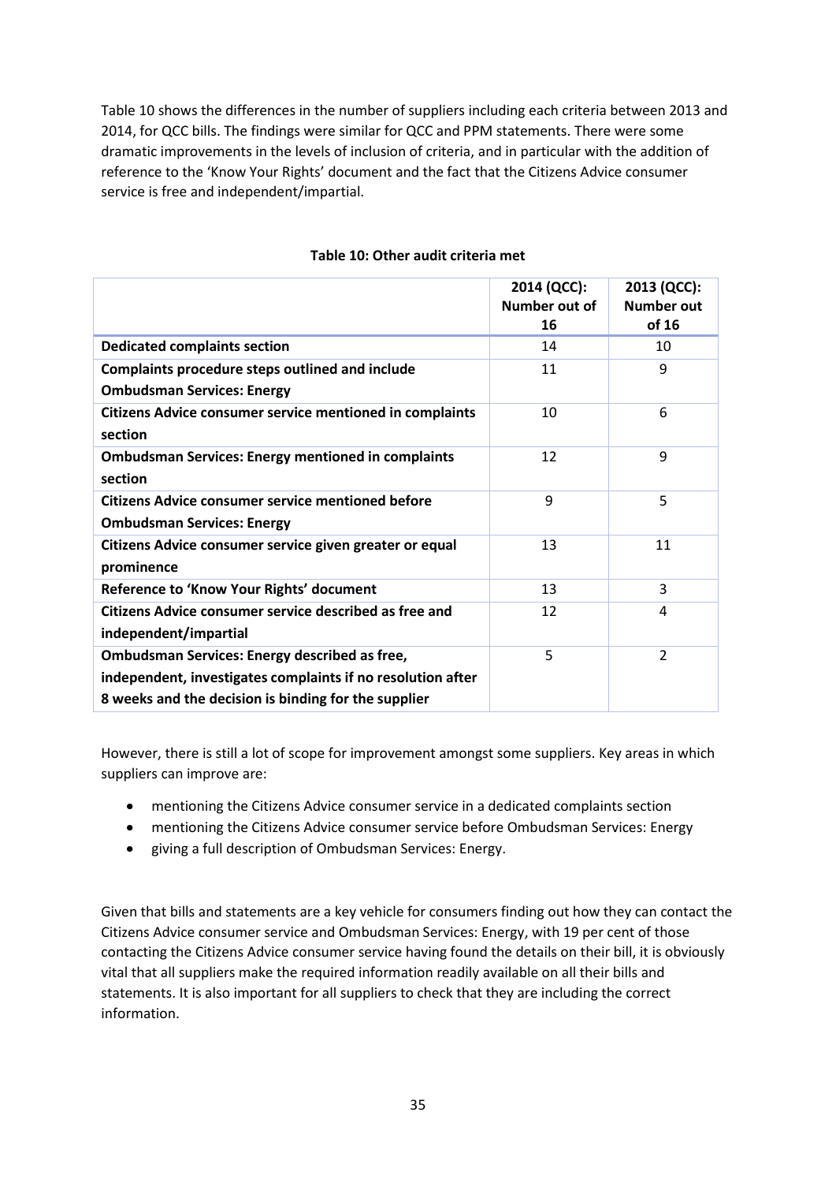Table 10 shows the differences in the number of suppliers including each criteria between 2013 and 2014, for QCC bills. The findings were similar for QCC and PPM statements. There were some dramatic improvements in the levels of inclusion of criteria, and in particular with the addition of reference to the 'Know Your Rights' document and the fact that the Citizens Advice consumer service is free and independent/impartial.

**Table 10: Other audit criteria met**

| | 2014 (QCC): Number out of 16 | 2013 (QCC): Number out of 16 |
|---|---|---|
| **Dedicated complaints section** | 14 | 10 |
| **Complaints procedure steps outlined and include Ombudsman Services: Energy** | 11 | 9 |
| **Citizens Advice consumer service mentioned in complaints section** | 10 | 6 |
| **Ombudsman Services: Energy mentioned in complaints section** | 12 | 9 |
| **Citizens Advice consumer service mentioned before Ombudsman Services: Energy** | 9 | 5 |
| **Citizens Advice consumer service given greater or equal prominence** | 13 | 11 |
| **Reference to 'Know Your Rights' document** | 13 | 3 |
| **Citizens Advice consumer service described as free and independent/impartial** | 12 | 4 |
| **Ombudsman Services: Energy described as free, independent, investigates complaints if no resolution after 8 weeks and the decision is binding for the supplier** | 5 | 2 |

However, there is still a lot of scope for improvement amongst some suppliers. Key areas in which suppliers can improve are:

- mentioning the Citizens Advice consumer service in a dedicated complaints section
- mentioning the Citizens Advice consumer service before Ombudsman Services: Energy
- giving a full description of Ombudsman Services: Energy.

Given that bills and statements are a key vehicle for consumers finding out how they can contact the Citizens Advice consumer service and Ombudsman Services: Energy, with 19 per cent of those contacting the Citizens Advice consumer service having found the details on their bill, it is obviously vital that all suppliers make the required information readily available on all their bills and statements. It is also important for all suppliers to check that they are including the correct information.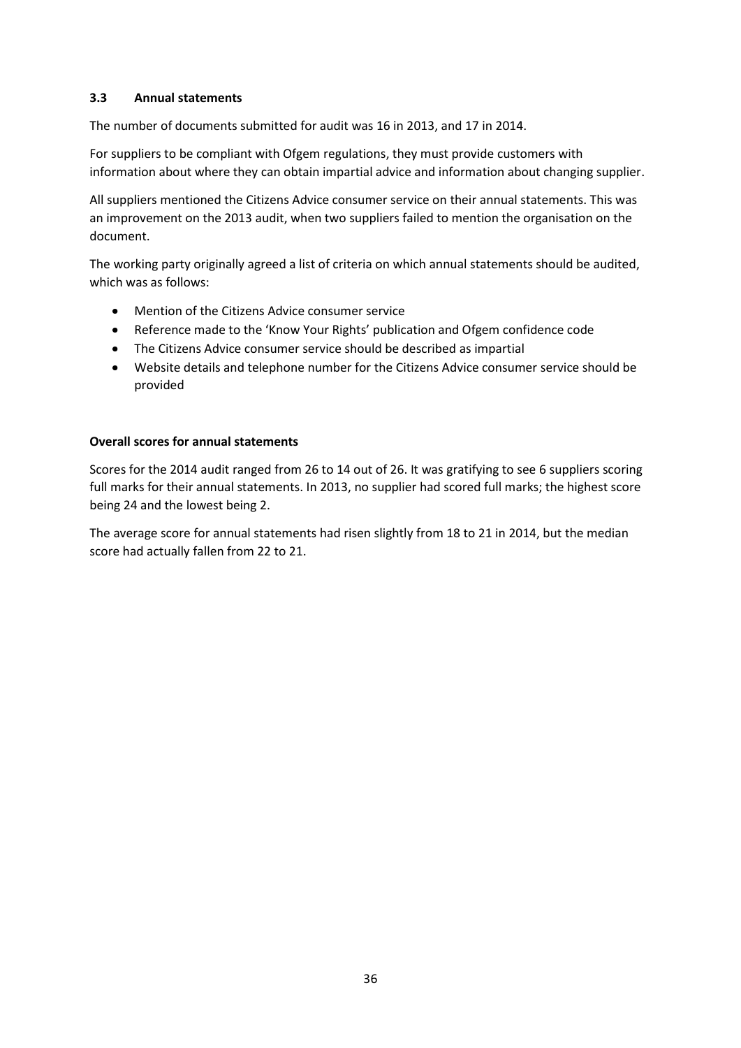### 3.3 Annual statements

The number of documents submitted for audit was 16 in 2013, and 17 in 2014.

For suppliers to be compliant with Ofgem regulations, they must provide customers with information about where they can obtain impartial advice and information about changing supplier.

All suppliers mentioned the Citizens Advice consumer service on their annual statements. This was an improvement on the 2013 audit, when two suppliers failed to mention the organisation on the document.

The working party originally agreed a list of criteria on which annual statements should be audited, which was as follows:

- Mention of the Citizens Advice consumer service
- Reference made to the 'Know Your Rights' publication and Ofgem confidence code
- The Citizens Advice consumer service should be described as impartial
- Website details and telephone number for the Citizens Advice consumer service should be provided

**Overall scores for annual statements**

Scores for the 2014 audit ranged from 26 to 14 out of 26. It was gratifying to see 6 suppliers scoring full marks for their annual statements. In 2013, no supplier had scored full marks; the highest score being 24 and the lowest being 2.

The average score for annual statements had risen slightly from 18 to 21 in 2014, but the median score had actually fallen from 22 to 21.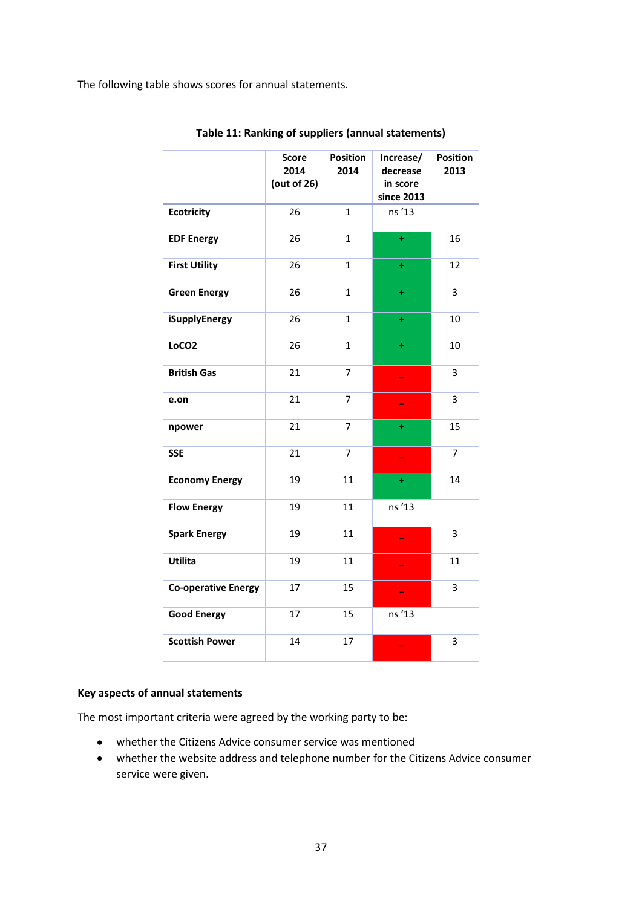The following table shows scores for annual statements.

**Table 11: Ranking of suppliers (annual statements)**

| | Score 2014 (out of 26) | Position 2014 | Increase/ decrease in score since 2013 | Position 2013 |
|---|---|---|---|---|
| **Ecotricity** | 26 | 1 | ns ‘13 | |
| **EDF Energy** | 26 | 1 | + | 16 |
| **First Utility** | 26 | 1 | + | 12 |
| **Green Energy** | 26 | 1 | + | 3 |
| **iSupplyEnergy** | 26 | 1 | + | 10 |
| **LoCO2** | 26 | 1 | + | 10 |
| **British Gas** | 21 | 7 | – | 3 |
| **e.on** | 21 | 7 | – | 3 |
| **npower** | 21 | 7 | + | 15 |
| **SSE** | 21 | 7 | – | 7 |
| **Economy Energy** | 19 | 11 | + | 14 |
| **Flow Energy** | 19 | 11 | ns ‘13 | |
| **Spark Energy** | 19 | 11 | – | 3 |
| **Utilita** | 19 | 11 | – | 11 |
| **Co-operative Energy** | 17 | 15 | – | 3 |
| **Good Energy** | 17 | 15 | ns ‘13 | |
| **Scottish Power** | 14 | 17 | – | 3 |

**Key aspects of annual statements**

The most important criteria were agreed by the working party to be:

- whether the Citizens Advice consumer service was mentioned
- whether the website address and telephone number for the Citizens Advice consumer service were given.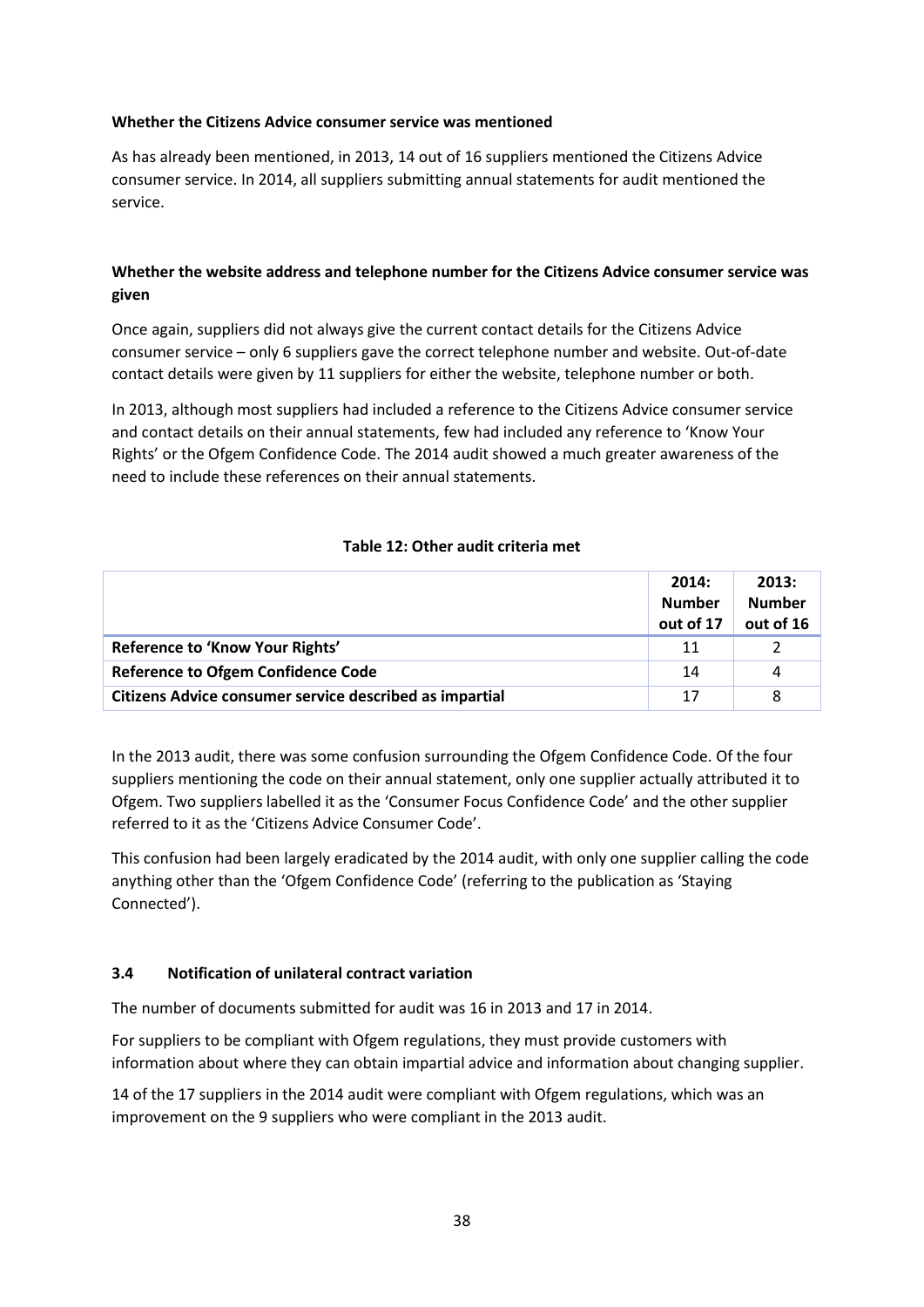**Whether the Citizens Advice consumer service was mentioned**

As has already been mentioned, in 2013, 14 out of 16 suppliers mentioned the Citizens Advice consumer service. In 2014, all suppliers submitting annual statements for audit mentioned the service.

**Whether the website address and telephone number for the Citizens Advice consumer service was given**

Once again, suppliers did not always give the current contact details for the Citizens Advice consumer service – only 6 suppliers gave the correct telephone number and website. Out-of-date contact details were given by 11 suppliers for either the website, telephone number or both.

In 2013, although most suppliers had included a reference to the Citizens Advice consumer service and contact details on their annual statements, few had included any reference to 'Know Your Rights' or the Ofgem Confidence Code. The 2014 audit showed a much greater awareness of the need to include these references on their annual statements.

**Table 12: Other audit criteria met**

| | 2014: Number out of 17 | 2013: Number out of 16 |
|---|---|---|
| **Reference to 'Know Your Rights'** | 11 | 2 |
| **Reference to Ofgem Confidence Code** | 14 | 4 |
| **Citizens Advice consumer service described as impartial** | 17 | 8 |

In the 2013 audit, there was some confusion surrounding the Ofgem Confidence Code. Of the four suppliers mentioning the code on their annual statement, only one supplier actually attributed it to Ofgem. Two suppliers labelled it as the 'Consumer Focus Confidence Code' and the other supplier referred to it as the 'Citizens Advice Consumer Code'.

This confusion had been largely eradicated by the 2014 audit, with only one supplier calling the code anything other than the 'Ofgem Confidence Code' (referring to the publication as 'Staying Connected').

### 3.4 Notification of unilateral contract variation

The number of documents submitted for audit was 16 in 2013 and 17 in 2014.

For suppliers to be compliant with Ofgem regulations, they must provide customers with information about where they can obtain impartial advice and information about changing supplier.

14 of the 17 suppliers in the 2014 audit were compliant with Ofgem regulations, which was an improvement on the 9 suppliers who were compliant in the 2013 audit.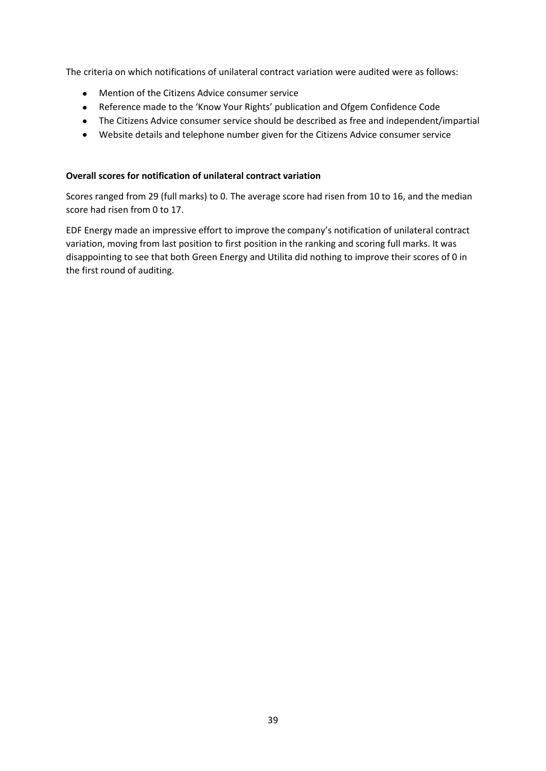The criteria on which notifications of unilateral contract variation were audited were as follows:

- Mention of the Citizens Advice consumer service
- Reference made to the 'Know Your Rights' publication and Ofgem Confidence Code
- The Citizens Advice consumer service should be described as free and independent/impartial
- Website details and telephone number given for the Citizens Advice consumer service

**Overall scores for notification of unilateral contract variation**

Scores ranged from 29 (full marks) to 0. The average score had risen from 10 to 16, and the median score had risen from 0 to 17.

EDF Energy made an impressive effort to improve the company's notification of unilateral contract variation, moving from last position to first position in the ranking and scoring full marks. It was disappointing to see that both Green Energy and Utilita did nothing to improve their scores of 0 in the first round of auditing.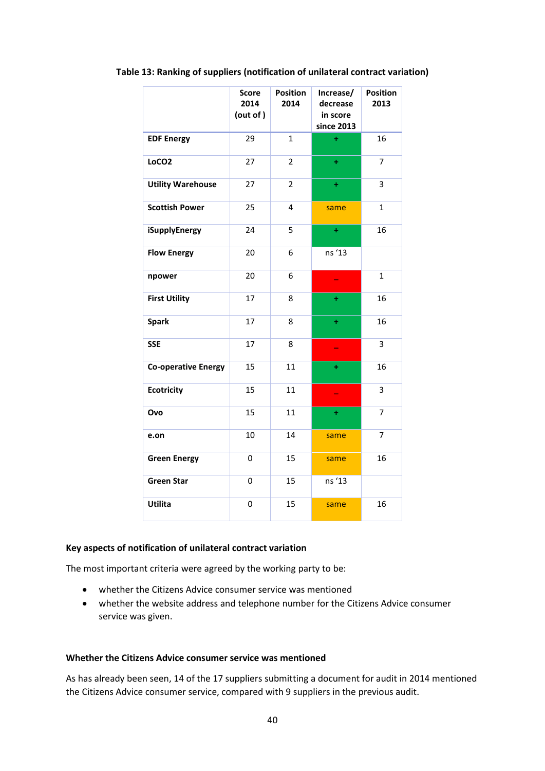**Table 13: Ranking of suppliers (notification of unilateral contract variation)**

| | Score 2014 (out of ) | Position 2014 | Increase/ decrease in score since 2013 | Position 2013 |
|---|---|---|---|---|
| **EDF Energy** | 29 | 1 | + | 16 |
| **LoCO2** | 27 | 2 | + | 7 |
| **Utility Warehouse** | 27 | 2 | + | 3 |
| **Scottish Power** | 25 | 4 | same | 1 |
| **iSupplyEnergy** | 24 | 5 | + | 16 |
| **Flow Energy** | 20 | 6 | ns '13 | |
| **npower** | 20 | 6 | – | 1 |
| **First Utility** | 17 | 8 | + | 16 |
| **Spark** | 17 | 8 | + | 16 |
| **SSE** | 17 | 8 | – | 3 |
| **Co-operative Energy** | 15 | 11 | + | 16 |
| **Ecotricity** | 15 | 11 | – | 3 |
| **Ovo** | 15 | 11 | + | 7 |
| **e.on** | 10 | 14 | same | 7 |
| **Green Energy** | 0 | 15 | same | 16 |
| **Green Star** | 0 | 15 | ns '13 | |
| **Utilita** | 0 | 15 | same | 16 |

### Key aspects of notification of unilateral contract variation

The most important criteria were agreed by the working party to be:

- whether the Citizens Advice consumer service was mentioned
- whether the website address and telephone number for the Citizens Advice consumer service was given.

### Whether the Citizens Advice consumer service was mentioned

As has already been seen, 14 of the 17 suppliers submitting a document for audit in 2014 mentioned the Citizens Advice consumer service, compared with 9 suppliers in the previous audit.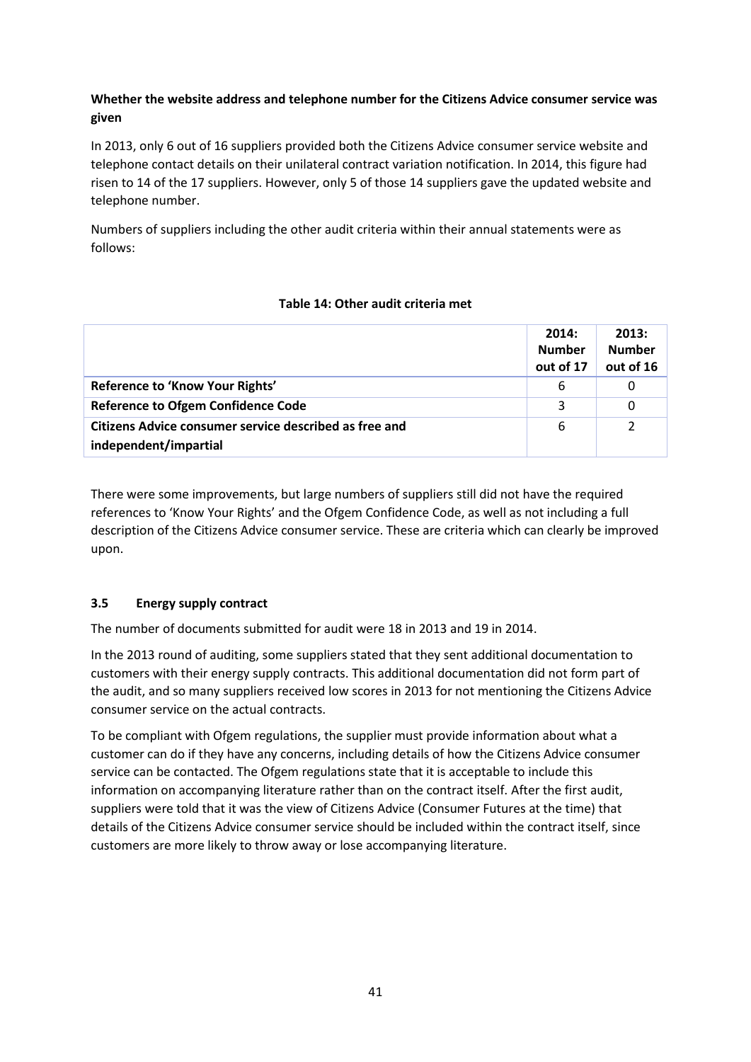**Whether the website address and telephone number for the Citizens Advice consumer service was given**

In 2013, only 6 out of 16 suppliers provided both the Citizens Advice consumer service website and telephone contact details on their unilateral contract variation notification. In 2014, this figure had risen to 14 of the 17 suppliers. However, only 5 of those 14 suppliers gave the updated website and telephone number.

Numbers of suppliers including the other audit criteria within their annual statements were as follows:

**Table 14: Other audit criteria met**

| | 2014: Number out of 17 | 2013: Number out of 16 |
|---|---|---|
| **Reference to 'Know Your Rights'** | 6 | 0 |
| **Reference to Ofgem Confidence Code** | 3 | 0 |
| **Citizens Advice consumer service described as free and independent/impartial** | 6 | 2 |

There were some improvements, but large numbers of suppliers still did not have the required references to 'Know Your Rights' and the Ofgem Confidence Code, as well as not including a full description of the Citizens Advice consumer service. These are criteria which can clearly be improved upon.

### 3.5 Energy supply contract

The number of documents submitted for audit were 18 in 2013 and 19 in 2014.

In the 2013 round of auditing, some suppliers stated that they sent additional documentation to customers with their energy supply contracts. This additional documentation did not form part of the audit, and so many suppliers received low scores in 2013 for not mentioning the Citizens Advice consumer service on the actual contracts.

To be compliant with Ofgem regulations, the supplier must provide information about what a customer can do if they have any concerns, including details of how the Citizens Advice consumer service can be contacted. The Ofgem regulations state that it is acceptable to include this information on accompanying literature rather than on the contract itself. After the first audit, suppliers were told that it was the view of Citizens Advice (Consumer Futures at the time) that details of the Citizens Advice consumer service should be included within the contract itself, since customers are more likely to throw away or lose accompanying literature.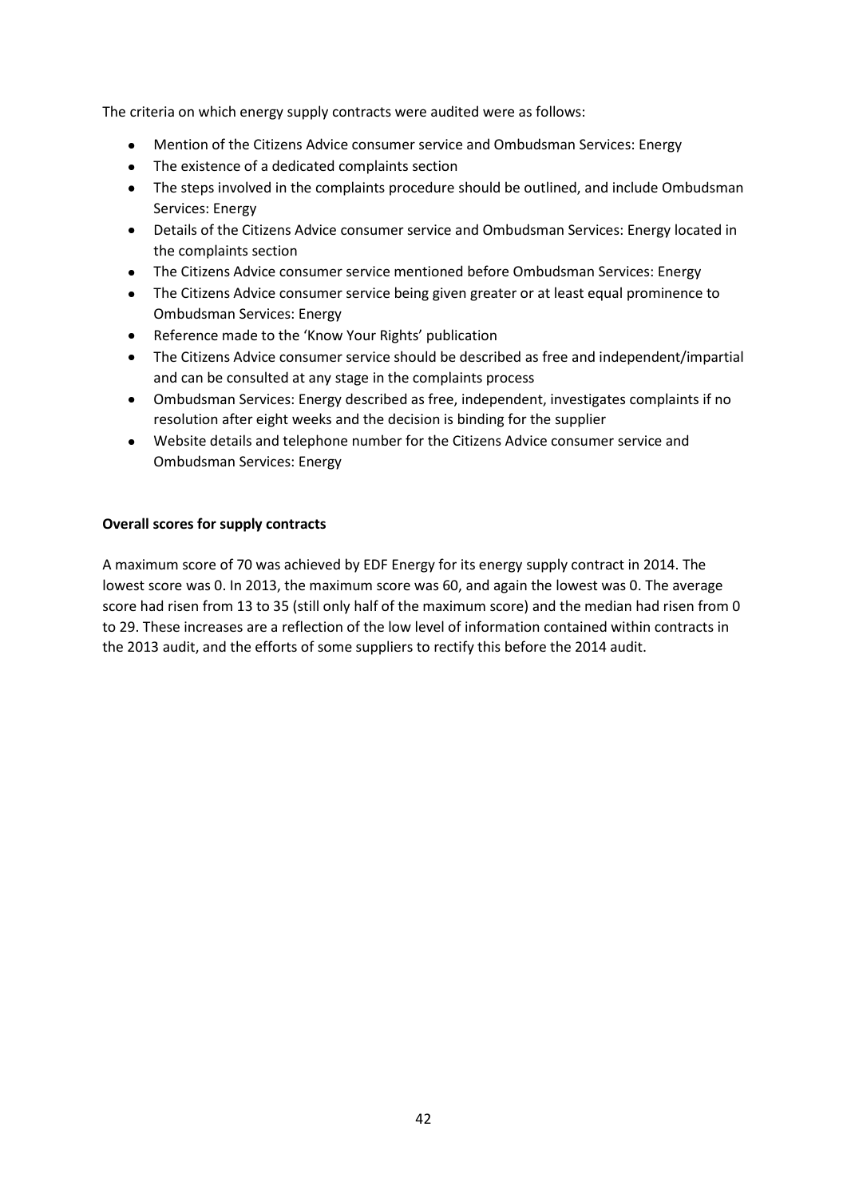The criteria on which energy supply contracts were audited were as follows:

- Mention of the Citizens Advice consumer service and Ombudsman Services: Energy
- The existence of a dedicated complaints section
- The steps involved in the complaints procedure should be outlined, and include Ombudsman Services: Energy
- Details of the Citizens Advice consumer service and Ombudsman Services: Energy located in the complaints section
- The Citizens Advice consumer service mentioned before Ombudsman Services: Energy
- The Citizens Advice consumer service being given greater or at least equal prominence to Ombudsman Services: Energy
- Reference made to the 'Know Your Rights' publication
- The Citizens Advice consumer service should be described as free and independent/impartial and can be consulted at any stage in the complaints process
- Ombudsman Services: Energy described as free, independent, investigates complaints if no resolution after eight weeks and the decision is binding for the supplier
- Website details and telephone number for the Citizens Advice consumer service and Ombudsman Services: Energy

**Overall scores for supply contracts**

A maximum score of 70 was achieved by EDF Energy for its energy supply contract in 2014. The lowest score was 0. In 2013, the maximum score was 60, and again the lowest was 0. The average score had risen from 13 to 35 (still only half of the maximum score) and the median had risen from 0 to 29. These increases are a reflection of the low level of information contained within contracts in the 2013 audit, and the efforts of some suppliers to rectify this before the 2014 audit.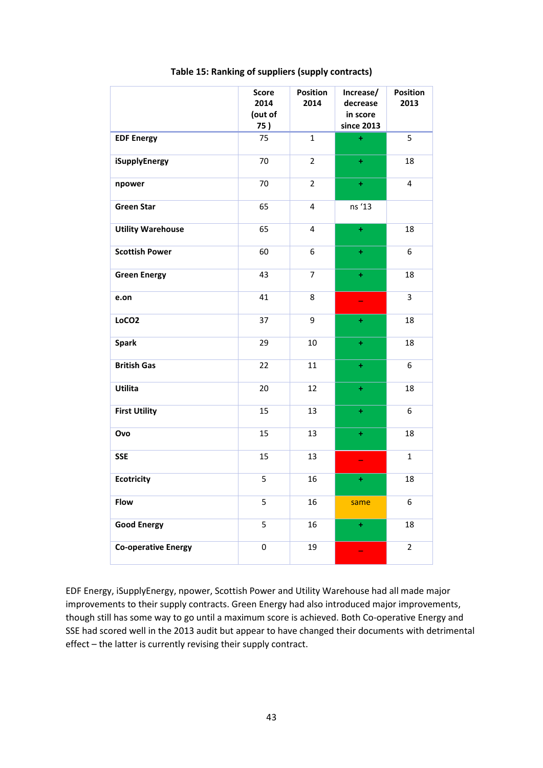**Table 15: Ranking of suppliers (supply contracts)**

| | Score 2014 (out of 75 ) | Position 2014 | Increase/ decrease in score since 2013 | Position 2013 |
|---|---|---|---|---|
| **EDF Energy** | 75 | 1 | + | 5 |
| **iSupplyEnergy** | 70 | 2 | + | 18 |
| **npower** | 70 | 2 | + | 4 |
| **Green Star** | 65 | 4 | ns '13 | |
| **Utility Warehouse** | 65 | 4 | + | 18 |
| **Scottish Power** | 60 | 6 | + | 6 |
| **Green Energy** | 43 | 7 | + | 18 |
| **e.on** | 41 | 8 | – | 3 |
| **LoCO2** | 37 | 9 | + | 18 |
| **Spark** | 29 | 10 | + | 18 |
| **British Gas** | 22 | 11 | + | 6 |
| **Utilita** | 20 | 12 | + | 18 |
| **First Utility** | 15 | 13 | + | 6 |
| **Ovo** | 15 | 13 | + | 18 |
| **SSE** | 15 | 13 | – | 1 |
| **Ecotricity** | 5 | 16 | + | 18 |
| **Flow** | 5 | 16 | same | 6 |
| **Good Energy** | 5 | 16 | + | 18 |
| **Co-operative Energy** | 0 | 19 | – | 2 |

EDF Energy, iSupplyEnergy, npower, Scottish Power and Utility Warehouse had all made major improvements to their supply contracts. Green Energy had also introduced major improvements, though still has some way to go until a maximum score is achieved. Both Co-operative Energy and SSE had scored well in the 2013 audit but appear to have changed their documents with detrimental effect – the latter is currently revising their supply contract.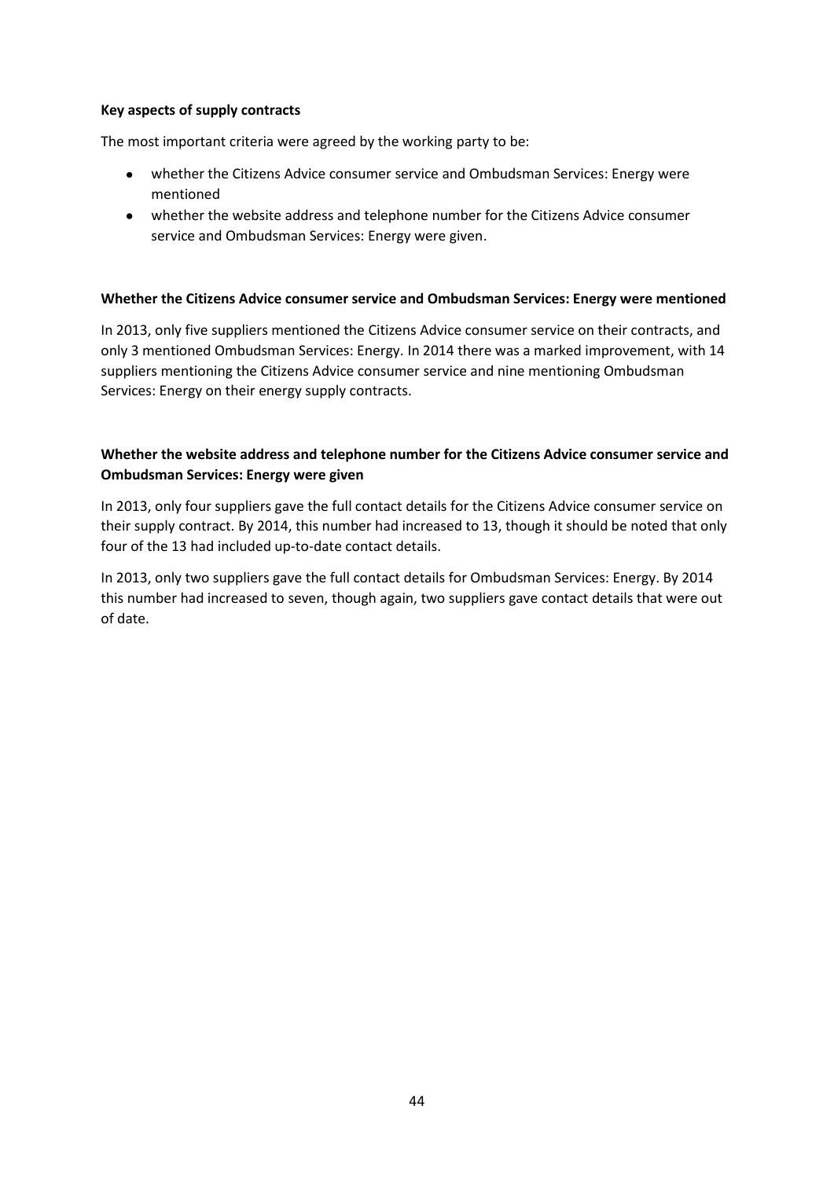**Key aspects of supply contracts**

The most important criteria were agreed by the working party to be:

- whether the Citizens Advice consumer service and Ombudsman Services: Energy were mentioned
- whether the website address and telephone number for the Citizens Advice consumer service and Ombudsman Services: Energy were given.

**Whether the Citizens Advice consumer service and Ombudsman Services: Energy were mentioned**

In 2013, only five suppliers mentioned the Citizens Advice consumer service on their contracts, and only 3 mentioned Ombudsman Services: Energy. In 2014 there was a marked improvement, with 14 suppliers mentioning the Citizens Advice consumer service and nine mentioning Ombudsman Services: Energy on their energy supply contracts.

**Whether the website address and telephone number for the Citizens Advice consumer service and Ombudsman Services: Energy were given**

In 2013, only four suppliers gave the full contact details for the Citizens Advice consumer service on their supply contract. By 2014, this number had increased to 13, though it should be noted that only four of the 13 had included up-to-date contact details.

In 2013, only two suppliers gave the full contact details for Ombudsman Services: Energy. By 2014 this number had increased to seven, though again, two suppliers gave contact details that were out of date.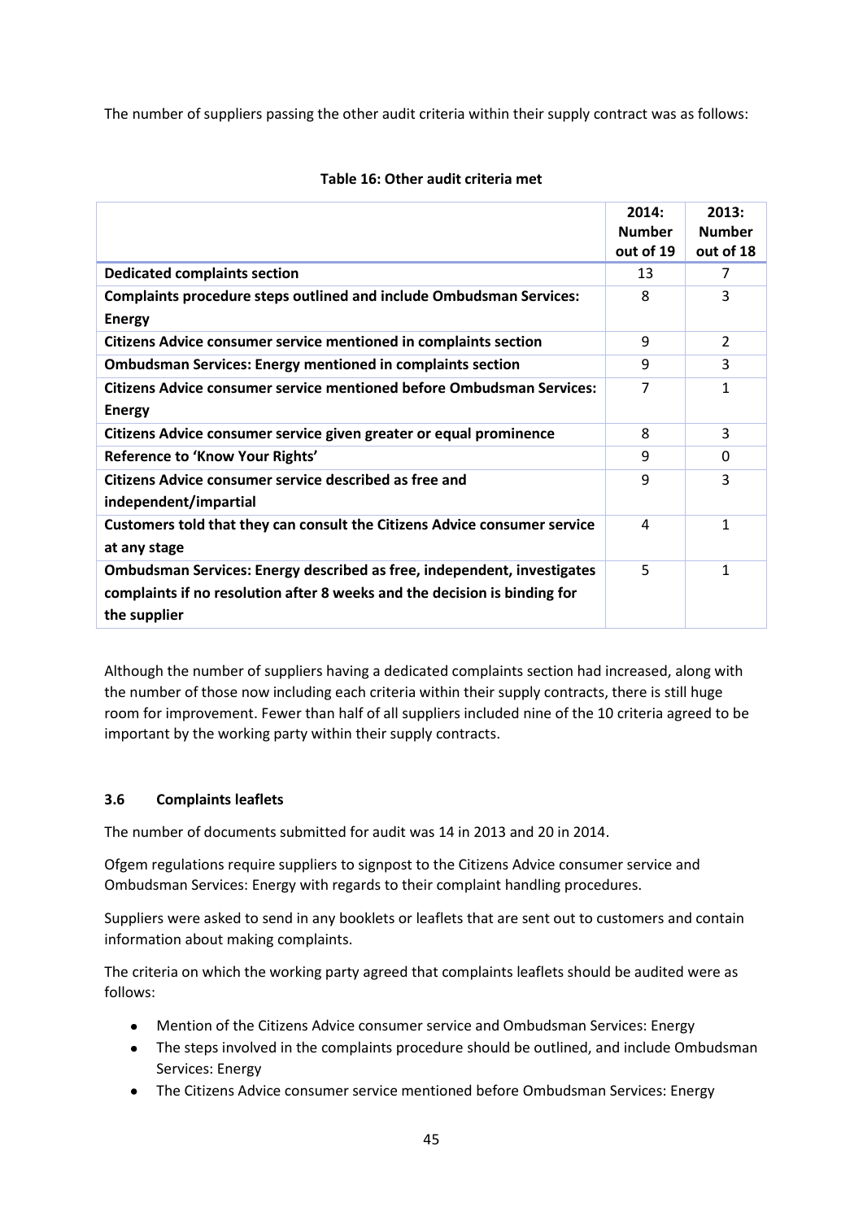The number of suppliers passing the other audit criteria within their supply contract was as follows:

**Table 16: Other audit criteria met**

| | 2014: Number out of 19 | 2013: Number out of 18 |
|---|---|---|
| **Dedicated complaints section** | 13 | 7 |
| **Complaints procedure steps outlined and include Ombudsman Services: Energy** | 8 | 3 |
| **Citizens Advice consumer service mentioned in complaints section** | 9 | 2 |
| **Ombudsman Services: Energy mentioned in complaints section** | 9 | 3 |
| **Citizens Advice consumer service mentioned before Ombudsman Services: Energy** | 7 | 1 |
| **Citizens Advice consumer service given greater or equal prominence** | 8 | 3 |
| **Reference to 'Know Your Rights'** | 9 | 0 |
| **Citizens Advice consumer service described as free and independent/impartial** | 9 | 3 |
| **Customers told that they can consult the Citizens Advice consumer service at any stage** | 4 | 1 |
| **Ombudsman Services: Energy described as free, independent, investigates complaints if no resolution after 8 weeks and the decision is binding for the supplier** | 5 | 1 |

Although the number of suppliers having a dedicated complaints section had increased, along with the number of those now including each criteria within their supply contracts, there is still huge room for improvement. Fewer than half of all suppliers included nine of the 10 criteria agreed to be important by the working party within their supply contracts.

### 3.6 Complaints leaflets

The number of documents submitted for audit was 14 in 2013 and 20 in 2014.

Ofgem regulations require suppliers to signpost to the Citizens Advice consumer service and Ombudsman Services: Energy with regards to their complaint handling procedures.

Suppliers were asked to send in any booklets or leaflets that are sent out to customers and contain information about making complaints.

The criteria on which the working party agreed that complaints leaflets should be audited were as follows:

- Mention of the Citizens Advice consumer service and Ombudsman Services: Energy
- The steps involved in the complaints procedure should be outlined, and include Ombudsman Services: Energy
- The Citizens Advice consumer service mentioned before Ombudsman Services: Energy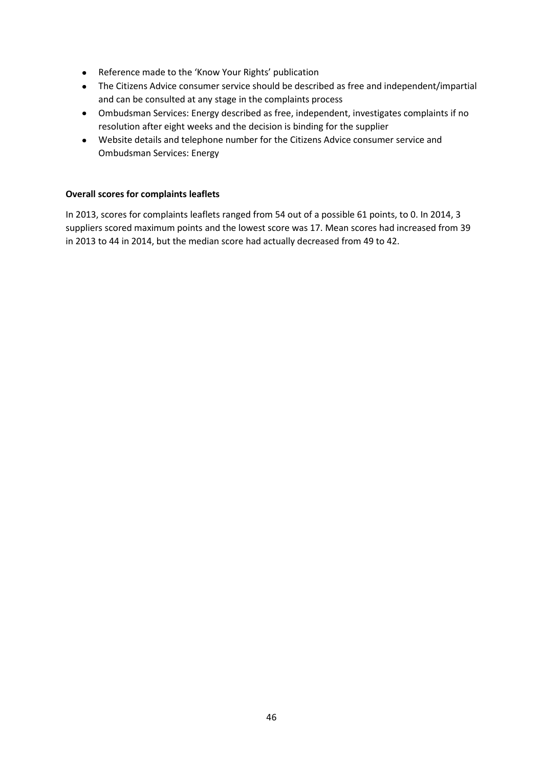- Reference made to the 'Know Your Rights' publication
- The Citizens Advice consumer service should be described as free and independent/impartial and can be consulted at any stage in the complaints process
- Ombudsman Services: Energy described as free, independent, investigates complaints if no resolution after eight weeks and the decision is binding for the supplier
- Website details and telephone number for the Citizens Advice consumer service and Ombudsman Services: Energy

**Overall scores for complaints leaflets**

In 2013, scores for complaints leaflets ranged from 54 out of a possible 61 points, to 0. In 2014, 3 suppliers scored maximum points and the lowest score was 17. Mean scores had increased from 39 in 2013 to 44 in 2014, but the median score had actually decreased from 49 to 42.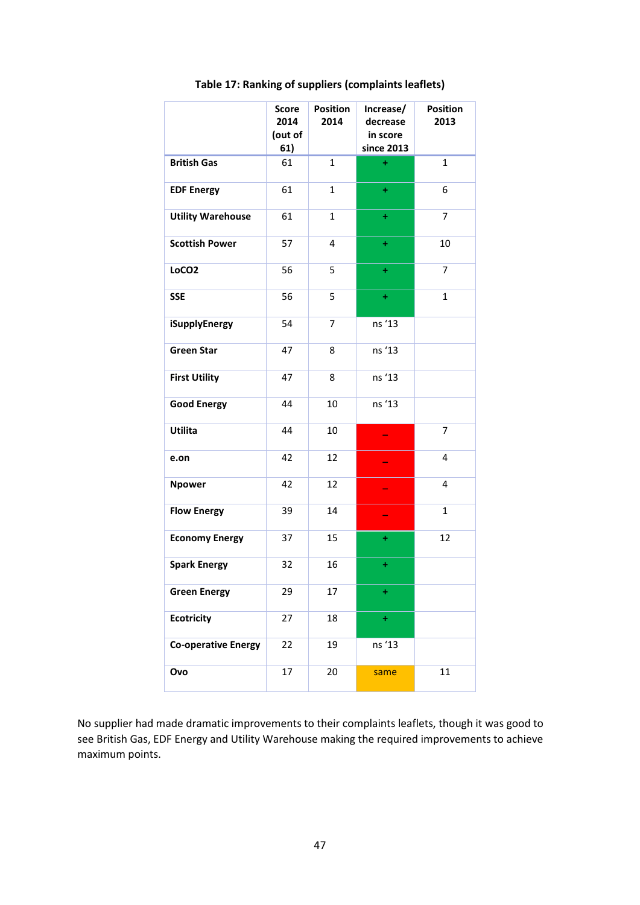**Table 17: Ranking of suppliers (complaints leaflets)**

| | Score 2014 (out of 61) | Position 2014 | Increase/ decrease in score since 2013 | Position 2013 |
|---|---|---|---|---|
| **British Gas** | 61 | 1 | + | 1 |
| **EDF Energy** | 61 | 1 | + | 6 |
| **Utility Warehouse** | 61 | 1 | + | 7 |
| **Scottish Power** | 57 | 4 | + | 10 |
| **LoCO2** | 56 | 5 | + | 7 |
| **SSE** | 56 | 5 | + | 1 |
| **iSupplyEnergy** | 54 | 7 | ns ‘13 | |
| **Green Star** | 47 | 8 | ns ‘13 | |
| **First Utility** | 47 | 8 | ns ‘13 | |
| **Good Energy** | 44 | 10 | ns ‘13 | |
| **Utilita** | 44 | 10 | – | 7 |
| **e.on** | 42 | 12 | – | 4 |
| **Npower** | 42 | 12 | – | 4 |
| **Flow Energy** | 39 | 14 | – | 1 |
| **Economy Energy** | 37 | 15 | + | 12 |
| **Spark Energy** | 32 | 16 | + | |
| **Green Energy** | 29 | 17 | + | |
| **Ecotricity** | 27 | 18 | + | |
| **Co-operative Energy** | 22 | 19 | ns ‘13 | |
| **Ovo** | 17 | 20 | same | 11 |

No supplier had made dramatic improvements to their complaints leaflets, though it was good to see British Gas, EDF Energy and Utility Warehouse making the required improvements to achieve maximum points.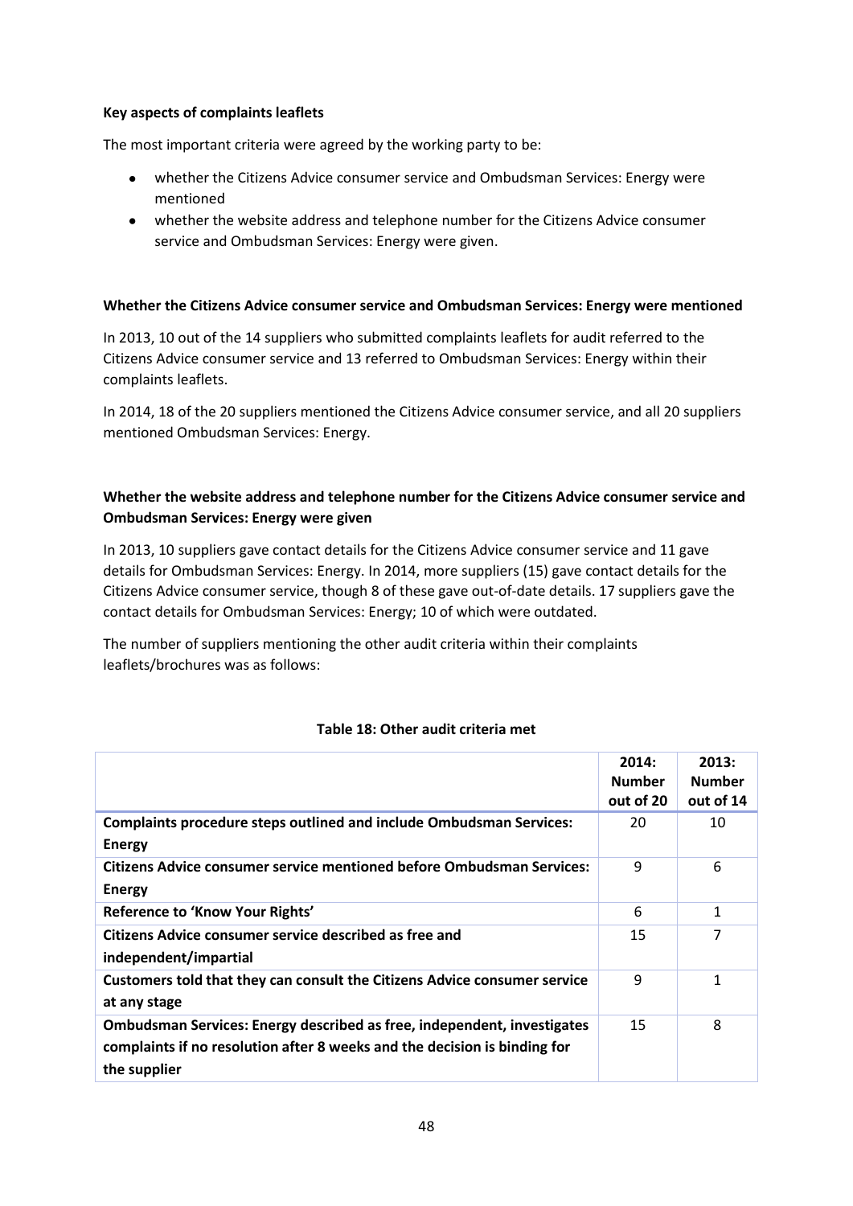**Key aspects of complaints leaflets**

The most important criteria were agreed by the working party to be:

- whether the Citizens Advice consumer service and Ombudsman Services: Energy were mentioned
- whether the website address and telephone number for the Citizens Advice consumer service and Ombudsman Services: Energy were given.

**Whether the Citizens Advice consumer service and Ombudsman Services: Energy were mentioned**

In 2013, 10 out of the 14 suppliers who submitted complaints leaflets for audit referred to the Citizens Advice consumer service and 13 referred to Ombudsman Services: Energy within their complaints leaflets.

In 2014, 18 of the 20 suppliers mentioned the Citizens Advice consumer service, and all 20 suppliers mentioned Ombudsman Services: Energy.

**Whether the website address and telephone number for the Citizens Advice consumer service and Ombudsman Services: Energy were given**

In 2013, 10 suppliers gave contact details for the Citizens Advice consumer service and 11 gave details for Ombudsman Services: Energy. In 2014, more suppliers (15) gave contact details for the Citizens Advice consumer service, though 8 of these gave out-of-date details. 17 suppliers gave the contact details for Ombudsman Services: Energy; 10 of which were outdated.

The number of suppliers mentioning the other audit criteria within their complaints leaflets/brochures was as follows:

**Table 18: Other audit criteria met**

| | 2014: Number out of 20 | 2013: Number out of 14 |
|---|---|---|
| **Complaints procedure steps outlined and include Ombudsman Services: Energy** | 20 | 10 |
| **Citizens Advice consumer service mentioned before Ombudsman Services: Energy** | 9 | 6 |
| **Reference to 'Know Your Rights'** | 6 | 1 |
| **Citizens Advice consumer service described as free and independent/impartial** | 15 | 7 |
| **Customers told that they can consult the Citizens Advice consumer service at any stage** | 9 | 1 |
| **Ombudsman Services: Energy described as free, independent, investigates complaints if no resolution after 8 weeks and the decision is binding for the supplier** | 15 | 8 |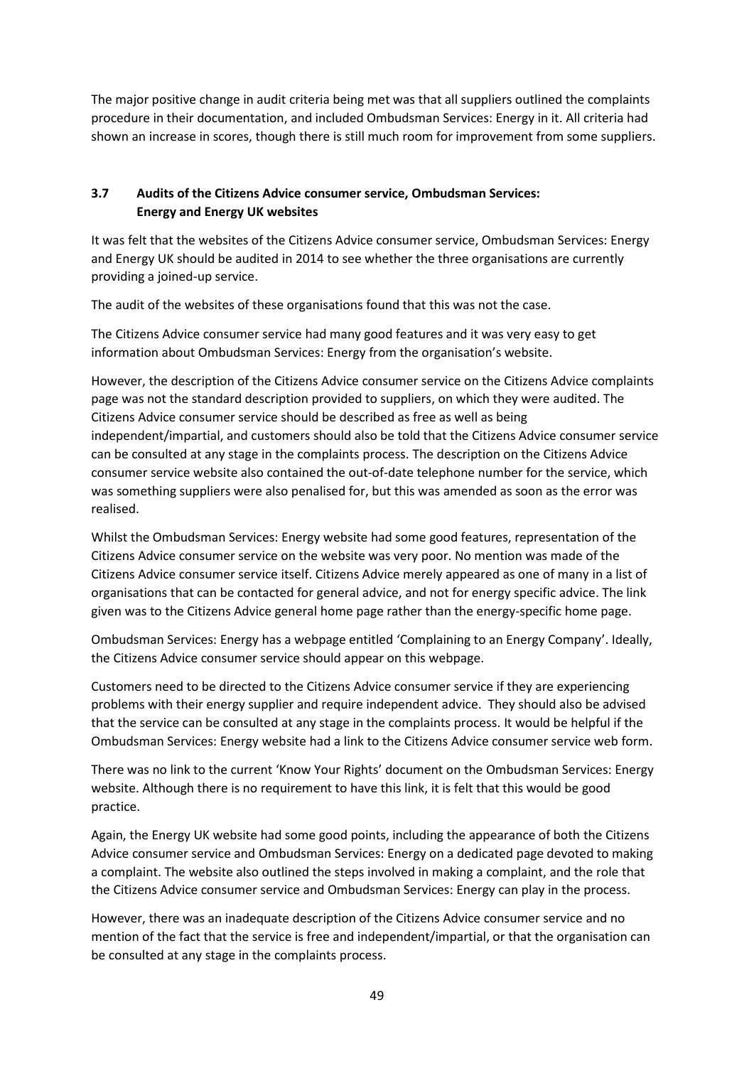The major positive change in audit criteria being met was that all suppliers outlined the complaints procedure in their documentation, and included Ombudsman Services: Energy in it. All criteria had shown an increase in scores, though there is still much room for improvement from some suppliers.

### 3.7 Audits of the Citizens Advice consumer service, Ombudsman Services: Energy and Energy UK websites

It was felt that the websites of the Citizens Advice consumer service, Ombudsman Services: Energy and Energy UK should be audited in 2014 to see whether the three organisations are currently providing a joined-up service.

The audit of the websites of these organisations found that this was not the case.

The Citizens Advice consumer service had many good features and it was very easy to get information about Ombudsman Services: Energy from the organisation's website.

However, the description of the Citizens Advice consumer service on the Citizens Advice complaints page was not the standard description provided to suppliers, on which they were audited. The Citizens Advice consumer service should be described as free as well as being independent/impartial, and customers should also be told that the Citizens Advice consumer service can be consulted at any stage in the complaints process. The description on the Citizens Advice consumer service website also contained the out-of-date telephone number for the service, which was something suppliers were also penalised for, but this was amended as soon as the error was realised.

Whilst the Ombudsman Services: Energy website had some good features, representation of the Citizens Advice consumer service on the website was very poor. No mention was made of the Citizens Advice consumer service itself. Citizens Advice merely appeared as one of many in a list of organisations that can be contacted for general advice, and not for energy specific advice. The link given was to the Citizens Advice general home page rather than the energy-specific home page.

Ombudsman Services: Energy has a webpage entitled 'Complaining to an Energy Company'. Ideally, the Citizens Advice consumer service should appear on this webpage.

Customers need to be directed to the Citizens Advice consumer service if they are experiencing problems with their energy supplier and require independent advice. They should also be advised that the service can be consulted at any stage in the complaints process. It would be helpful if the Ombudsman Services: Energy website had a link to the Citizens Advice consumer service web form.

There was no link to the current 'Know Your Rights' document on the Ombudsman Services: Energy website. Although there is no requirement to have this link, it is felt that this would be good practice.

Again, the Energy UK website had some good points, including the appearance of both the Citizens Advice consumer service and Ombudsman Services: Energy on a dedicated page devoted to making a complaint. The website also outlined the steps involved in making a complaint, and the role that the Citizens Advice consumer service and Ombudsman Services: Energy can play in the process.

However, there was an inadequate description of the Citizens Advice consumer service and no mention of the fact that the service is free and independent/impartial, or that the organisation can be consulted at any stage in the complaints process.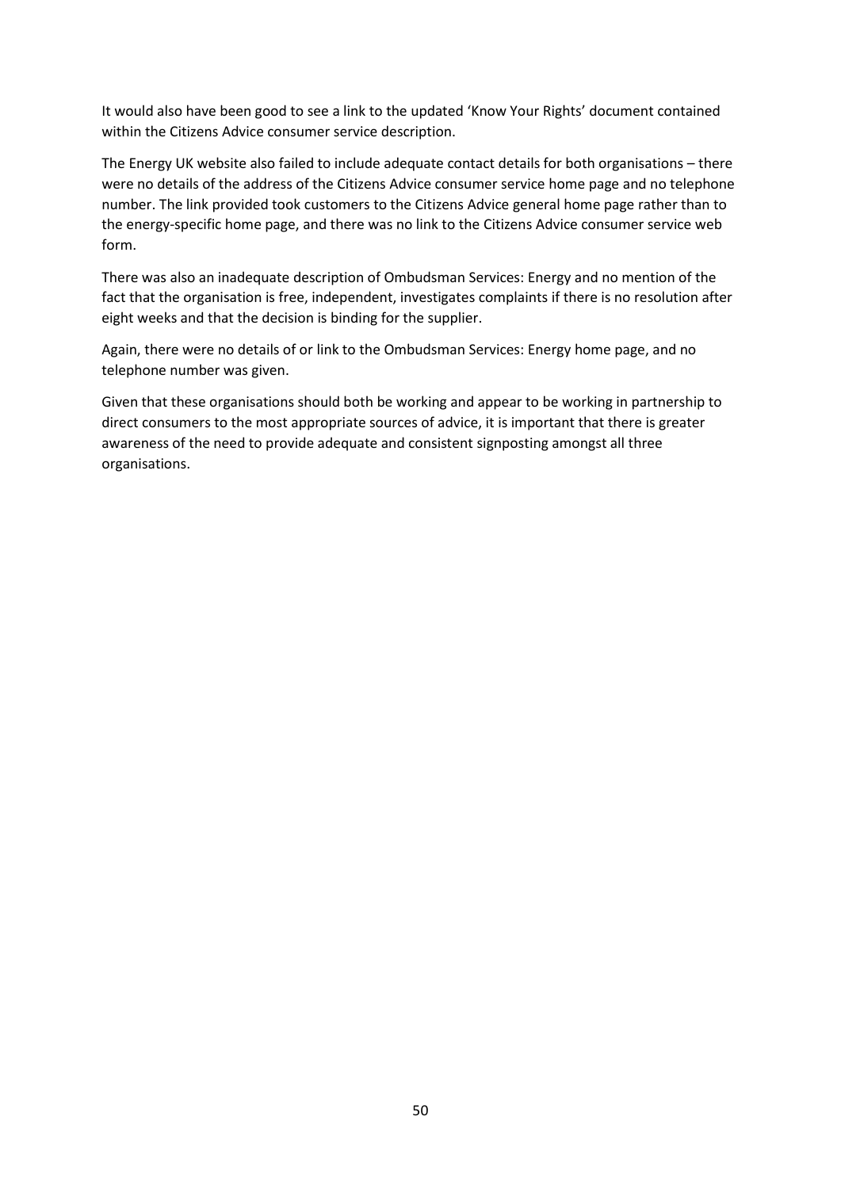It would also have been good to see a link to the updated 'Know Your Rights' document contained within the Citizens Advice consumer service description.

The Energy UK website also failed to include adequate contact details for both organisations – there were no details of the address of the Citizens Advice consumer service home page and no telephone number. The link provided took customers to the Citizens Advice general home page rather than to the energy-specific home page, and there was no link to the Citizens Advice consumer service web form.

There was also an inadequate description of Ombudsman Services: Energy and no mention of the fact that the organisation is free, independent, investigates complaints if there is no resolution after eight weeks and that the decision is binding for the supplier.

Again, there were no details of or link to the Ombudsman Services: Energy home page, and no telephone number was given.

Given that these organisations should both be working and appear to be working in partnership to direct consumers to the most appropriate sources of advice, it is important that there is greater awareness of the need to provide adequate and consistent signposting amongst all three organisations.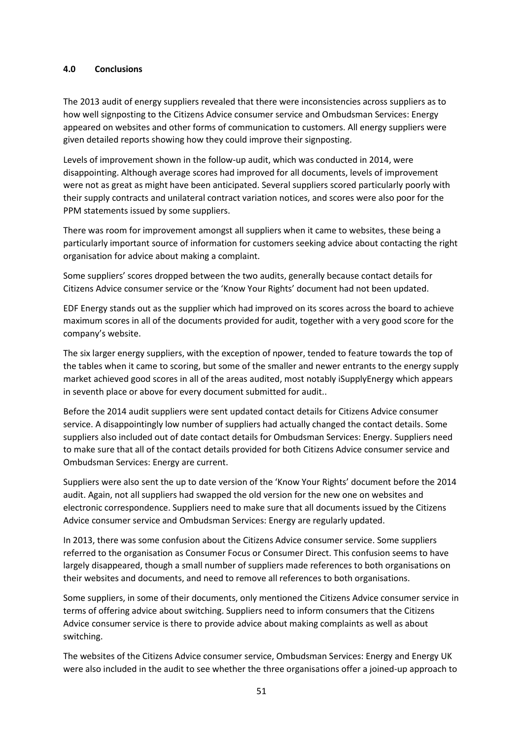## 4.0 Conclusions

The 2013 audit of energy suppliers revealed that there were inconsistencies across suppliers as to how well signposting to the Citizens Advice consumer service and Ombudsman Services: Energy appeared on websites and other forms of communication to customers. All energy suppliers were given detailed reports showing how they could improve their signposting.

Levels of improvement shown in the follow-up audit, which was conducted in 2014, were disappointing. Although average scores had improved for all documents, levels of improvement were not as great as might have been anticipated. Several suppliers scored particularly poorly with their supply contracts and unilateral contract variation notices, and scores were also poor for the PPM statements issued by some suppliers.

There was room for improvement amongst all suppliers when it came to websites, these being a particularly important source of information for customers seeking advice about contacting the right organisation for advice about making a complaint.

Some suppliers' scores dropped between the two audits, generally because contact details for Citizens Advice consumer service or the 'Know Your Rights' document had not been updated.

EDF Energy stands out as the supplier which had improved on its scores across the board to achieve maximum scores in all of the documents provided for audit, together with a very good score for the company's website.

The six larger energy suppliers, with the exception of npower, tended to feature towards the top of the tables when it came to scoring, but some of the smaller and newer entrants to the energy supply market achieved good scores in all of the areas audited, most notably iSupplyEnergy which appears in seventh place or above for every document submitted for audit..

Before the 2014 audit suppliers were sent updated contact details for Citizens Advice consumer service. A disappointingly low number of suppliers had actually changed the contact details. Some suppliers also included out of date contact details for Ombudsman Services: Energy. Suppliers need to make sure that all of the contact details provided for both Citizens Advice consumer service and Ombudsman Services: Energy are current.

Suppliers were also sent the up to date version of the 'Know Your Rights' document before the 2014 audit. Again, not all suppliers had swapped the old version for the new one on websites and electronic correspondence. Suppliers need to make sure that all documents issued by the Citizens Advice consumer service and Ombudsman Services: Energy are regularly updated.

In 2013, there was some confusion about the Citizens Advice consumer service. Some suppliers referred to the organisation as Consumer Focus or Consumer Direct. This confusion seems to have largely disappeared, though a small number of suppliers made references to both organisations on their websites and documents, and need to remove all references to both organisations.

Some suppliers, in some of their documents, only mentioned the Citizens Advice consumer service in terms of offering advice about switching. Suppliers need to inform consumers that the Citizens Advice consumer service is there to provide advice about making complaints as well as about switching.

The websites of the Citizens Advice consumer service, Ombudsman Services: Energy and Energy UK were also included in the audit to see whether the three organisations offer a joined-up approach to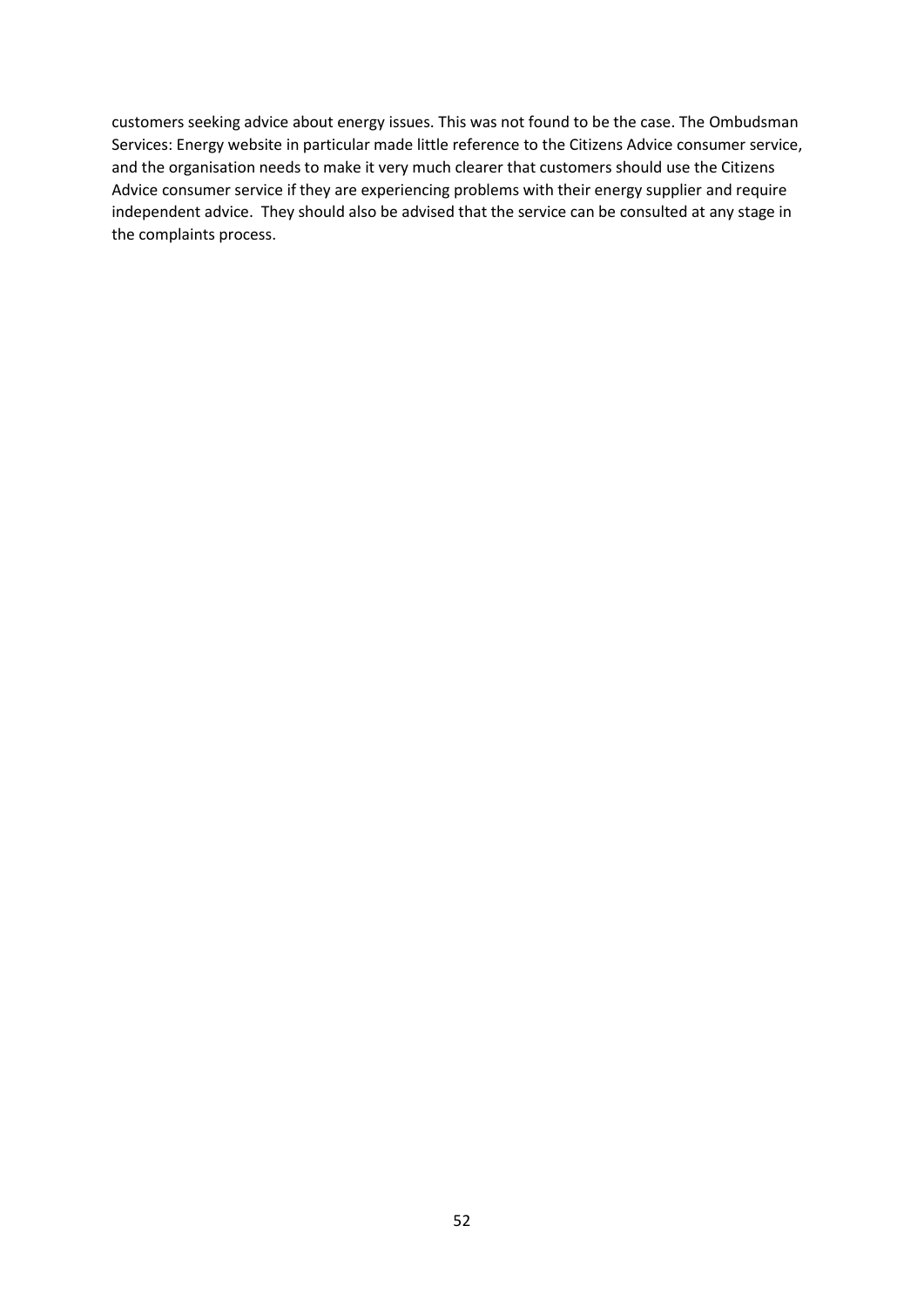customers seeking advice about energy issues. This was not found to be the case. The Ombudsman Services: Energy website in particular made little reference to the Citizens Advice consumer service, and the organisation needs to make it very much clearer that customers should use the Citizens Advice consumer service if they are experiencing problems with their energy supplier and require independent advice. They should also be advised that the service can be consulted at any stage in the complaints process.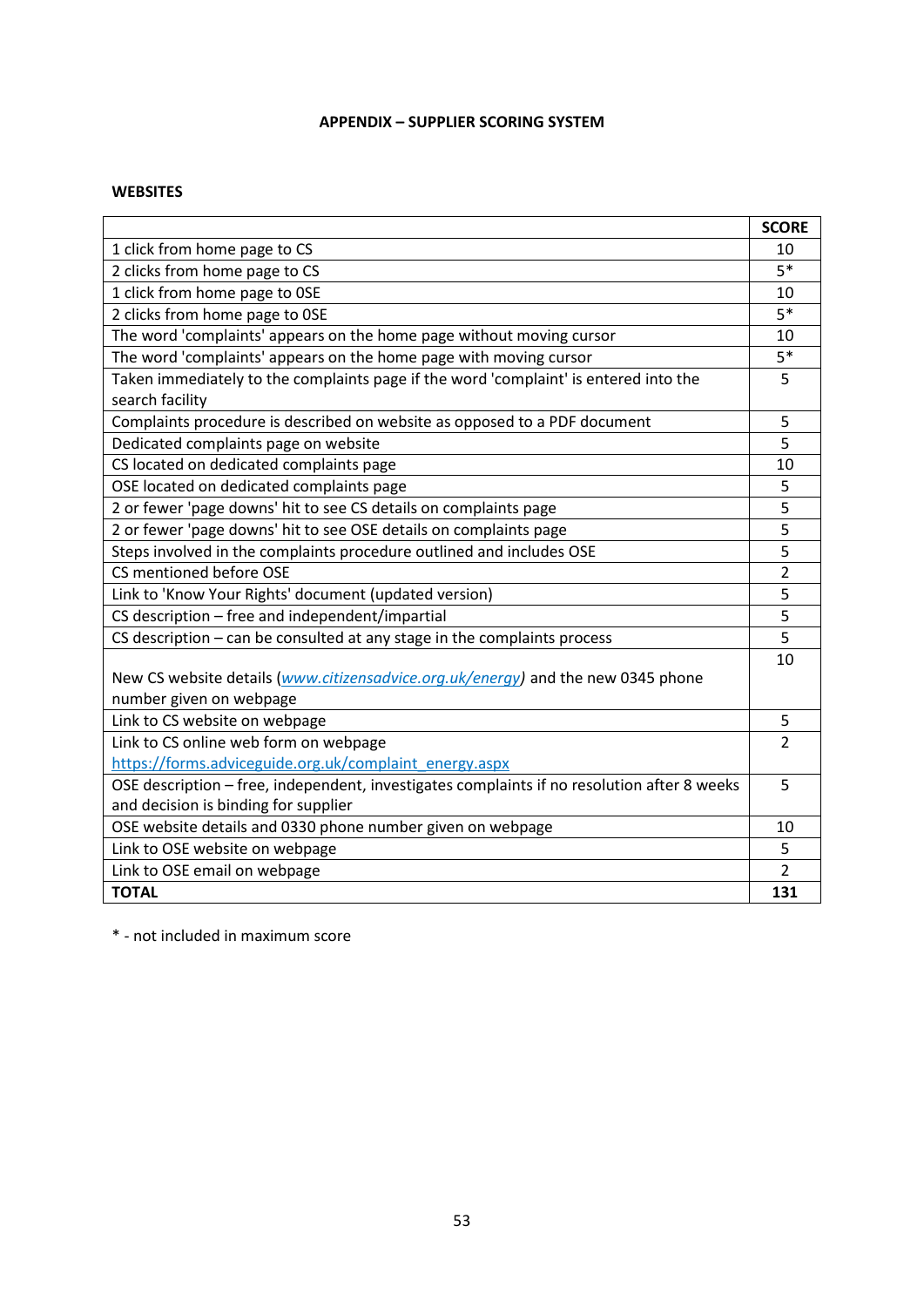# APPENDIX – SUPPLIER SCORING SYSTEM

## WEBSITES

| | SCORE |
|---|---|
| 1 click from home page to CS | 10 |
| 2 clicks from home page to CS | 5* |
| 1 click from home page to 0SE | 10 |
| 2 clicks from home page to 0SE | 5* |
| The word 'complaints' appears on the home page without moving cursor | 10 |
| The word 'complaints' appears on the home page with moving cursor | 5* |
| Taken immediately to the complaints page if the word 'complaint' is entered into the search facility | 5 |
| Complaints procedure is described on website as opposed to a PDF document | 5 |
| Dedicated complaints page on website | 5 |
| CS located on dedicated complaints page | 10 |
| OSE located on dedicated complaints page | 5 |
| 2 or fewer 'page downs' hit to see CS details on complaints page | 5 |
| 2 or fewer 'page downs' hit to see OSE details on complaints page | 5 |
| Steps involved in the complaints procedure outlined and includes OSE | 5 |
| CS mentioned before OSE | 2 |
| Link to 'Know Your Rights' document (updated version) | 5 |
| CS description – free and independent/impartial | 5 |
| CS description – can be consulted at any stage in the complaints process | 5 |
| New CS website details (*www.citizensadvice.org.uk/energy*) and the new 0345 phone number given on webpage | 10 |
| Link to CS website on webpage | 5 |
| Link to CS online web form on webpage https://forms.adviceguide.org.uk/complaint_energy.aspx | 2 |
| OSE description – free, independent, investigates complaints if no resolution after 8 weeks and decision is binding for supplier | 5 |
| OSE website details and 0330 phone number given on webpage | 10 |
| Link to OSE website on webpage | 5 |
| Link to OSE email on webpage | 2 |
| **TOTAL** | **131** |

\* - not included in maximum score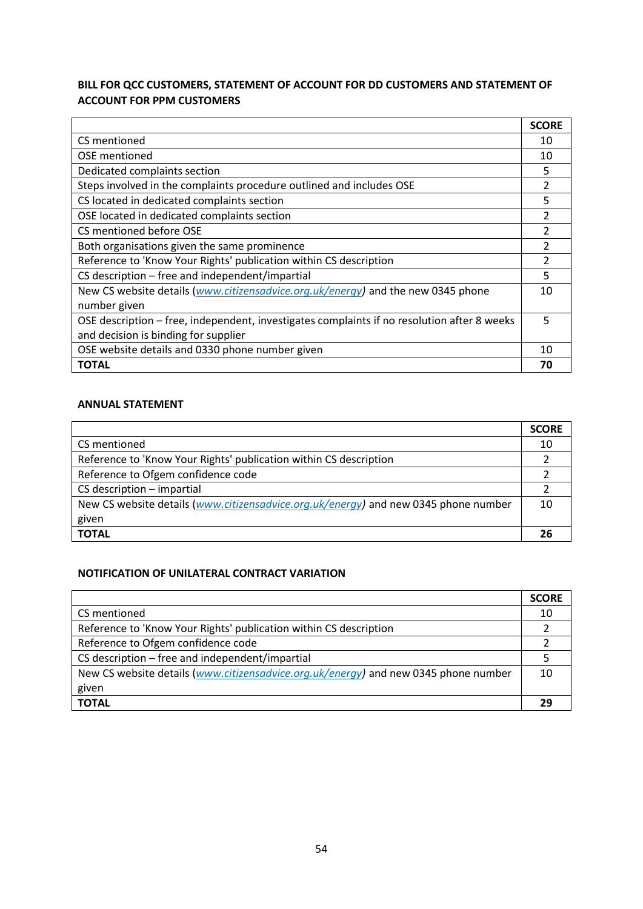**BILL FOR QCC CUSTOMERS, STATEMENT OF ACCOUNT FOR DD CUSTOMERS AND STATEMENT OF ACCOUNT FOR PPM CUSTOMERS**

| | SCORE |
|---|---|
| CS mentioned | 10 |
| OSE mentioned | 10 |
| Dedicated complaints section | 5 |
| Steps involved in the complaints procedure outlined and includes OSE | 2 |
| CS located in dedicated complaints section | 5 |
| OSE located in dedicated complaints section | 2 |
| CS mentioned before OSE | 2 |
| Both organisations given the same prominence | 2 |
| Reference to 'Know Your Rights' publication within CS description | 2 |
| CS description – free and independent/impartial | 5 |
| New CS website details (*www.citizensadvice.org.uk/energy*) and the new 0345 phone number given | 10 |
| OSE description – free, independent, investigates complaints if no resolution after 8 weeks and decision is binding for supplier | 5 |
| OSE website details and 0330 phone number given | 10 |
| **TOTAL** | **70** |

**ANNUAL STATEMENT**

| | SCORE |
|---|---|
| CS mentioned | 10 |
| Reference to 'Know Your Rights' publication within CS description | 2 |
| Reference to Ofgem confidence code | 2 |
| CS description – impartial | 2 |
| New CS website details (*www.citizensadvice.org.uk/energy*) and new 0345 phone number given | 10 |
| **TOTAL** | **26** |

**NOTIFICATION OF UNILATERAL CONTRACT VARIATION**

| | SCORE |
|---|---|
| CS mentioned | 10 |
| Reference to 'Know Your Rights' publication within CS description | 2 |
| Reference to Ofgem confidence code | 2 |
| CS description – free and independent/impartial | 5 |
| New CS website details (*www.citizensadvice.org.uk/energy*) and new 0345 phone number given | 10 |
| **TOTAL** | **29** |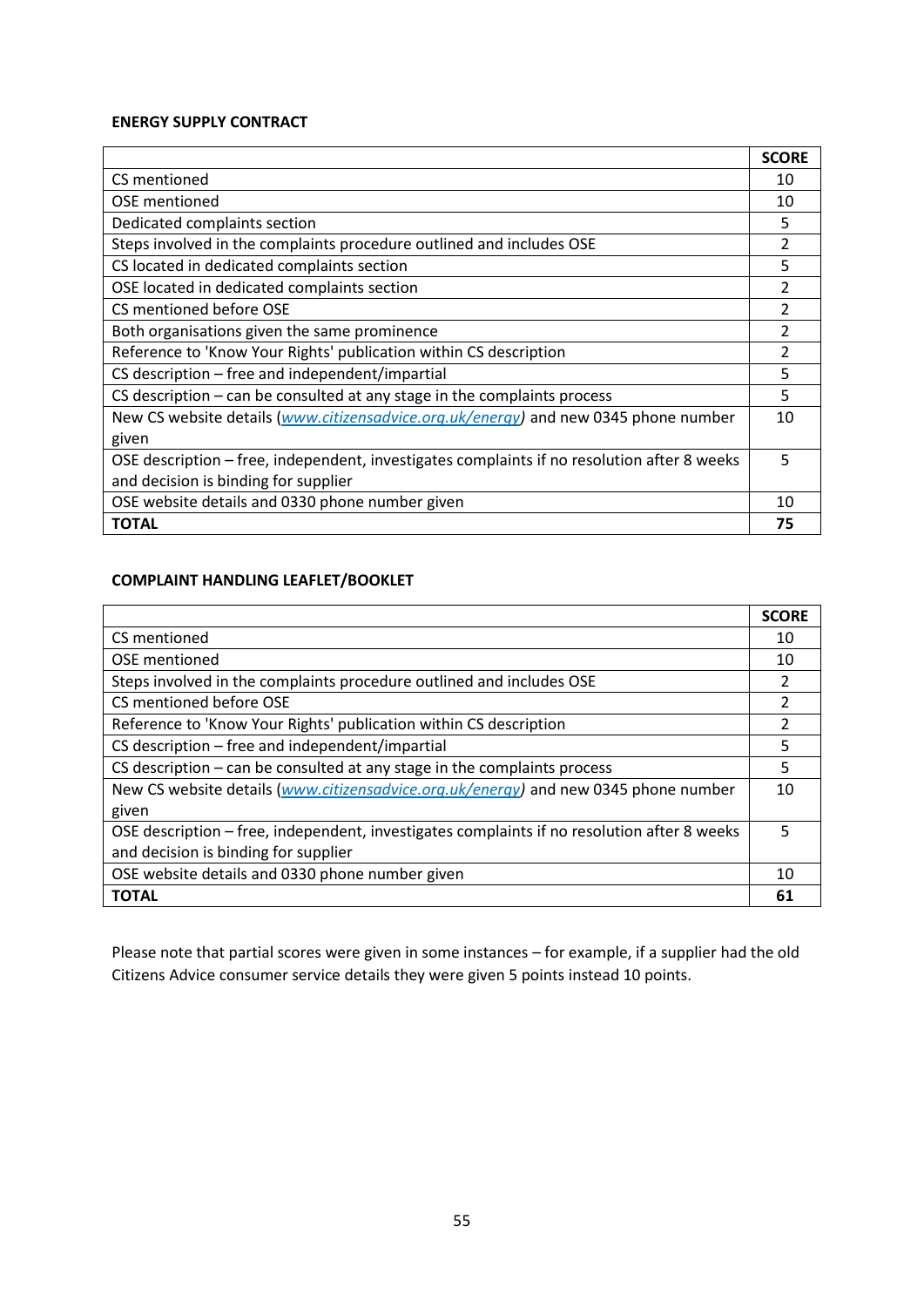**ENERGY SUPPLY CONTRACT**

| | SCORE |
|---|---|
| CS mentioned | 10 |
| OSE mentioned | 10 |
| Dedicated complaints section | 5 |
| Steps involved in the complaints procedure outlined and includes OSE | 2 |
| CS located in dedicated complaints section | 5 |
| OSE located in dedicated complaints section | 2 |
| CS mentioned before OSE | 2 |
| Both organisations given the same prominence | 2 |
| Reference to 'Know Your Rights' publication within CS description | 2 |
| CS description – free and independent/impartial | 5 |
| CS description – can be consulted at any stage in the complaints process | 5 |
| New CS website details (*www.citizensadvice.org.uk/energy*) and new 0345 phone number given | 10 |
| OSE description – free, independent, investigates complaints if no resolution after 8 weeks and decision is binding for supplier | 5 |
| OSE website details and 0330 phone number given | 10 |
| **TOTAL** | **75** |

**COMPLAINT HANDLING LEAFLET/BOOKLET**

| | SCORE |
|---|---|
| CS mentioned | 10 |
| OSE mentioned | 10 |
| Steps involved in the complaints procedure outlined and includes OSE | 2 |
| CS mentioned before OSE | 2 |
| Reference to 'Know Your Rights' publication within CS description | 2 |
| CS description – free and independent/impartial | 5 |
| CS description – can be consulted at any stage in the complaints process | 5 |
| New CS website details (*www.citizensadvice.org.uk/energy*) and new 0345 phone number given | 10 |
| OSE description – free, independent, investigates complaints if no resolution after 8 weeks and decision is binding for supplier | 5 |
| OSE website details and 0330 phone number given | 10 |
| **TOTAL** | **61** |

Please note that partial scores were given in some instances – for example, if a supplier had the old Citizens Advice consumer service details they were given 5 points instead 10 points.